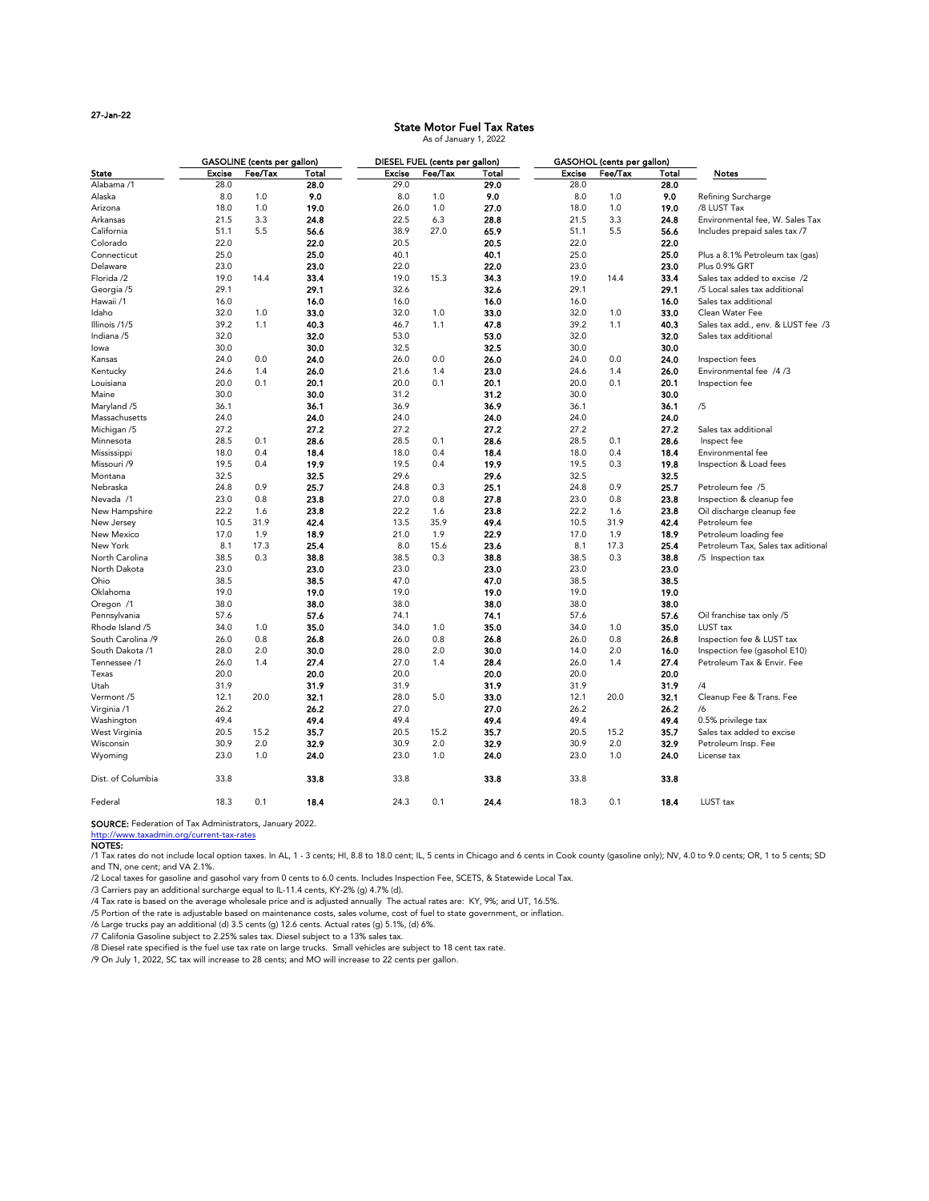27-Jan-22

# State Motor Fuel Tax Rates

As of January 1, 2022

| | GASOLINE (cents per gallon) | | | DIESEL FUEL (cents per gallon) | | | GASOHOL (cents per gallon) | | | |
|---|---|---|---|---|---|---|---|---|---|---|
| **State** | **Excise** | **Fee/Tax** | **Total** | **Excise** | **Fee/Tax** | **Total** | **Excise** | **Fee/Tax** | **Total** | **Notes** |
| Alabama /1 | 28.0 | | **28.0** | 29.0 | | **29.0** | 28.0 | | **28.0** | |
| Alaska | 8.0 | 1.0 | **9.0** | 8.0 | 1.0 | **9.0** | 8.0 | 1.0 | **9.0** | Refining Surcharge |
| Arizona | 18.0 | 1.0 | **19.0** | 26.0 | 1.0 | **27.0** | 18.0 | 1.0 | **19.0** | /8 LUST Tax |
| Arkansas | 21.5 | 3.3 | **24.8** | 22.5 | 6.3 | **28.8** | 21.5 | 3.3 | **24.8** | Environmental fee, W. Sales Tax |
| California | 51.1 | 5.5 | **56.6** | 38.9 | 27.0 | **65.9** | 51.1 | 5.5 | **56.6** | Includes prepaid sales tax /7 |
| Colorado | 22.0 | | **22.0** | 20.5 | | **20.5** | 22.0 | | **22.0** | |
| Connecticut | 25.0 | | **25.0** | 40.1 | | **40.1** | 25.0 | | **25.0** | Plus a 8.1% Petroleum tax (gas) |
| Delaware | 23.0 | | **23.0** | 22.0 | | **22.0** | 23.0 | | **23.0** | Plus 0.9% GRT |
| Florida /2 | 19.0 | 14.4 | **33.4** | 19.0 | 15.3 | **34.3** | 19.0 | 14.4 | **33.4** | Sales tax added to excise /2 |
| Georgia /5 | 29.1 | | **29.1** | 32.6 | | **32.6** | 29.1 | | **29.1** | /5 Local sales tax additional |
| Hawaii /1 | 16.0 | | **16.0** | 16.0 | | **16.0** | 16.0 | | **16.0** | Sales tax additional |
| Idaho | 32.0 | 1.0 | **33.0** | 32.0 | 1.0 | **33.0** | 32.0 | 1.0 | **33.0** | Clean Water Fee |
| Illinois /1/5 | 39.2 | 1.1 | **40.3** | 46.7 | 1.1 | **47.8** | 39.2 | 1.1 | **40.3** | Sales tax add., env. & LUST fee /3 |
| Indiana /5 | 32.0 | | **32.0** | 53.0 | | **53.0** | 32.0 | | **32.0** | Sales tax additional |
| Iowa | 30.0 | | **30.0** | 32.5 | | **32.5** | 30.0 | | **30.0** | |
| Kansas | 24.0 | 0.0 | **24.0** | 26.0 | 0.0 | **26.0** | 24.0 | 0.0 | **24.0** | Inspection fees |
| Kentucky | 24.6 | 1.4 | **26.0** | 21.6 | 1.4 | **23.0** | 24.6 | 1.4 | **26.0** | Environmental fee /4 /3 |
| Louisiana | 20.0 | 0.1 | **20.1** | 20.0 | 0.1 | **20.1** | 20.0 | 0.1 | **20.1** | Inspection fee |
| Maine | 30.0 | | **30.0** | 31.2 | | **31.2** | 30.0 | | **30.0** | |
| Maryland /5 | 36.1 | | **36.1** | 36.9 | | **36.9** | 36.1 | | **36.1** | /5 |
| Massachusetts | 24.0 | | **24.0** | 24.0 | | **24.0** | 24.0 | | **24.0** | |
| Michigan /5 | 27.2 | | **27.2** | 27.2 | | **27.2** | 27.2 | | **27.2** | Sales tax additional |
| Minnesota | 28.5 | 0.1 | **28.6** | 28.5 | 0.1 | **28.6** | 28.5 | 0.1 | **28.6** | Inspect fee |
| Mississippi | 18.0 | 0.4 | **18.4** | 18.0 | 0.4 | **18.4** | 18.0 | 0.4 | **18.4** | Environmental fee |
| Missouri /9 | 19.5 | 0.4 | **19.9** | 19.5 | 0.4 | **19.9** | 19.5 | 0.3 | **19.8** | Inspection & Load fees |
| Montana | 32.5 | | **32.5** | 29.6 | | **29.6** | 32.5 | | **32.5** | |
| Nebraska | 24.8 | 0.9 | **25.7** | 24.8 | 0.3 | **25.1** | 24.8 | 0.9 | **25.7** | Petroleum fee /5 |
| Nevada /1 | 23.0 | 0.8 | **23.8** | 27.0 | 0.8 | **27.8** | 23.0 | 0.8 | **23.8** | Inspection & cleanup fee |
| New Hampshire | 22.2 | 1.6 | **23.8** | 22.2 | 1.6 | **23.8** | 22.2 | 1.6 | **23.8** | Oil discharge cleanup fee |
| New Jersey | 10.5 | 31.9 | **42.4** | 13.5 | 35.9 | **49.4** | 10.5 | 31.9 | **42.4** | Petroleum fee |
| New Mexico | 17.0 | 1.9 | **18.9** | 21.0 | 1.9 | **22.9** | 17.0 | 1.9 | **18.9** | Petroleum loading fee |
| New York | 8.1 | 17.3 | **25.4** | 8.0 | 15.6 | **23.6** | 8.1 | 17.3 | **25.4** | Petroleum Tax, Sales tax aditional |
| North Carolina | 38.5 | 0.3 | **38.8** | 38.5 | 0.3 | **38.8** | 38.5 | 0.3 | **38.8** | /5 Inspection tax |
| North Dakota | 23.0 | | **23.0** | 23.0 | | **23.0** | 23.0 | | **23.0** | |
| Ohio | 38.5 | | **38.5** | 47.0 | | **47.0** | 38.5 | | **38.5** | |
| Oklahoma | 19.0 | | **19.0** | 19.0 | | **19.0** | 19.0 | | **19.0** | |
| Oregon /1 | 38.0 | | **38.0** | 38.0 | | **38.0** | 38.0 | | **38.0** | |
| Pennsylvania | 57.6 | | **57.6** | 74.1 | | **74.1** | 57.6 | | **57.6** | Oil franchise tax only /5 |
| Rhode Island /5 | 34.0 | 1.0 | **35.0** | 34.0 | 1.0 | **35.0** | 34.0 | 1.0 | **35.0** | LUST tax |
| South Carolina /9 | 26.0 | 0.8 | **26.8** | 26.0 | 0.8 | **26.8** | 26.0 | 0.8 | **26.8** | Inspection fee & LUST tax |
| South Dakota /1 | 28.0 | 2.0 | **30.0** | 28.0 | 2.0 | **30.0** | 14.0 | 2.0 | **16.0** | Inspection fee (gasohol E10) |
| Tennessee /1 | 26.0 | 1.4 | **27.4** | 27.0 | 1.4 | **28.4** | 26.0 | 1.4 | **27.4** | Petroleum Tax & Envir. Fee |
| Texas | 20.0 | | **20.0** | 20.0 | | **20.0** | 20.0 | | **20.0** | |
| Utah | 31.9 | | **31.9** | 31.9 | | **31.9** | 31.9 | | **31.9** | /4 |
| Vermont /5 | 12.1 | 20.0 | **32.1** | 28.0 | 5.0 | **33.0** | 12.1 | 20.0 | **32.1** | Cleanup Fee & Trans. Fee |
| Virginia /1 | 26.2 | | **26.2** | 27.0 | | **27.0** | 26.2 | | **26.2** | /6 |
| Washington | 49.4 | | **49.4** | 49.4 | | **49.4** | 49.4 | | **49.4** | 0.5% privilege tax |
| West Virginia | 20.5 | 15.2 | **35.7** | 20.5 | 15.2 | **35.7** | 20.5 | 15.2 | **35.7** | Sales tax added to excise |
| Wisconsin | 30.9 | 2.0 | **32.9** | 30.9 | 2.0 | **32.9** | 30.9 | 2.0 | **32.9** | Petroleum Insp. Fee |
| Wyoming | 23.0 | 1.0 | **24.0** | 23.0 | 1.0 | **24.0** | 23.0 | 1.0 | **24.0** | License tax |
| Dist. of Columbia | 33.8 | | **33.8** | 33.8 | | **33.8** | 33.8 | | **33.8** | |
| Federal | 18.3 | 0.1 | **18.4** | 24.3 | 0.1 | **24.4** | 18.3 | 0.1 | **18.4** | LUST tax |

**SOURCE:** Federation of Tax Administrators, January 2022.
http://www.taxadmin.org/current-tax-rates

**NOTES:**

/1 Tax rates do not include local option taxes. In AL, 1 - 3 cents; HI, 8.8 to 18.0 cent; IL, 5 cents in Chicago and 6 cents in Cook county (gasoline only); NV, 4.0 to 9.0 cents; OR, 1 to 5 cents; SD and TN, one cent; and VA 2.1%.

/2 Local taxes for gasoline and gasohol vary from 0 cents to 6.0 cents. Includes Inspection Fee, SCETS, & Statewide Local Tax.

/3 Carriers pay an additional surcharge equal to IL-11.4 cents, KY-2% (g) 4.7% (d).

/4 Tax rate is based on the average wholesale price and is adjusted annually The actual rates are: KY, 9%; and UT, 16.5%.

/5 Portion of the rate is adjustable based on maintenance costs, sales volume, cost of fuel to state government, or inflation.

/6 Large trucks pay an additional (d) 3.5 cents (g) 12.6 cents. Actual rates (g) 5.1%, (d) 6%.

/7 Califonia Gasoline subject to 2.25% sales tax. Diesel subject to a 13% sales tax.

/8 Diesel rate specified is the fuel use tax rate on large trucks. Small vehicles are subject to 18 cent tax rate.

/9 On July 1, 2022, SC tax will increase to 28 cents; and MO will increase to 22 cents per gallon.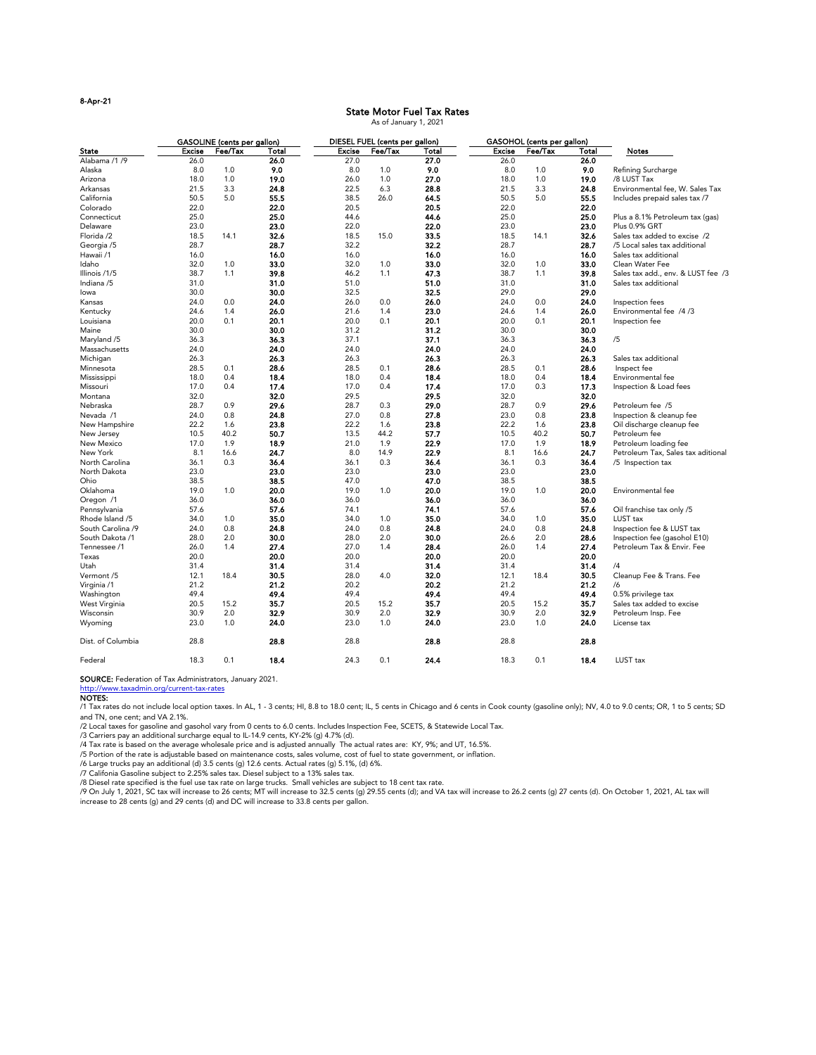8-Apr-21

# State Motor Fuel Tax Rates

As of January 1, 2021

| State | GASOLINE (cents per gallon) | | | DIESEL FUEL (cents per gallon) | | | GASOHOL (cents per gallon) | | | Notes |
|---|---|---|---|---|---|---|---|---|---|---|
| | Excise | Fee/Tax | Total | Excise | Fee/Tax | Total | Excise | Fee/Tax | Total | |
| Alabama /1 /9 | 26.0 | | **26.0** | 27.0 | | **27.0** | 26.0 | | **26.0** | |
| Alaska | 8.0 | 1.0 | **9.0** | 8.0 | 1.0 | **9.0** | 8.0 | 1.0 | **9.0** | Refining Surcharge |
| Arizona | 18.0 | 1.0 | **19.0** | 26.0 | 1.0 | **27.0** | 18.0 | 1.0 | **19.0** | /8 LUST Tax |
| Arkansas | 21.5 | 3.3 | **24.8** | 22.5 | 6.3 | **28.8** | 21.5 | 3.3 | **24.8** | Environmental fee, W. Sales Tax |
| California | 50.5 | 5.0 | **55.5** | 38.5 | 26.0 | **64.5** | 50.5 | 5.0 | **55.5** | Includes prepaid sales tax /7 |
| Colorado | 22.0 | | **22.0** | 20.5 | | **20.5** | 22.0 | | **22.0** | |
| Connecticut | 25.0 | | **25.0** | 44.6 | | **44.6** | 25.0 | | **25.0** | Plus a 8.1% Petroleum tax (gas) |
| Delaware | 23.0 | | **23.0** | 22.0 | | **22.0** | 23.0 | | **23.0** | Plus 0.9% GRT |
| Florida /2 | 18.5 | 14.1 | **32.6** | 18.5 | 15.0 | **33.5** | 18.5 | 14.1 | **32.6** | Sales tax added to excise /2 |
| Georgia /5 | 28.7 | | **28.7** | 32.2 | | **32.2** | 28.7 | | **28.7** | /5 Local sales tax additional |
| Hawaii /1 | 16.0 | | **16.0** | 16.0 | | **16.0** | 16.0 | | **16.0** | Sales tax additional |
| Idaho | 32.0 | 1.0 | **33.0** | 32.0 | 1.0 | **33.0** | 32.0 | 1.0 | **33.0** | Clean Water Fee |
| Illinois /1/5 | 38.7 | 1.1 | **39.8** | 46.2 | 1.1 | **47.3** | 38.7 | 1.1 | **39.8** | Sales tax add., env. & LUST fee /3 |
| Indiana /5 | 31.0 | | **31.0** | 51.0 | | **51.0** | 31.0 | | **31.0** | Sales tax additional |
| Iowa | 30.0 | | **30.0** | 32.5 | | **32.5** | 29.0 | | **29.0** | |
| Kansas | 24.0 | 0.0 | **24.0** | 26.0 | 0.0 | **26.0** | 24.0 | 0.0 | **24.0** | Inspection fees |
| Kentucky | 24.6 | 1.4 | **26.0** | 21.6 | 1.4 | **23.0** | 24.6 | 1.4 | **26.0** | Environmental fee /4 /3 |
| Louisiana | 20.0 | 0.1 | **20.1** | 20.0 | 0.1 | **20.1** | 20.0 | 0.1 | **20.1** | Inspection fee |
| Maine | 30.0 | | **30.0** | 31.2 | | **31.2** | 30.0 | | **30.0** | |
| Maryland /5 | 36.3 | | **36.3** | 37.1 | | **37.1** | 36.3 | | **36.3** | /5 |
| Massachusetts | 24.0 | | **24.0** | 24.0 | | **24.0** | 24.0 | | **24.0** | |
| Michigan | 26.3 | | **26.3** | 26.3 | | **26.3** | 26.3 | | **26.3** | Sales tax additional |
| Minnesota | 28.5 | 0.1 | **28.6** | 28.5 | 0.1 | **28.6** | 28.5 | 0.1 | **28.6** | Inspect fee |
| Mississippi | 18.0 | 0.4 | **18.4** | 18.0 | 0.4 | **18.4** | 18.0 | 0.4 | **18.4** | Environmental fee |
| Missouri | 17.0 | 0.4 | **17.4** | 17.0 | 0.4 | **17.4** | 17.0 | 0.3 | **17.3** | Inspection & Load fees |
| Montana | 32.0 | | **32.0** | 29.5 | | **29.5** | 32.0 | | **32.0** | |
| Nebraska | 28.7 | 0.9 | **29.6** | 28.7 | 0.3 | **29.0** | 28.7 | 0.9 | **29.6** | Petroleum fee /5 |
| Nevada /1 | 24.0 | 0.8 | **24.8** | 27.0 | 0.8 | **27.8** | 23.0 | 0.8 | **23.8** | Inspection & cleanup fee |
| New Hampshire | 22.2 | 1.6 | **23.8** | 22.2 | 1.6 | **23.8** | 22.2 | 1.6 | **23.8** | Oil discharge cleanup fee |
| New Jersey | 10.5 | 40.2 | **50.7** | 13.5 | 44.2 | **57.7** | 10.5 | 40.2 | **50.7** | Petroleum fee |
| New Mexico | 17.0 | 1.9 | **18.9** | 21.0 | 1.9 | **22.9** | 17.0 | 1.9 | **18.9** | Petroleum loading fee |
| New York | 8.1 | 16.6 | **24.7** | 8.0 | 14.9 | **22.9** | 8.1 | 16.6 | **24.7** | Petroleum Tax, Sales tax aditional |
| North Carolina | 36.1 | 0.3 | **36.4** | 36.1 | 0.3 | **36.4** | 36.1 | 0.3 | **36.4** | /5 Inspection tax |
| North Dakota | 23.0 | | **23.0** | 23.0 | | **23.0** | 23.0 | | **23.0** | |
| Ohio | 38.5 | | **38.5** | 47.0 | | **47.0** | 38.5 | | **38.5** | |
| Oklahoma | 19.0 | 1.0 | **20.0** | 19.0 | 1.0 | **20.0** | 19.0 | 1.0 | **20.0** | Environmental fee |
| Oregon /1 | 36.0 | | **36.0** | 36.0 | | **36.0** | 36.0 | | **36.0** | |
| Pennsylvania | 57.6 | | **57.6** | 74.1 | | **74.1** | 57.6 | | **57.6** | Oil franchise tax only /5 |
| Rhode Island /5 | 34.0 | 1.0 | **35.0** | 34.0 | 1.0 | **35.0** | 34.0 | 1.0 | **35.0** | LUST tax |
| South Carolina /9 | 24.0 | 0.8 | **24.8** | 24.0 | 0.8 | **24.8** | 24.0 | 0.8 | **24.8** | Inspection fee & LUST tax |
| South Dakota /1 | 28.0 | 2.0 | **30.0** | 28.0 | 2.0 | **30.0** | 26.6 | 2.0 | **28.6** | Inspection fee (gasohol E10) |
| Tennessee /1 | 26.0 | 1.4 | **27.4** | 27.0 | 1.4 | **28.4** | 26.0 | 1.4 | **27.4** | Petroleum Tax & Envir. Fee |
| Texas | 20.0 | | **20.0** | 20.0 | | **20.0** | 20.0 | | **20.0** | |
| Utah | 31.4 | | **31.4** | 31.4 | | **31.4** | 31.4 | | **31.4** | /4 |
| Vermont /5 | 12.1 | 18.4 | **30.5** | 28.0 | 4.0 | **32.0** | 12.1 | 18.4 | **30.5** | Cleanup Fee & Trans. Fee |
| Virginia /1 | 21.2 | | **21.2** | 20.2 | | **20.2** | 21.2 | | **21.2** | /6 |
| Washington | 49.4 | | **49.4** | 49.4 | | **49.4** | 49.4 | | **49.4** | 0.5% privilege tax |
| West Virginia | 20.5 | 15.2 | **35.7** | 20.5 | 15.2 | **35.7** | 20.5 | 15.2 | **35.7** | Sales tax added to excise |
| Wisconsin | 30.9 | 2.0 | **32.9** | 30.9 | 2.0 | **32.9** | 30.9 | 2.0 | **32.9** | Petroleum Insp. Fee |
| Wyoming | 23.0 | 1.0 | **24.0** | 23.0 | 1.0 | **24.0** | 23.0 | 1.0 | **24.0** | License tax |
| Dist. of Columbia | 28.8 | | **28.8** | 28.8 | | **28.8** | 28.8 | | **28.8** | |
| Federal | 18.3 | 0.1 | **18.4** | 24.3 | 0.1 | **24.4** | 18.3 | 0.1 | **18.4** | LUST tax |

**SOURCE:** Federation of Tax Administrators, January 2021.
http://www.taxadmin.org/current-tax-rates

**NOTES:**

/1 Tax rates do not include local option taxes. In AL, 1 - 3 cents; HI, 8.8 to 18.0 cent; IL, 5 cents in Chicago and 6 cents in Cook county (gasoline only); NV, 4.0 to 9.0 cents; OR, 1 to 5 cents; SD and TN, one cent; and VA 2.1%.

/2 Local taxes for gasoline and gasohol vary from 0 cents to 6.0 cents. Includes Inspection Fee, SCETS, & Statewide Local Tax.

/3 Carriers pay an additional surcharge equal to IL-14.9 cents, KY-2% (g) 4.7% (d).

/4 Tax rate is based on the average wholesale price and is adjusted annually The actual rates are: KY, 9%; and UT, 16.5%.

/5 Portion of the rate is adjustable based on maintenance costs, sales volume, cost of fuel to state government, or inflation.

/6 Large trucks pay an additional (d) 3.5 cents (g) 12.6 cents. Actual rates (g) 5.1%, (d) 6%.

/7 Califonia Gasoline subject to 2.25% sales tax. Diesel subject to a 13% sales tax.

/8 Diesel rate specified is the fuel use tax rate on large trucks. Small vehicles are subject to 18 cent tax rate.

/9 On July 1, 2021, SC tax will increase to 26 cents; MT will increase to 32.5 cents (g) 29.55 cents (d); and VA tax will increase to 26.2 cents (g) 27 cents (d). On October 1, 2021, AL tax will increase to 28 cents (g) and 29 cents (d) and DC will increase to 33.8 cents per gallon.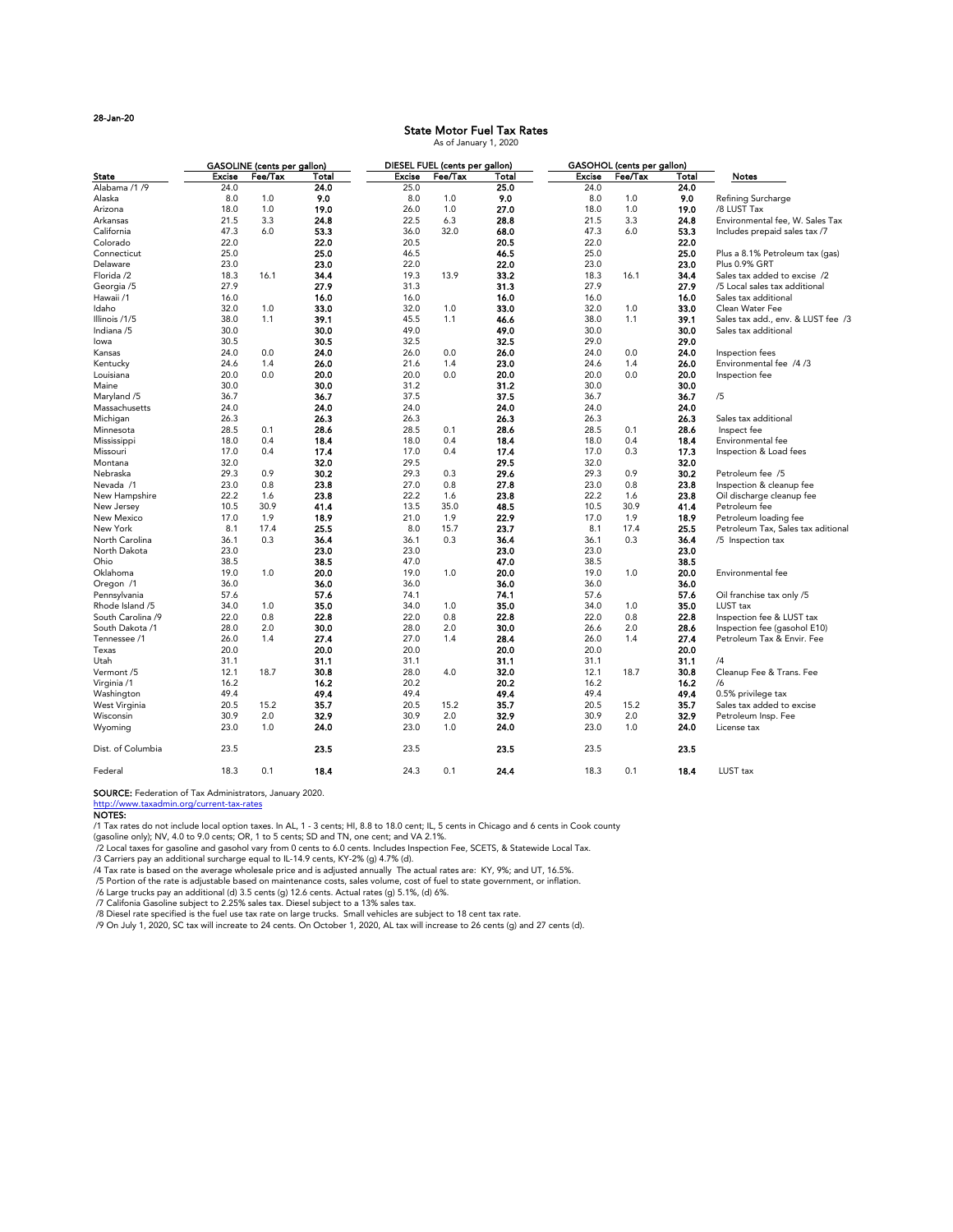28-Jan-20

## State Motor Fuel Tax Rates

As of January 1, 2020

| State | GASOLINE (cents per gallon) | | | DIESEL FUEL (cents per gallon) | | | GASOHOL (cents per gallon) | | | Notes |
|---|---|---|---|---|---|---|---|---|---|---|
| | Excise | Fee/Tax | Total | Excise | Fee/Tax | Total | Excise | Fee/Tax | Total | |
| Alabama /1 /9 | 24.0 | | **24.0** | 25.0 | | **25.0** | 24.0 | | **24.0** | |
| Alaska | 8.0 | 1.0 | **9.0** | 8.0 | 1.0 | **9.0** | 8.0 | 1.0 | **9.0** | Refining Surcharge |
| Arizona | 18.0 | 1.0 | **19.0** | 26.0 | 1.0 | **27.0** | 18.0 | 1.0 | **19.0** | /8 LUST Tax |
| Arkansas | 21.5 | 3.3 | **24.8** | 22.5 | 6.3 | **28.8** | 21.5 | 3.3 | **24.8** | Environmental fee, W. Sales Tax |
| California | 47.3 | 6.0 | **53.3** | 36.0 | 32.0 | **68.0** | 47.3 | 6.0 | **53.3** | Includes prepaid sales tax /7 |
| Colorado | 22.0 | | **22.0** | 20.5 | | **20.5** | 22.0 | | **22.0** | |
| Connecticut | 25.0 | | **25.0** | 46.5 | | **46.5** | 25.0 | | **25.0** | Plus a 8.1% Petroleum tax (gas) |
| Delaware | 23.0 | | **23.0** | 22.0 | | **22.0** | 23.0 | | **23.0** | Plus 0.9% GRT |
| Florida /2 | 18.3 | 16.1 | **34.4** | 19.3 | 13.9 | **33.2** | 18.3 | 16.1 | **34.4** | Sales tax added to excise /2 |
| Georgia /5 | 27.9 | | **27.9** | 31.3 | | **31.3** | 27.9 | | **27.9** | /5 Local sales tax additional |
| Hawaii /1 | 16.0 | | **16.0** | 16.0 | | **16.0** | 16.0 | | **16.0** | Sales tax additional |
| Idaho | 32.0 | 1.0 | **33.0** | 32.0 | 1.0 | **33.0** | 32.0 | 1.0 | **33.0** | Clean Water Fee |
| Illinois /1/5 | 38.0 | 1.1 | **39.1** | 45.5 | 1.1 | **46.6** | 38.0 | 1.1 | **39.1** | Sales tax add., env. & LUST fee /3 |
| Indiana /5 | 30.0 | | **30.0** | 49.0 | | **49.0** | 30.0 | | **30.0** | Sales tax additional |
| Iowa | 30.5 | | **30.5** | 32.5 | | **32.5** | 29.0 | | **29.0** | |
| Kansas | 24.0 | 0.0 | **24.0** | 26.0 | 0.0 | **26.0** | 24.0 | 0.0 | **24.0** | Inspection fees |
| Kentucky | 24.6 | 1.4 | **26.0** | 21.6 | 1.4 | **23.0** | 24.6 | 1.4 | **26.0** | Environmental fee /4 /3 |
| Louisiana | 20.0 | 0.0 | **20.0** | 20.0 | 0.0 | **20.0** | 20.0 | 0.0 | **20.0** | Inspection fee |
| Maine | 30.0 | | **30.0** | 31.2 | | **31.2** | 30.0 | | **30.0** | |
| Maryland /5 | 36.7 | | **36.7** | 37.5 | | **37.5** | 36.7 | | **36.7** | /5 |
| Massachusetts | 24.0 | | **24.0** | 24.0 | | **24.0** | 24.0 | | **24.0** | |
| Michigan | 26.3 | | **26.3** | 26.3 | | **26.3** | 26.3 | | **26.3** | Sales tax additional |
| Minnesota | 28.5 | 0.1 | **28.6** | 28.5 | 0.1 | **28.6** | 28.5 | 0.1 | **28.6** | Inspect fee |
| Mississippi | 18.0 | 0.4 | **18.4** | 18.0 | 0.4 | **18.4** | 18.0 | 0.4 | **18.4** | Environmental fee |
| Missouri | 17.0 | 0.4 | **17.4** | 17.0 | 0.4 | **17.4** | 17.0 | 0.3 | **17.3** | Inspection & Load fees |
| Montana | 32.0 | | **32.0** | 29.5 | | **29.5** | 32.0 | | **32.0** | |
| Nebraska | 29.3 | 0.9 | **30.2** | 29.3 | 0.3 | **29.6** | 29.3 | 0.9 | **30.2** | Petroleum fee /5 |
| Nevada /1 | 23.0 | 0.8 | **23.8** | 27.0 | 0.8 | **27.8** | 23.0 | 0.8 | **23.8** | Inspection & cleanup fee |
| New Hampshire | 22.2 | 1.6 | **23.8** | 22.2 | 1.6 | **23.8** | 22.2 | 1.6 | **23.8** | Oil discharge cleanup fee |
| New Jersey | 10.5 | 30.9 | **41.4** | 13.5 | 35.0 | **48.5** | 10.5 | 30.9 | **41.4** | Petroleum fee |
| New Mexico | 17.0 | 1.9 | **18.9** | 21.0 | 1.9 | **22.9** | 17.0 | 1.9 | **18.9** | Petroleum loading fee |
| New York | 8.1 | 17.4 | **25.5** | 8.0 | 15.7 | **23.7** | 8.1 | 17.4 | **25.5** | Petroleum Tax, Sales tax aditional |
| North Carolina | 36.1 | 0.3 | **36.4** | 36.1 | 0.3 | **36.4** | 36.1 | 0.3 | **36.4** | /5 Inspection tax |
| North Dakota | 23.0 | | **23.0** | 23.0 | | **23.0** | 23.0 | | **23.0** | |
| Ohio | 38.5 | | **38.5** | 47.0 | | **47.0** | 38.5 | | **38.5** | |
| Oklahoma | 19.0 | 1.0 | **20.0** | 19.0 | 1.0 | **20.0** | 19.0 | 1.0 | **20.0** | Environmental fee |
| Oregon /1 | 36.0 | | **36.0** | 36.0 | | **36.0** | 36.0 | | **36.0** | |
| Pennsylvania | 57.6 | | **57.6** | 74.1 | | **74.1** | 57.6 | | **57.6** | Oil franchise tax only /5 |
| Rhode Island /5 | 34.0 | 1.0 | **35.0** | 34.0 | 1.0 | **35.0** | 34.0 | 1.0 | **35.0** | LUST tax |
| South Carolina /9 | 22.0 | 0.8 | **22.8** | 22.0 | 0.8 | **22.8** | 22.0 | 0.8 | **22.8** | Inspection fee & LUST tax |
| South Dakota /1 | 28.0 | 2.0 | **30.0** | 28.0 | 2.0 | **30.0** | 26.6 | 2.0 | **28.6** | Inspection fee (gasohol E10) |
| Tennessee /1 | 26.0 | 1.4 | **27.4** | 27.0 | 1.4 | **28.4** | 26.0 | 1.4 | **27.4** | Petroleum Tax & Envir. Fee |
| Texas | 20.0 | | **20.0** | 20.0 | | **20.0** | 20.0 | | **20.0** | |
| Utah | 31.1 | | **31.1** | 31.1 | | **31.1** | 31.1 | | **31.1** | /4 |
| Vermont /5 | 12.1 | 18.7 | **30.8** | 28.0 | 4.0 | **32.0** | 12.1 | 18.7 | **30.8** | Cleanup Fee & Trans. Fee |
| Virginia /1 | 16.2 | | **16.2** | 20.2 | | **20.2** | 16.2 | | **16.2** | /6 |
| Washington | 49.4 | | **49.4** | 49.4 | | **49.4** | 49.4 | | **49.4** | 0.5% privilege tax |
| West Virginia | 20.5 | 15.2 | **35.7** | 20.5 | 15.2 | **35.7** | 20.5 | 15.2 | **35.7** | Sales tax added to excise |
| Wisconsin | 30.9 | 2.0 | **32.9** | 30.9 | 2.0 | **32.9** | 30.9 | 2.0 | **32.9** | Petroleum Insp. Fee |
| Wyoming | 23.0 | 1.0 | **24.0** | 23.0 | 1.0 | **24.0** | 23.0 | 1.0 | **24.0** | License tax |
| Dist. of Columbia | 23.5 | | **23.5** | 23.5 | | **23.5** | 23.5 | | **23.5** | |
| Federal | 18.3 | 0.1 | **18.4** | 24.3 | 0.1 | **24.4** | 18.3 | 0.1 | **18.4** | LUST tax |

**SOURCE:** Federation of Tax Administrators, January 2020.
http://www.taxadmin.org/current-tax-rates

**NOTES:**

/1 Tax rates do not include local option taxes. In AL, 1 - 3 cents; HI, 8.8 to 18.0 cent; IL, 5 cents in Chicago and 6 cents in Cook county (gasoline only); NV, 4.0 to 9.0 cents; OR, 1 to 5 cents; SD and TN, one cent; and VA 2.1%.

/2 Local taxes for gasoline and gasohol vary from 0 cents to 6.0 cents. Includes Inspection Fee, SCETS, & Statewide Local Tax.

/3 Carriers pay an additional surcharge equal to IL-14.9 cents, KY-2% (g) 4.7% (d).

/4 Tax rate is based on the average wholesale price and is adjusted annually The actual rates are: KY, 9%; and UT, 16.5%.

/5 Portion of the rate is adjustable based on maintenance costs, sales volume, cost of fuel to state government, or inflation.

/6 Large trucks pay an additional (d) 3.5 cents (g) 12.6 cents. Actual rates (g) 5.1%, (d) 6%.

/7 Califonia Gasoline subject to 2.25% sales tax. Diesel subject to a 13% sales tax.

/8 Diesel rate specified is the fuel use tax rate on large trucks. Small vehicles are subject to 18 cent tax rate.

/9 On July 1, 2020, SC tax will increate to 24 cents. On October 1, 2020, AL tax will increase to 26 cents (g) and 27 cents (d).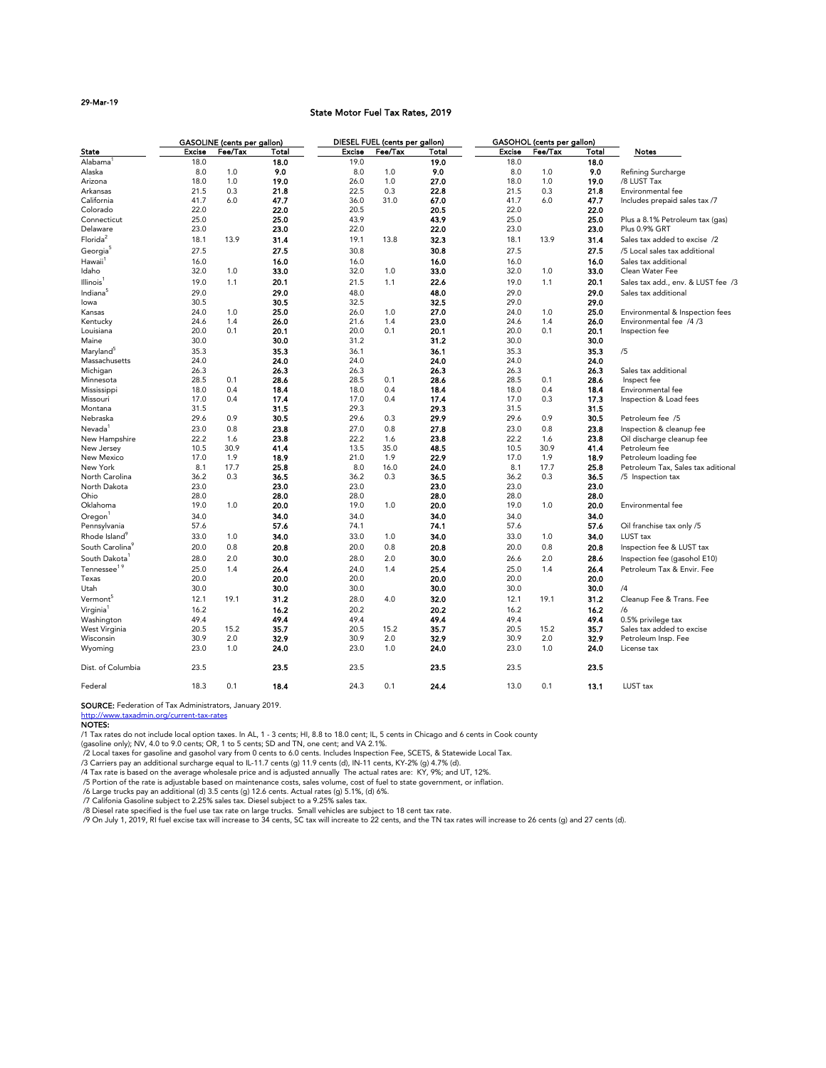29-Mar-19

# State Motor Fuel Tax Rates, 2019

| State | GASOLINE (cents per gallon) | | | DIESEL FUEL (cents per gallon) | | | GASOHOL (cents per gallon) | | | Notes |
|---|---|---|---|---|---|---|---|---|---|---|
| | Excise | Fee/Tax | Total | Excise | Fee/Tax | Total | Excise | Fee/Tax | Total | |
| Alabama[1] | 18.0 | | **18.0** | 19.0 | | **19.0** | 18.0 | | **18.0** | |
| Alaska | 8.0 | 1.0 | **9.0** | 8.0 | 1.0 | **9.0** | 8.0 | 1.0 | **9.0** | Refining Surcharge |
| Arizona | 18.0 | 1.0 | **19.0** | 26.0 | 1.0 | **27.0** | 18.0 | 1.0 | **19.0** | /8 LUST Tax |
| Arkansas | 21.5 | 0.3 | **21.8** | 22.5 | 0.3 | **22.8** | 21.5 | 0.3 | **21.8** | Environmental fee |
| California | 41.7 | 6.0 | **47.7** | 36.0 | 31.0 | **67.0** | 41.7 | 6.0 | **47.7** | Includes prepaid sales tax /7 |
| Colorado | 22.0 | | **22.0** | 20.5 | | **20.5** | 22.0 | | **22.0** | |
| Connecticut | 25.0 | | **25.0** | 43.9 | | **43.9** | 25.0 | | **25.0** | Plus a 8.1% Petroleum tax (gas) |
| Delaware | 23.0 | | **23.0** | 22.0 | | **22.0** | 23.0 | | **23.0** | Plus 0.9% GRT |
| Florida[2] | 18.1 | 13.9 | **31.4** | 19.1 | 13.8 | **32.3** | 18.1 | 13.9 | **31.4** | Sales tax added to excise /2 |
| Georgia[5] | 27.5 | | **27.5** | 30.8 | | **30.8** | 27.5 | | **27.5** | /5 Local sales tax additional |
| Hawaii[1] | 16.0 | | **16.0** | 16.0 | | **16.0** | 16.0 | | **16.0** | Sales tax additional |
| Idaho | 32.0 | 1.0 | **33.0** | 32.0 | 1.0 | **33.0** | 32.0 | 1.0 | **33.0** | Clean Water Fee |
| Illinois[1] | 19.0 | 1.1 | **20.1** | 21.5 | 1.1 | **22.6** | 19.0 | 1.1 | **20.1** | Sales tax add., env. & LUST fee /3 |
| Indiana[5] | 29.0 | | **29.0** | 48.0 | | **48.0** | 29.0 | | **29.0** | Sales tax additional |
| Iowa | 30.5 | | **30.5** | 32.5 | | **32.5** | 29.0 | | **29.0** | |
| Kansas | 24.0 | 1.0 | **25.0** | 26.0 | 1.0 | **27.0** | 24.0 | 1.0 | **25.0** | Environmental & Inspection fees |
| Kentucky | 24.6 | 1.4 | **26.0** | 21.6 | 1.4 | **23.0** | 24.6 | 1.4 | **26.0** | Environmental fee /4 /3 |
| Louisiana | 20.0 | 0.1 | **20.1** | 20.0 | 0.1 | **20.1** | 20.0 | 0.1 | **20.1** | Inspection fee |
| Maine | 30.0 | | **30.0** | 31.2 | | **31.2** | 30.0 | | **30.0** | |
| Maryland[5] | 35.3 | | **35.3** | 36.1 | | **36.1** | 35.3 | | **35.3** | /5 |
| Massachusetts | 24.0 | | **24.0** | 24.0 | | **24.0** | 24.0 | | **24.0** | |
| Michigan | 26.3 | | **26.3** | 26.3 | | **26.3** | 26.3 | | **26.3** | Sales tax additional |
| Minnesota | 28.5 | 0.1 | **28.6** | 28.5 | 0.1 | **28.6** | 28.5 | 0.1 | **28.6** | Inspect fee |
| Mississippi | 18.0 | 0.4 | **18.4** | 18.0 | 0.4 | **18.4** | 18.0 | 0.4 | **18.4** | Environmental fee |
| Missouri | 17.0 | 0.4 | **17.4** | 17.0 | 0.4 | **17.4** | 17.0 | 0.3 | **17.3** | Inspection & Load fees |
| Montana | 31.5 | | **31.5** | 29.3 | | **29.3** | 31.5 | | **31.5** | |
| Nebraska | 29.6 | 0.9 | **30.5** | 29.6 | 0.3 | **29.9** | 29.6 | 0.9 | **30.5** | Petroleum fee /5 |
| Nevada[1] | 23.0 | 0.8 | **23.8** | 27.0 | 0.8 | **27.8** | 23.0 | 0.8 | **23.8** | Inspection & cleanup fee |
| New Hampshire | 22.2 | 1.6 | **23.8** | 22.2 | 1.6 | **23.8** | 22.2 | 1.6 | **23.8** | Oil discharge cleanup fee |
| New Jersey | 10.5 | 30.9 | **41.4** | 13.5 | 35.0 | **48.5** | 10.5 | 30.9 | **41.4** | Petroleum fee |
| New Mexico | 17.0 | 1.9 | **18.9** | 21.0 | 1.9 | **22.9** | 17.0 | 1.9 | **18.9** | Petroleum loading fee |
| New York | 8.1 | 17.7 | **25.8** | 8.0 | 16.0 | **24.0** | 8.1 | 17.7 | **25.8** | Petroleum Tax, Sales tax aditional |
| North Carolina | 36.2 | 0.3 | **36.5** | 36.2 | 0.3 | **36.5** | 36.2 | 0.3 | **36.5** | /5 Inspection tax |
| North Dakota | 23.0 | | **23.0** | 23.0 | | **23.0** | 23.0 | | **23.0** | |
| Ohio | 28.0 | | **28.0** | 28.0 | | **28.0** | 28.0 | | **28.0** | |
| Oklahoma | 19.0 | 1.0 | **20.0** | 19.0 | 1.0 | **20.0** | 19.0 | 1.0 | **20.0** | Environmental fee |
| Oregon[1] | 34.0 | | **34.0** | 34.0 | | **34.0** | 34.0 | | **34.0** | |
| Pennsylvania | 57.6 | | **57.6** | 74.1 | | **74.1** | 57.6 | | **57.6** | Oil franchise tax only /5 |
| Rhode Island[9] | 33.0 | 1.0 | **34.0** | 33.0 | 1.0 | **34.0** | 33.0 | 1.0 | **34.0** | LUST tax |
| South Carolina[9] | 20.0 | 0.8 | **20.8** | 20.0 | 0.8 | **20.8** | 20.0 | 0.8 | **20.8** | Inspection fee & LUST tax |
| South Dakota[1] | 28.0 | 2.0 | **30.0** | 28.0 | 2.0 | **30.0** | 26.6 | 2.0 | **28.6** | Inspection fee (gasohol E10) |
| Tennessee[1,9] | 25.0 | 1.4 | **26.4** | 24.0 | 1.4 | **25.4** | 25.0 | 1.4 | **26.4** | Petroleum Tax & Envir. Fee |
| Texas | 20.0 | | **20.0** | 20.0 | | **20.0** | 20.0 | | **20.0** | |
| Utah | 30.0 | | **30.0** | 30.0 | | **30.0** | 30.0 | | **30.0** | /4 |
| Vermont[5] | 12.1 | 19.1 | **31.2** | 28.0 | 4.0 | **32.0** | 12.1 | 19.1 | **31.2** | Cleanup Fee & Trans. Fee |
| Virginia[1] | 16.2 | | **16.2** | 20.2 | | **20.2** | 16.2 | | **16.2** | /6 |
| Washington | 49.4 | | **49.4** | 49.4 | | **49.4** | 49.4 | | **49.4** | 0.5% privilege tax |
| West Virginia | 20.5 | 15.2 | **35.7** | 20.5 | 15.2 | **35.7** | 20.5 | 15.2 | **35.7** | Sales tax added to excise |
| Wisconsin | 30.9 | 2.0 | **32.9** | 30.9 | 2.0 | **32.9** | 30.9 | 2.0 | **32.9** | Petroleum Insp. Fee |
| Wyoming | 23.0 | 1.0 | **24.0** | 23.0 | 1.0 | **24.0** | 23.0 | 1.0 | **24.0** | License tax |
| Dist. of Columbia | 23.5 | | **23.5** | 23.5 | | **23.5** | 23.5 | | **23.5** | |
| Federal | 18.3 | 0.1 | **18.4** | 24.3 | 0.1 | **24.4** | 13.0 | 0.1 | **13.1** | LUST tax |

**SOURCE:** Federation of Tax Administrators, January 2019.
http://www.taxadmin.org/current-tax-rates

**NOTES:**

/1 Tax rates do not include local option taxes. In AL, 1 - 3 cents; HI, 8.8 to 18.0 cent; IL, 5 cents in Chicago and 6 cents in Cook county (gasoline only); NV, 4.0 to 9.0 cents; OR, 1 to 5 cents; SD and TN, one cent; and VA 2.1%.

/2 Local taxes for gasoline and gasohol vary from 0 cents to 6.0 cents. Includes Inspection Fee, SCETS, & Statewide Local Tax.

/3 Carriers pay an additional surcharge equal to IL-11.7 cents (g) 11.9 cents (d), IN-11 cents, KY-2% (g) 4.7% (d).

/4 Tax rate is based on the average wholesale price and is adjusted annually The actual rates are: KY, 9%; and UT, 12%.

/5 Portion of the rate is adjustable based on maintenance costs, sales volume, cost of fuel to state government, or inflation.

/6 Large trucks pay an additional (d) 3.5 cents (g) 12.6 cents. Actual rates (g) 5.1%, (d) 6%.

/7 Califonia Gasoline subject to 2.25% sales tax. Diesel subject to a 9.25% sales tax.

/8 Diesel rate specified is the fuel use tax rate on large trucks. Small vehicles are subject to 18 cent tax rate.

/9 On July 1, 2019, RI fuel excise tax will increase to 34 cents, SC tax will increate to 22 cents, and the TN tax rates will increase to 26 cents (g) and 27 cents (d).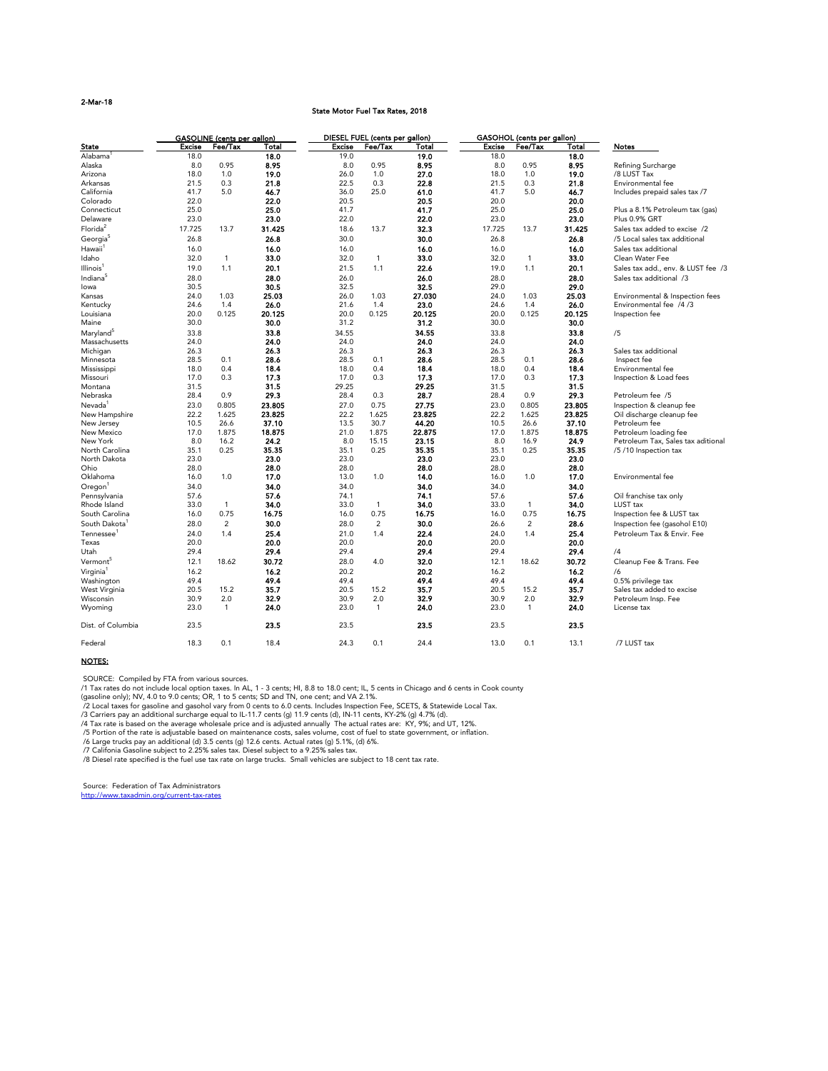2-Mar-18

## State Motor Fuel Tax Rates, 2018

| State | GASOLINE (cents per gallon) | | | DIESEL FUEL (cents per gallon) | | | GASOHOL (cents per gallon) | | | Notes |
|---|---|---|---|---|---|---|---|---|---|---|
| | Excise | Fee/Tax | Total | Excise | Fee/Tax | Total | Excise | Fee/Tax | Total | |
| Alabama[1] | 18.0 | | **18.0** | 19.0 | | **19.0** | 18.0 | | **18.0** | |
| Alaska | 8.0 | 0.95 | **8.95** | 8.0 | 0.95 | **8.95** | 8.0 | 0.95 | **8.95** | Refining Surcharge |
| Arizona | 18.0 | 1.0 | **19.0** | 26.0 | 1.0 | **27.0** | 18.0 | 1.0 | **19.0** | /8 LUST Tax |
| Arkansas | 21.5 | 0.3 | **21.8** | 22.5 | 0.3 | **22.8** | 21.5 | 0.3 | **21.8** | Environmental fee |
| California | 41.7 | 5.0 | **46.7** | 36.0 | 25.0 | **61.0** | 41.7 | 5.0 | **46.7** | Includes prepaid sales tax /7 |
| Colorado | 22.0 | | **22.0** | 20.5 | | **20.5** | 20.0 | | **20.0** | |
| Connecticut | 25.0 | | **25.0** | 41.7 | | **41.7** | 25.0 | | **25.0** | Plus a 8.1% Petroleum tax (gas) |
| Delaware | 23.0 | | **23.0** | 22.0 | | **22.0** | 23.0 | | **23.0** | Plus 0.9% GRT |
| Florida[2] | 17.725 | 13.7 | **31.425** | 18.6 | 13.7 | **32.3** | 17.725 | 13.7 | **31.425** | Sales tax added to excise /2 |
| Georgia[5] | 26.8 | | **26.8** | 30.0 | | **30.0** | 26.8 | | **26.8** | /5 Local sales tax additional |
| Hawaii[1] | 16.0 | | **16.0** | 16.0 | | **16.0** | 16.0 | | **16.0** | Sales tax additional |
| Idaho | 32.0 | 1 | **33.0** | 32.0 | 1 | **33.0** | 32.0 | 1 | **33.0** | Clean Water Fee |
| Illinois[1] | 19.0 | 1.1 | **20.1** | 21.5 | 1.1 | **22.6** | 19.0 | 1.1 | **20.1** | Sales tax add., env. & LUST fee /3 |
| Indiana[5] | 28.0 | | **28.0** | 26.0 | | **26.0** | 28.0 | | **28.0** | Sales tax additional /3 |
| Iowa | 30.5 | | **30.5** | 32.5 | | **32.5** | 29.0 | | **29.0** | |
| Kansas | 24.0 | 1.03 | **25.03** | 26.0 | 1.03 | **27.030** | 24.0 | 1.03 | **25.03** | Environmental & Inspection fees |
| Kentucky | 24.6 | 1.4 | **26.0** | 21.6 | 1.4 | **23.0** | 24.6 | 1.4 | **26.0** | Environmental fee /4 /3 |
| Louisiana | 20.0 | 0.125 | **20.125** | 20.0 | 0.125 | **20.125** | 20.0 | 0.125 | **20.125** | Inspection fee |
| Maine | 30.0 | | **30.0** | 31.2 | | **31.2** | 30.0 | | **30.0** | |
| Maryland[5] | 33.8 | | **33.8** | 34.55 | | **34.55** | 33.8 | | **33.8** | /5 |
| Massachusetts | 24.0 | | **24.0** | 24.0 | | **24.0** | 24.0 | | **24.0** | |
| Michigan | 26.3 | | **26.3** | 26.3 | | **26.3** | 26.3 | | **26.3** | Sales tax additional |
| Minnesota | 28.5 | 0.1 | **28.6** | 28.5 | 0.1 | **28.6** | 28.5 | 0.1 | **28.6** | Inspect fee |
| Mississippi | 18.0 | 0.4 | **18.4** | 18.0 | 0.4 | **18.4** | 18.0 | 0.4 | **18.4** | Environmental fee |
| Missouri | 17.0 | 0.3 | **17.3** | 17.0 | 0.3 | **17.3** | 17.0 | 0.3 | **17.3** | Inspection & Load fees |
| Montana | 31.5 | | **31.5** | 29.25 | | **29.25** | 31.5 | | **31.5** | |
| Nebraska | 28.4 | 0.9 | **29.3** | 28.4 | 0.3 | **28.7** | 28.4 | 0.9 | **29.3** | Petroleum fee /5 |
| Nevada[1] | 23.0 | 0.805 | **23.805** | 27.0 | 0.75 | **27.75** | 23.0 | 0.805 | **23.805** | Inspection & cleanup fee |
| New Hampshire | 22.2 | 1.625 | **23.825** | 22.2 | 1.625 | **23.825** | 22.2 | 1.625 | **23.825** | Oil discharge cleanup fee |
| New Jersey | 10.5 | 26.6 | **37.10** | 13.5 | 30.7 | **44.20** | 10.5 | 26.6 | **37.10** | Petroleum fee |
| New Mexico | 17.0 | 1.875 | **18.875** | 21.0 | 1.875 | **22.875** | 17.0 | 1.875 | **18.875** | Petroleum loading fee |
| New York | 8.0 | 16.2 | **24.2** | 8.0 | 15.15 | **23.15** | 8.0 | 16.9 | **24.9** | Petroleum Tax, Sales tax aditional |
| North Carolina | 35.1 | 0.25 | **35.35** | 35.1 | 0.25 | **35.35** | 35.1 | 0.25 | **35.35** | /5 /10 Inspection tax |
| North Dakota | 23.0 | | **23.0** | 23.0 | | **23.0** | 23.0 | | **23.0** | |
| Ohio | 28.0 | | **28.0** | 28.0 | | **28.0** | 28.0 | | **28.0** | |
| Oklahoma | 16.0 | 1.0 | **17.0** | 13.0 | 1.0 | **14.0** | 16.0 | 1.0 | **17.0** | Environmental fee |
| Oregon[1] | 34.0 | | **34.0** | 34.0 | | **34.0** | 34.0 | | **34.0** | |
| Pennsylvania | 57.6 | | **57.6** | 74.1 | | **74.1** | 57.6 | | **57.6** | Oil franchise tax only |
| Rhode Island | 33.0 | 1 | **34.0** | 33.0 | 1 | **34.0** | 33.0 | 1 | **34.0** | LUST tax |
| South Carolina | 16.0 | 0.75 | **16.75** | 16.0 | 0.75 | **16.75** | 16.0 | 0.75 | **16.75** | Inspection fee & LUST tax |
| South Dakota[1] | 28.0 | 2 | **30.0** | 28.0 | 2 | **30.0** | 26.6 | 2 | **28.6** | Inspection fee (gasohol E10) |
| Tennessee[1] | 24.0 | 1.4 | **25.4** | 21.0 | 1.4 | **22.4** | 24.0 | 1.4 | **25.4** | Petroleum Tax & Envir. Fee |
| Texas | 20.0 | | **20.0** | 20.0 | | **20.0** | 20.0 | | **20.0** | |
| Utah | 29.4 | | **29.4** | 29.4 | | **29.4** | 29.4 | | **29.4** | /4 |
| Vermont[5] | 12.1 | 18.62 | **30.72** | 28.0 | 4.0 | **32.0** | 12.1 | 18.62 | **30.72** | Cleanup Fee & Trans. Fee |
| Virginia[1] | 16.2 | | **16.2** | 20.2 | | **20.2** | 16.2 | | **16.2** | /6 |
| Washington | 49.4 | | **49.4** | 49.4 | | **49.4** | 49.4 | | **49.4** | 0.5% privilege tax |
| West Virginia | 20.5 | 15.2 | **35.7** | 20.5 | 15.2 | **35.7** | 20.5 | 15.2 | **35.7** | Sales tax added to excise |
| Wisconsin | 30.9 | 2.0 | **32.9** | 30.9 | 2.0 | **32.9** | 30.9 | 2.0 | **32.9** | Petroleum Insp. Fee |
| Wyoming | 23.0 | 1 | **24.0** | 23.0 | 1 | **24.0** | 23.0 | 1 | **24.0** | License tax |
| Dist. of Columbia | 23.5 | | **23.5** | 23.5 | | **23.5** | 23.5 | | **23.5** | |
| Federal | 18.3 | 0.1 | 18.4 | 24.3 | 0.1 | 24.4 | 13.0 | 0.1 | 13.1 | /7 LUST tax |

**NOTES:**

SOURCE: Compiled by FTA from various sources.

/1 Tax rates do not include local option taxes. In AL, 1 - 3 cents; HI, 8.8 to 18.0 cent; IL, 5 cents in Chicago and 6 cents in Cook county (gasoline only); NV, 4.0 to 9.0 cents; OR, 1 to 5 cents; SD and TN, one cent; and VA 2.1%.

/2 Local taxes for gasoline and gasohol vary from 0 cents to 6.0 cents. Includes Inspection Fee, SCETS, & Statewide Local Tax.

/3 Carriers pay an additional surcharge equal to IL-11.7 cents (g) 11.9 cents (d), IN-11 cents, KY-2% (g) 4.7% (d).

/4 Tax rate is based on the average wholesale price and is adjusted annually The actual rates are: KY, 9%; and UT, 12%.

/5 Portion of the rate is adjustable based on maintenance costs, sales volume, cost of fuel to state government, or inflation.

/6 Large trucks pay an additional (d) 3.5 cents (g) 12.6 cents. Actual rates (g) 5.1%, (d) 6%.

/7 Califonia Gasoline subject to 2.25% sales tax. Diesel subject to a 9.25% sales tax.

/8 Diesel rate specified is the fuel use tax rate on large trucks. Small vehicles are subject to 18 cent tax rate.

Source: Federation of Tax Administrators
http://www.taxadmin.org/current-tax-rates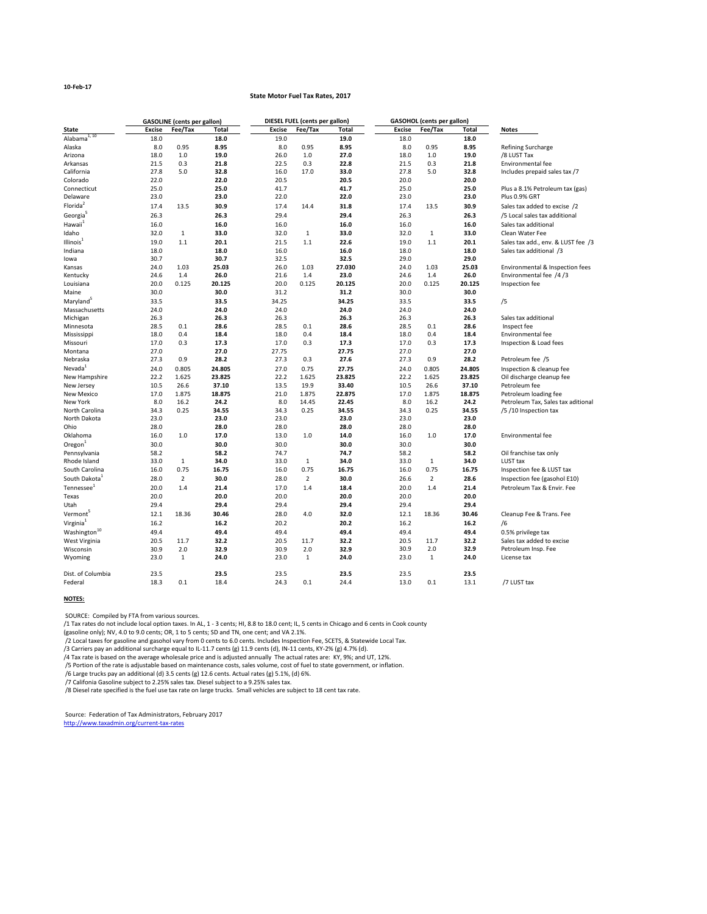10-Feb-17

## State Motor Fuel Tax Rates, 2017

| | GASOLINE (cents per gallon) | | | DIESEL FUEL (cents per gallon) | | | GASOHOL (cents per gallon) | | | |
|---|---|---|---|---|---|---|---|---|---|---|
| **State** | **Excise** | **Fee/Tax** | **Total** | **Excise** | **Fee/Tax** | **Total** | **Excise** | **Fee/Tax** | **Total** | **Notes** |
| Alabama[1, 10] | 18.0 | | **18.0** | 19.0 | | **19.0** | 18.0 | | **18.0** | |
| Alaska | 8.0 | 0.95 | **8.95** | 8.0 | 0.95 | **8.95** | 8.0 | 0.95 | **8.95** | Refining Surcharge |
| Arizona | 18.0 | 1.0 | **19.0** | 26.0 | 1.0 | **27.0** | 18.0 | 1.0 | **19.0** | /8 LUST Tax |
| Arkansas | 21.5 | 0.3 | **21.8** | 22.5 | 0.3 | **22.8** | 21.5 | 0.3 | **21.8** | Environmental fee |
| California | 27.8 | 5.0 | **32.8** | 16.0 | 17.0 | **33.0** | 27.8 | 5.0 | **32.8** | Includes prepaid sales tax /7 |
| Colorado | 22.0 | | **22.0** | 20.5 | | **20.5** | 20.0 | | **20.0** | |
| Connecticut | 25.0 | | **25.0** | 41.7 | | **41.7** | 25.0 | | **25.0** | Plus a 8.1% Petroleum tax (gas) |
| Delaware | 23.0 | | **23.0** | 22.0 | | **22.0** | 23.0 | | **23.0** | Plus 0.9% GRT |
| Florida[2] | 17.4 | 13.5 | **30.9** | 17.4 | 14.4 | **31.8** | 17.4 | 13.5 | **30.9** | Sales tax added to excise /2 |
| Georgia[5] | 26.3 | | **26.3** | 29.4 | | **29.4** | 26.3 | | **26.3** | /5 Local sales tax additional |
| Hawaii[1] | 16.0 | | **16.0** | 16.0 | | **16.0** | 16.0 | | **16.0** | Sales tax additional |
| Idaho | 32.0 | 1 | **33.0** | 32.0 | 1 | **33.0** | 32.0 | 1 | **33.0** | Clean Water Fee |
| Illinois[1] | 19.0 | 1.1 | **20.1** | 21.5 | 1.1 | **22.6** | 19.0 | 1.1 | **20.1** | Sales tax add., env. & LUST fee /3 |
| Indiana | 18.0 | | **18.0** | 16.0 | | **16.0** | 18.0 | | **18.0** | Sales tax additional /3 |
| Iowa | 30.7 | | **30.7** | 32.5 | | **32.5** | 29.0 | | **29.0** | |
| Kansas | 24.0 | 1.03 | **25.03** | 26.0 | 1.03 | **27.030** | 24.0 | 1.03 | **25.03** | Environmental & Inspection fees |
| Kentucky | 24.6 | 1.4 | **26.0** | 21.6 | 1.4 | **23.0** | 24.6 | 1.4 | **26.0** | Environmental fee /4 /3 |
| Louisiana | 20.0 | 0.125 | **20.125** | 20.0 | 0.125 | **20.125** | 20.0 | 0.125 | **20.125** | Inspection fee |
| Maine | 30.0 | | **30.0** | 31.2 | | **31.2** | 30.0 | | **30.0** | |
| Maryland[5] | 33.5 | | **33.5** | 34.25 | | **34.25** | 33.5 | | **33.5** | /5 |
| Massachusetts | 24.0 | | **24.0** | 24.0 | | **24.0** | 24.0 | | **24.0** | |
| Michigan | 26.3 | | **26.3** | 26.3 | | **26.3** | 26.3 | | **26.3** | Sales tax additional |
| Minnesota | 28.5 | 0.1 | **28.6** | 28.5 | 0.1 | **28.6** | 28.5 | 0.1 | **28.6** | Inspect fee |
| Mississippi | 18.0 | 0.4 | **18.4** | 18.0 | 0.4 | **18.4** | 18.0 | 0.4 | **18.4** | Environmental fee |
| Missouri | 17.0 | 0.3 | **17.3** | 17.0 | 0.3 | **17.3** | 17.0 | 0.3 | **17.3** | Inspection & Load fees |
| Montana | 27.0 | | **27.0** | 27.75 | | **27.75** | 27.0 | | **27.0** | |
| Nebraska | 27.3 | 0.9 | **28.2** | 27.3 | 0.3 | **27.6** | 27.3 | 0.9 | **28.2** | Petroleum fee /5 |
| Nevada[1] | 24.0 | 0.805 | **24.805** | 27.0 | 0.75 | **27.75** | 24.0 | 0.805 | **24.805** | Inspection & cleanup fee |
| New Hampshire | 22.2 | 1.625 | **23.825** | 22.2 | 1.625 | **23.825** | 22.2 | 1.625 | **23.825** | Oil discharge cleanup fee |
| New Jersey | 10.5 | 26.6 | **37.10** | 13.5 | 19.9 | **33.40** | 10.5 | 26.6 | **37.10** | Petroleum fee |
| New Mexico | 17.0 | 1.875 | **18.875** | 21.0 | 1.875 | **22.875** | 17.0 | 1.875 | **18.875** | Petroleum loading fee |
| New York | 8.0 | 16.2 | **24.2** | 8.0 | 14.45 | **22.45** | 8.0 | 16.2 | **24.2** | Petroleum Tax, Sales tax aditional |
| North Carolina | 34.3 | 0.25 | **34.55** | 34.3 | 0.25 | **34.55** | 34.3 | 0.25 | **34.55** | /5 /10 Inspection tax |
| North Dakota | 23.0 | | **23.0** | 23.0 | | **23.0** | 23.0 | | **23.0** | |
| Ohio | 28.0 | | **28.0** | 28.0 | | **28.0** | 28.0 | | **28.0** | |
| Oklahoma | 16.0 | 1.0 | **17.0** | 13.0 | 1.0 | **14.0** | 16.0 | 1.0 | **17.0** | Environmental fee |
| Oregon[1] | 30.0 | | **30.0** | 30.0 | | **30.0** | 30.0 | | **30.0** | |
| Pennsylvania | 58.2 | | **58.2** | 74.7 | | **74.7** | 58.2 | | **58.2** | Oil franchise tax only |
| Rhode Island | 33.0 | 1 | **34.0** | 33.0 | 1 | **34.0** | 33.0 | 1 | **34.0** | LUST tax |
| South Carolina | 16.0 | 0.75 | **16.75** | 16.0 | 0.75 | **16.75** | 16.0 | 0.75 | **16.75** | Inspection fee & LUST tax |
| South Dakota[1] | 28.0 | 2 | **30.0** | 28.0 | 2 | **30.0** | 26.6 | 2 | **28.6** | Inspection fee (gasohol E10) |
| Tennessee[1] | 20.0 | 1.4 | **21.4** | 17.0 | 1.4 | **18.4** | 20.0 | 1.4 | **21.4** | Petroleum Tax & Envir. Fee |
| Texas | 20.0 | | **20.0** | 20.0 | | **20.0** | 20.0 | | **20.0** | |
| Utah | 29.4 | | **29.4** | 29.4 | | **29.4** | 29.4 | | **29.4** | |
| Vermont[5] | 12.1 | 18.36 | **30.46** | 28.0 | 4.0 | **32.0** | 12.1 | 18.36 | **30.46** | Cleanup Fee & Trans. Fee |
| Virginia[1] | 16.2 | | **16.2** | 20.2 | | **20.2** | 16.2 | | **16.2** | /6 |
| Washington[10] | 49.4 | | **49.4** | 49.4 | | **49.4** | 49.4 | | **49.4** | 0.5% privilege tax |
| West Virginia | 20.5 | 11.7 | **32.2** | 20.5 | 11.7 | **32.2** | 20.5 | 11.7 | **32.2** | Sales tax added to excise |
| Wisconsin | 30.9 | 2.0 | **32.9** | 30.9 | 2.0 | **32.9** | 30.9 | 2.0 | **32.9** | Petroleum Insp. Fee |
| Wyoming | 23.0 | 1 | **24.0** | 23.0 | 1 | **24.0** | 23.0 | 1 | **24.0** | License tax |
| Dist. of Columbia | 23.5 | | **23.5** | 23.5 | | **23.5** | 23.5 | | **23.5** | |
| Federal | 18.3 | 0.1 | 18.4 | 24.3 | 0.1 | 24.4 | 13.0 | 0.1 | 13.1 | /7 LUST tax |

**NOTES:**

SOURCE: Compiled by FTA from various sources.

/1 Tax rates do not include local option taxes. In AL, 1 - 3 cents; HI, 8.8 to 18.0 cent; IL, 5 cents in Chicago and 6 cents in Cook county (gasoline only); NV, 4.0 to 9.0 cents; OR, 1 to 5 cents; SD and TN, one cent; and VA 2.1%.

/2 Local taxes for gasoline and gasohol vary from 0 cents to 6.0 cents. Includes Inspection Fee, SCETS, & Statewide Local Tax.

/3 Carriers pay an additional surcharge equal to IL-11.7 cents (g) 11.9 cents (d), IN-11 cents, KY-2% (g) 4.7% (d).

/4 Tax rate is based on the average wholesale price and is adjusted annually The actual rates are: KY, 9%; and UT, 12%.

/5 Portion of the rate is adjustable based on maintenance costs, sales volume, cost of fuel to state government, or inflation.

/6 Large trucks pay an additional (d) 3.5 cents (g) 12.6 cents. Actual rates (g) 5.1%, (d) 6%.

/7 Califonia Gasoline subject to 2.25% sales tax. Diesel subject to a 9.25% sales tax.

/8 Diesel rate specified is the fuel use tax rate on large trucks. Small vehicles are subject to 18 cent tax rate.

Source: Federation of Tax Administrators, February 2017
http://www.taxadmin.org/current-tax-rates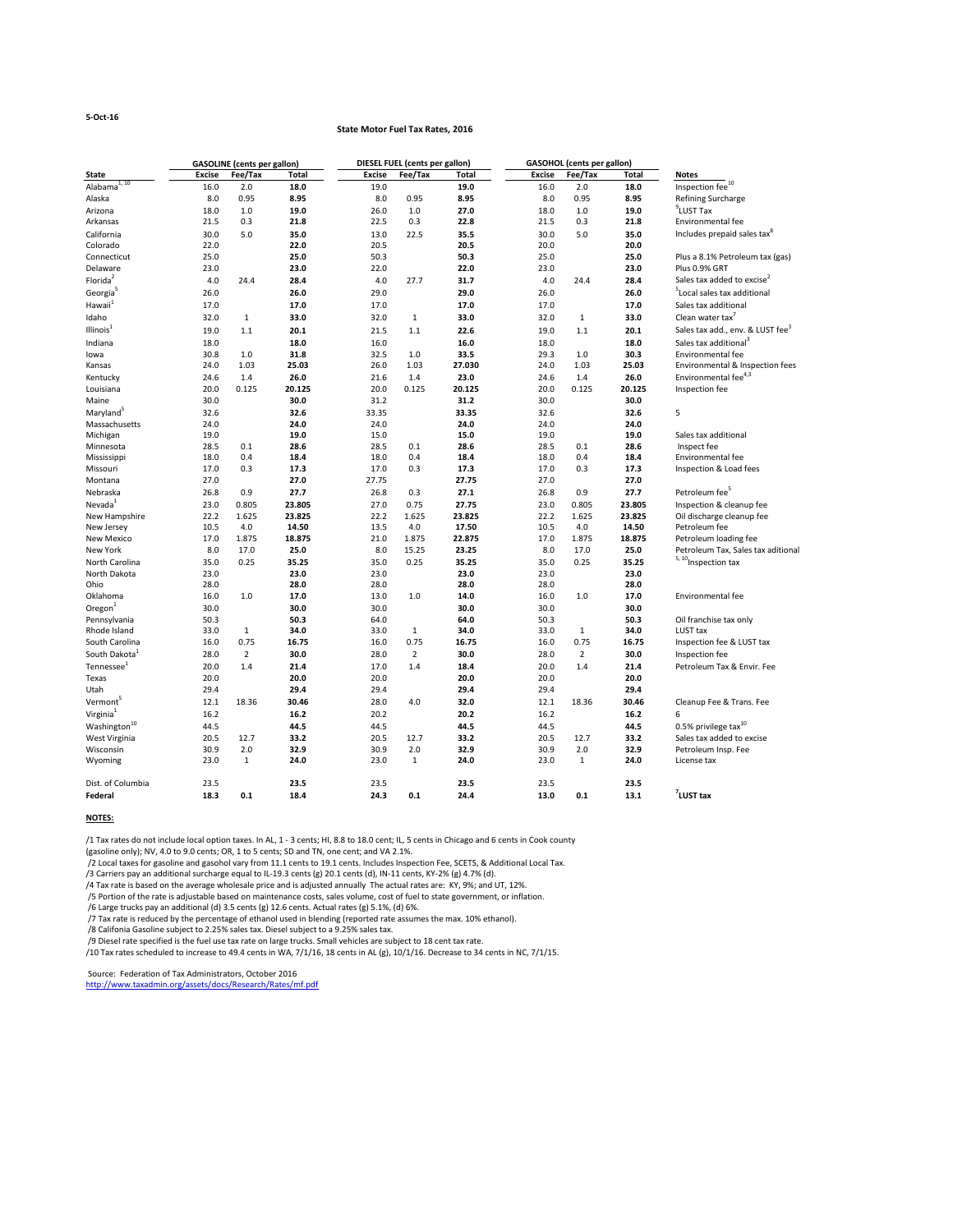5-Oct-16

### State Motor Fuel Tax Rates, 2016

| | GASOLINE (cents per gallon) | | | DIESEL FUEL (cents per gallon) | | | GASOHOL (cents per gallon) | | | |
|---|---|---|---|---|---|---|---|---|---|---|
| State | Excise | Fee/Tax | Total | Excise | Fee/Tax | Total | Excise | Fee/Tax | Total | Notes |
| Alabama[1, 10] | 16.0 | 2.0 | **18.0** | 19.0 | | **19.0** | 16.0 | 2.0 | **18.0** | Inspection fee[10] |
| Alaska | 8.0 | 0.95 | **8.95** | 8.0 | 0.95 | **8.95** | 8.0 | 0.95 | **8.95** | Refining Surcharge |
| Arizona | 18.0 | 1.0 | **19.0** | 26.0 | 1.0 | **27.0** | 18.0 | 1.0 | **19.0** | [9]LUST Tax |
| Arkansas | 21.5 | 0.3 | **21.8** | 22.5 | 0.3 | **22.8** | 21.5 | 0.3 | **21.8** | Environmental fee |
| California | 30.0 | 5.0 | **35.0** | 13.0 | 22.5 | **35.5** | 30.0 | 5.0 | **35.0** | Includes prepaid sales tax[8] |
| Colorado | 22.0 | | **22.0** | 20.5 | | **20.5** | 20.0 | | **20.0** | |
| Connecticut | 25.0 | | **25.0** | 50.3 | | **50.3** | 25.0 | | **25.0** | Plus a 8.1% Petroleum tax (gas) |
| Delaware | 23.0 | | **23.0** | 22.0 | | **22.0** | 23.0 | | **23.0** | Plus 0.9% GRT |
| Florida[2] | 4.0 | 24.4 | **28.4** | 4.0 | 27.7 | **31.7** | 4.0 | 24.4 | **28.4** | Sales tax added to excise[2] |
| Georgia[5] | 26.0 | | **26.0** | 29.0 | | **29.0** | 26.0 | | **26.0** | [5]Local sales tax additional |
| Hawaii[1] | 17.0 | | **17.0** | 17.0 | | **17.0** | 17.0 | | **17.0** | Sales tax additional |
| Idaho | 32.0 | 1 | **33.0** | 32.0 | 1 | **33.0** | 32.0 | 1 | **33.0** | Clean water tax[7] |
| Illinois[1] | 19.0 | 1.1 | **20.1** | 21.5 | 1.1 | **22.6** | 19.0 | 1.1 | **20.1** | Sales tax add., env. & LUST fee[3] |
| Indiana | 18.0 | | **18.0** | 16.0 | | **16.0** | 18.0 | | **18.0** | Sales tax additional[3] |
| Iowa | 30.8 | 1.0 | **31.8** | 32.5 | 1.0 | **33.5** | 29.3 | 1.0 | **30.3** | Environmental fee |
| Kansas | 24.0 | 1.03 | **25.03** | 26.0 | 1.03 | **27.030** | 24.0 | 1.03 | **25.03** | Environmental & Inspection fees |
| Kentucky | 24.6 | 1.4 | **26.0** | 21.6 | 1.4 | **23.0** | 24.6 | 1.4 | **26.0** | Environmental fee[4,3] |
| Louisiana | 20.0 | 0.125 | **20.125** | 20.0 | 0.125 | **20.125** | 20.0 | 0.125 | **20.125** | Inspection fee |
| Maine | 30.0 | | **30.0** | 31.2 | | **31.2** | 30.0 | | **30.0** | |
| Maryland[5] | 32.6 | | **32.6** | 33.35 | | **33.35** | 32.6 | | **32.6** | 5 |
| Massachusetts | 24.0 | | **24.0** | 24.0 | | **24.0** | 24.0 | | **24.0** | |
| Michigan | 19.0 | | **19.0** | 15.0 | | **15.0** | 19.0 | | **19.0** | Sales tax additional |
| Minnesota | 28.5 | 0.1 | **28.6** | 28.5 | 0.1 | **28.6** | 28.5 | 0.1 | **28.6** | Inspect fee |
| Mississippi | 18.0 | 0.4 | **18.4** | 18.0 | 0.4 | **18.4** | 18.0 | 0.4 | **18.4** | Environmental fee |
| Missouri | 17.0 | 0.3 | **17.3** | 17.0 | 0.3 | **17.3** | 17.0 | 0.3 | **17.3** | Inspection & Load fees |
| Montana | 27.0 | | **27.0** | 27.75 | | **27.75** | 27.0 | | **27.0** | |
| Nebraska | 26.8 | 0.9 | **27.7** | 26.8 | 0.3 | **27.1** | 26.8 | 0.9 | **27.7** | Petroleum fee[5] |
| Nevada[1] | 23.0 | 0.805 | **23.805** | 27.0 | 0.75 | **27.75** | 23.0 | 0.805 | **23.805** | Inspection & cleanup fee |
| New Hampshire | 22.2 | 1.625 | **23.825** | 22.2 | 1.625 | **23.825** | 22.2 | 1.625 | **23.825** | Oil discharge cleanup fee |
| New Jersey | 10.5 | 4.0 | **14.50** | 13.5 | 4.0 | **17.50** | 10.5 | 4.0 | **14.50** | Petroleum fee |
| New Mexico | 17.0 | 1.875 | **18.875** | 21.0 | 1.875 | **22.875** | 17.0 | 1.875 | **18.875** | Petroleum loading fee |
| New York | 8.0 | 17.0 | **25.0** | 8.0 | 15.25 | **23.25** | 8.0 | 17.0 | **25.0** | Petroleum Tax, Sales tax aditional |
| North Carolina | 35.0 | 0.25 | **35.25** | 35.0 | 0.25 | **35.25** | 35.0 | 0.25 | **35.25** | [5, 10]Inspection tax |
| North Dakota | 23.0 | | **23.0** | 23.0 | | **23.0** | 23.0 | | **23.0** | |
| Ohio | 28.0 | | **28.0** | 28.0 | | **28.0** | 28.0 | | **28.0** | |
| Oklahoma | 16.0 | 1.0 | **17.0** | 13.0 | 1.0 | **14.0** | 16.0 | 1.0 | **17.0** | Environmental fee |
| Oregon[1] | 30.0 | | **30.0** | 30.0 | | **30.0** | 30.0 | | **30.0** | |
| Pennsylvania | 50.3 | | **50.3** | 64.0 | | **64.0** | 50.3 | | **50.3** | Oil franchise tax only |
| Rhode Island | 33.0 | 1 | **34.0** | 33.0 | 1 | **34.0** | 33.0 | 1 | **34.0** | LUST tax |
| South Carolina | 16.0 | 0.75 | **16.75** | 16.0 | 0.75 | **16.75** | 16.0 | 0.75 | **16.75** | Inspection fee & LUST tax |
| South Dakota[1] | 28.0 | 2 | **30.0** | 28.0 | 2 | **30.0** | 28.0 | 2 | **30.0** | Inspection fee |
| Tennessee[1] | 20.0 | 1.4 | **21.4** | 17.0 | 1.4 | **18.4** | 20.0 | 1.4 | **21.4** | Petroleum Tax & Envir. Fee |
| Texas | 20.0 | | **20.0** | 20.0 | | **20.0** | 20.0 | | **20.0** | |
| Utah | 29.4 | | **29.4** | 29.4 | | **29.4** | 29.4 | | **29.4** | |
| Vermont[5] | 12.1 | 18.36 | **30.46** | 28.0 | 4.0 | **32.0** | 12.1 | 18.36 | **30.46** | Cleanup Fee & Trans. Fee |
| Virginia[1] | 16.2 | | **16.2** | 20.2 | | **20.2** | 16.2 | | **16.2** | 6 |
| Washington[10] | 44.5 | | **44.5** | 44.5 | | **44.5** | 44.5 | | **44.5** | 0.5% privilege tax[10] |
| West Virginia | 20.5 | 12.7 | **33.2** | 20.5 | 12.7 | **33.2** | 20.5 | 12.7 | **33.2** | Sales tax added to excise |
| Wisconsin | 30.9 | 2.0 | **32.9** | 30.9 | 2.0 | **32.9** | 30.9 | 2.0 | **32.9** | Petroleum Insp. Fee |
| Wyoming | 23.0 | 1 | **24.0** | 23.0 | 1 | **24.0** | 23.0 | 1 | **24.0** | License tax |
| Dist. of Columbia | 23.5 | | **23.5** | 23.5 | | **23.5** | 23.5 | | **23.5** | |
| **Federal** | **18.3** | **0.1** | **18.4** | **24.3** | **0.1** | **24.4** | **13.0** | **0.1** | **13.1** | **[7]LUST tax** |

**NOTES:**

/1 Tax rates do not include local option taxes. In AL, 1 - 3 cents; HI, 8.8 to 18.0 cent; IL, 5 cents in Chicago and 6 cents in Cook county (gasoline only); NV, 4.0 to 9.0 cents; OR, 1 to 5 cents; SD and TN, one cent; and VA 2.1%.

/2 Local taxes for gasoline and gasohol vary from 11.1 cents to 19.1 cents. Includes Inspection Fee, SCETS, & Additional Local Tax.

/3 Carriers pay an additional surcharge equal to IL-19.3 cents (g) 20.1 cents (d), IN-11 cents, KY-2% (g) 4.7% (d).

/4 Tax rate is based on the average wholesale price and is adjusted annually The actual rates are: KY, 9%; and UT, 12%.

/5 Portion of the rate is adjustable based on maintenance costs, sales volume, cost of fuel to state government, or inflation.

/6 Large trucks pay an additional (d) 3.5 cents (g) 12.6 cents. Actual rates (g) 5.1%, (d) 6%.

/7 Tax rate is reduced by the percentage of ethanol used in blending (reported rate assumes the max. 10% ethanol).

/8 Califonia Gasoline subject to 2.25% sales tax. Diesel subject to a 9.25% sales tax.

/9 Diesel rate specified is the fuel use tax rate on large trucks. Small vehicles are subject to 18 cent tax rate.

/10 Tax rates scheduled to increase to 49.4 cents in WA, 7/1/16, 18 cents in AL (g), 10/1/16. Decrease to 34 cents in NC, 7/1/15.

Source: Federation of Tax Administrators, October 2016
http://www.taxadmin.org/assets/docs/Research/Rates/mf.pdf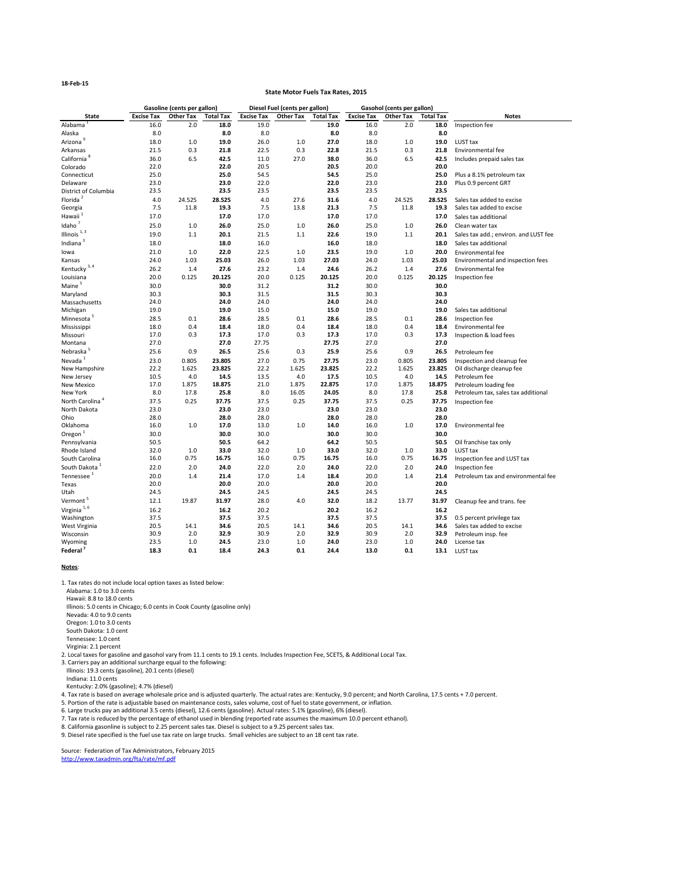18-Feb-15

## State Motor Fuels Tax Rates, 2015

| State | Gasoline (cents per gallon) | | | Diesel Fuel (cents per gallon) | | | Gasohol (cents per gallon) | | | Notes |
|---|---|---|---|---|---|---|---|---|---|---|
| | Excise Tax | Other Tax | Total Tax | Excise Tax | Other Tax | Total Tax | Excise Tax | Other Tax | Total Tax | |
| Alabama [1] | 16.0 | 2.0 | **18.0** | 19.0 | | **19.0** | 16.0 | 2.0 | **18.0** | Inspection fee |
| Alaska | 8.0 | | **8.0** | 8.0 | | **8.0** | 8.0 | | **8.0** | |
| Arizona [9] | 18.0 | 1.0 | **19.0** | 26.0 | 1.0 | **27.0** | 18.0 | 1.0 | **19.0** | LUST tax |
| Arkansas | 21.5 | 0.3 | **21.8** | 22.5 | 0.3 | **22.8** | 21.5 | 0.3 | **21.8** | Environmental fee |
| California [8] | 36.0 | 6.5 | **42.5** | 11.0 | 27.0 | **38.0** | 36.0 | 6.5 | **42.5** | Includes prepaid sales tax |
| Colorado | 22.0 | | **22.0** | 20.5 | | **20.5** | 20.0 | | **20.0** | |
| Connecticut | 25.0 | | **25.0** | 54.5 | | **54.5** | 25.0 | | **25.0** | Plus a 8.1% petroleum tax |
| Delaware | 23.0 | | **23.0** | 22.0 | | **22.0** | 23.0 | | **23.0** | Plus 0.9 percent GRT |
| District of Columbia | 23.5 | | **23.5** | 23.5 | | **23.5** | 23.5 | | **23.5** | |
| Florida [2] | 4.0 | 24.525 | **28.525** | 4.0 | 27.6 | **31.6** | 4.0 | 24.525 | **28.525** | Sales tax added to excise |
| Georgia | 7.5 | 11.8 | **19.3** | 7.5 | 13.8 | **21.3** | 7.5 | 11.8 | **19.3** | Sales tax added to excise |
| Hawaii [1] | 17.0 | | **17.0** | 17.0 | | **17.0** | 17.0 | | **17.0** | Sales tax additional |
| Idaho [7] | 25.0 | 1.0 | **26.0** | 25.0 | 1.0 | **26.0** | 25.0 | 1.0 | **26.0** | Clean water tax |
| Illinois [1, 3] | 19.0 | 1.1 | **20.1** | 21.5 | 1.1 | **22.6** | 19.0 | 1.1 | **20.1** | Sales tax add.; environ. and LUST fee |
| Indiana [3] | 18.0 | | **18.0** | 16.0 | | **16.0** | 18.0 | | **18.0** | Sales tax additional |
| Iowa | 21.0 | 1.0 | **22.0** | 22.5 | 1.0 | **23.5** | 19.0 | 1.0 | **20.0** | Environmental fee |
| Kansas | 24.0 | 1.03 | **25.03** | 26.0 | 1.03 | **27.03** | 24.0 | 1.03 | **25.03** | Environmental and inspection fees |
| Kentucky [3, 4] | 26.2 | 1.4 | **27.6** | 23.2 | 1.4 | **24.6** | 26.2 | 1.4 | **27.6** | Environmental fee |
| Louisiana | 20.0 | 0.125 | **20.125** | 20.0 | 0.125 | **20.125** | 20.0 | 0.125 | **20.125** | Inspection fee |
| Maine [5] | 30.0 | | **30.0** | 31.2 | | **31.2** | 30.0 | | **30.0** | |
| Maryland | 30.3 | | **30.3** | 31.5 | | **31.5** | 30.3 | | **30.3** | |
| Massachusetts | 24.0 | | **24.0** | 24.0 | | **24.0** | 24.0 | | **24.0** | |
| Michigan | 19.0 | | **19.0** | 15.0 | | **15.0** | 19.0 | | **19.0** | Sales tax additional |
| Minnesota [5] | 28.5 | 0.1 | **28.6** | 28.5 | 0.1 | **28.6** | 28.5 | 0.1 | **28.6** | Inspection fee |
| Mississippi | 18.0 | 0.4 | **18.4** | 18.0 | 0.4 | **18.4** | 18.0 | 0.4 | **18.4** | Environmental fee |
| Missouri | 17.0 | 0.3 | **17.3** | 17.0 | 0.3 | **17.3** | 17.0 | 0.3 | **17.3** | Inspection & load fees |
| Montana | 27.0 | | **27.0** | 27.75 | | **27.75** | 27.0 | | **27.0** | |
| Nebraska [5] | 25.6 | 0.9 | **26.5** | 25.6 | 0.3 | **25.9** | 25.6 | 0.9 | **26.5** | Petroleum fee |
| Nevada [1] | 23.0 | 0.805 | **23.805** | 27.0 | 0.75 | **27.75** | 23.0 | 0.805 | **23.805** | Inspection and cleanup fee |
| New Hampshire | 22.2 | 1.625 | **23.825** | 22.2 | 1.625 | **23.825** | 22.2 | 1.625 | **23.825** | Oil discharge cleanup fee |
| New Jersey | 10.5 | 4.0 | **14.5** | 13.5 | 4.0 | **17.5** | 10.5 | 4.0 | **14.5** | Petroleum fee |
| New Mexico | 17.0 | 1.875 | **18.875** | 21.0 | 1.875 | **22.875** | 17.0 | 1.875 | **18.875** | Petroleum loading fee |
| New York | 8.0 | 17.8 | **25.8** | 8.0 | 16.05 | **24.05** | 8.0 | 17.8 | **25.8** | Petroleum tax, sales tax additional |
| North Carolina [4] | 37.5 | 0.25 | **37.75** | 37.5 | 0.25 | **37.75** | 37.5 | 0.25 | **37.75** | Inspection fee |
| North Dakota | 23.0 | | **23.0** | 23.0 | | **23.0** | 23.0 | | **23.0** | |
| Ohio | 28.0 | | **28.0** | 28.0 | | **28.0** | 28.0 | | **28.0** | |
| Oklahoma | 16.0 | 1.0 | **17.0** | 13.0 | 1.0 | **14.0** | 16.0 | 1.0 | **17.0** | Environmental fee |
| Oregon [1] | 30.0 | | **30.0** | 30.0 | | **30.0** | 30.0 | | **30.0** | |
| Pennsylvania | 50.5 | | **50.5** | 64.2 | | **64.2** | 50.5 | | **50.5** | Oil franchise tax only |
| Rhode Island | 32.0 | 1.0 | **33.0** | 32.0 | 1.0 | **33.0** | 32.0 | 1.0 | **33.0** | LUST tax |
| South Carolina | 16.0 | 0.75 | **16.75** | 16.0 | 0.75 | **16.75** | 16.0 | 0.75 | **16.75** | Inspection fee and LUST tax |
| South Dakota [1] | 22.0 | 2.0 | **24.0** | 22.0 | 2.0 | **24.0** | 22.0 | 2.0 | **24.0** | Inspection fee |
| Tennessee [1] | 20.0 | 1.4 | **21.4** | 17.0 | 1.4 | **18.4** | 20.0 | 1.4 | **21.4** | Petroleum tax and environmental fee |
| Texas | 20.0 | | **20.0** | 20.0 | | **20.0** | 20.0 | | **20.0** | |
| Utah | 24.5 | | **24.5** | 24.5 | | **24.5** | 24.5 | | **24.5** | |
| Vermont [5] | 12.1 | 19.87 | **31.97** | 28.0 | 4.0 | **32.0** | 18.2 | 13.77 | **31.97** | Cleanup fee and trans. fee |
| Virginia [1, 6] | 16.2 | | **16.2** | 20.2 | | **20.2** | 16.2 | | **16.2** | |
| Washington | 37.5 | | **37.5** | 37.5 | | **37.5** | 37.5 | | **37.5** | 0.5 percent privilege tax |
| West Virginia | 20.5 | 14.1 | **34.6** | 20.5 | 14.1 | **34.6** | 20.5 | 14.1 | **34.6** | Sales tax added to excise |
| Wisconsin | 30.9 | 2.0 | **32.9** | 30.9 | 2.0 | **32.9** | 30.9 | 2.0 | **32.9** | Petroleum insp. fee |
| Wyoming | 23.5 | 1.0 | **24.5** | 23.0 | 1.0 | **24.0** | 23.0 | 1.0 | **24.0** | License tax |
| **Federal** [7] | **18.3** | **0.1** | **18.4** | **24.3** | **0.1** | **24.4** | **13.0** | **0.1** | **13.1** | LUST tax |

**Notes**:

1. Tax rates do not include local option taxes as listed below:
   Alabama: 1.0 to 3.0 cents
   Hawaii: 8.8 to 18.0 cents
   Illinois: 5.0 cents in Chicago; 6.0 cents in Cook County (gasoline only)
   Nevada: 4.0 to 9.0 cents
   Oregon: 1.0 to 3.0 cents
   South Dakota: 1.0 cent
   Tennessee: 1.0 cent
   Virginia: 2.1 percent
2. Local taxes for gasoline and gasohol vary from 11.1 cents to 19.1 cents. Includes Inspection Fee, SCETS, & Additional Local Tax.
3. Carriers pay an additional surcharge equal to the following:
   Illinois: 19.3 cents (gasoline), 20.1 cents (diesel)
   Indiana: 11.0 cents
   Kentucky: 2.0% (gasoline); 4.7% (diesel)
4. Tax rate is based on average wholesale price and is adjusted quarterly. The actual rates are: Kentucky, 9.0 percent; and North Carolina, 17.5 cents + 7.0 percent.
5. Portion of the rate is adjustable based on maintenance costs, sales volume, cost of fuel to state government, or inflation.
6. Large trucks pay an additional 3.5 cents (diesel), 12.6 cents (gasoline). Actual rates: 5.1% (gasoline), 6% (diesel).
7. Tax rate is reduced by the percentage of ethanol used in blending (reported rate assumes the maximum 10.0 percent ethanol).
8. California gasonline is subject to 2.25 percent sales tax. Diesel is subject to a 9.25 percent sales tax.
9. Diesel rate specified is the fuel use tax rate on large trucks. Small vehicles are subject to an 18 cent tax rate.

Source: Federation of Tax Administrators, February 2015
http://www.taxadmin.org/fta/rate/mf.pdf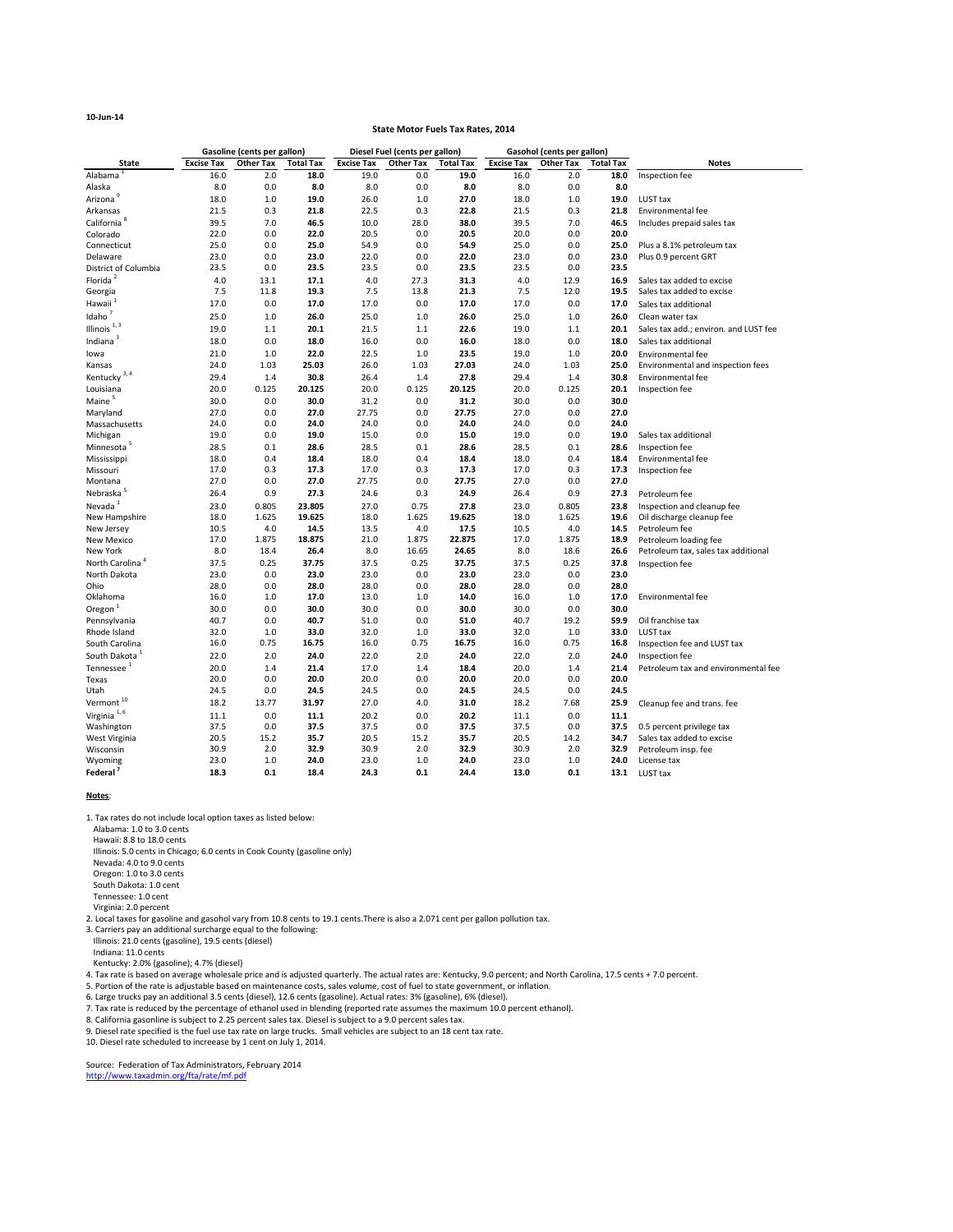10-Jun-14

# State Motor Fuels Tax Rates, 2014

| | Gasoline (cents per gallon) | | | Diesel Fuel (cents per gallon) | | | Gasohol (cents per gallon) | | | |
|---|---|---|---|---|---|---|---|---|---|---|
| **State** | **Excise Tax** | **Other Tax** | **Total Tax** | **Excise Tax** | **Other Tax** | **Total Tax** | **Excise Tax** | **Other Tax** | **Total Tax** | **Notes** |
| Alabama [1] | 16.0 | 2.0 | **18.0** | 19.0 | 0.0 | **19.0** | 16.0 | 2.0 | **18.0** | Inspection fee |
| Alaska | 8.0 | 0.0 | **8.0** | 8.0 | 0.0 | **8.0** | 8.0 | 0.0 | **8.0** | |
| Arizona [9] | 18.0 | 1.0 | **19.0** | 26.0 | 1.0 | **27.0** | 18.0 | 1.0 | **19.0** | LUST tax |
| Arkansas | 21.5 | 0.3 | **21.8** | 22.5 | 0.3 | **22.8** | 21.5 | 0.3 | **21.8** | Environmental fee |
| California [8] | 39.5 | 7.0 | **46.5** | 10.0 | 28.0 | **38.0** | 39.5 | 7.0 | **46.5** | Includes prepaid sales tax |
| Colorado | 22.0 | 0.0 | **22.0** | 20.5 | 0.0 | **20.5** | 20.0 | 0.0 | **20.0** | |
| Connecticut | 25.0 | 0.0 | **25.0** | 54.9 | 0.0 | **54.9** | 25.0 | 0.0 | **25.0** | Plus a 8.1% petroleum tax |
| Delaware | 23.0 | 0.0 | **23.0** | 22.0 | 0.0 | **22.0** | 23.0 | 0.0 | **23.0** | Plus 0.9 percent GRT |
| District of Columbia | 23.5 | 0.0 | **23.5** | 23.5 | 0.0 | **23.5** | 23.5 | 0.0 | **23.5** | |
| Florida [2] | 4.0 | 13.1 | **17.1** | 4.0 | 27.3 | **31.3** | 4.0 | 12.9 | **16.9** | Sales tax added to excise |
| Georgia | 7.5 | 11.8 | **19.3** | 7.5 | 13.8 | **21.3** | 7.5 | 12.0 | **19.5** | Sales tax added to excise |
| Hawaii [1] | 17.0 | 0.0 | **17.0** | 17.0 | 0.0 | **17.0** | 17.0 | 0.0 | **17.0** | Sales tax additional |
| Idaho [7] | 25.0 | 1.0 | **26.0** | 25.0 | 1.0 | **26.0** | 25.0 | 1.0 | **26.0** | Clean water tax |
| Illinois [1,3] | 19.0 | 1.1 | **20.1** | 21.5 | 1.1 | **22.6** | 19.0 | 1.1 | **20.1** | Sales tax add.; environ. and LUST fee |
| Indiana [3] | 18.0 | 0.0 | **18.0** | 16.0 | 0.0 | **16.0** | 18.0 | 0.0 | **18.0** | Sales tax additional |
| Iowa | 21.0 | 1.0 | **22.0** | 22.5 | 1.0 | **23.5** | 19.0 | 1.0 | **20.0** | Environmental fee |
| Kansas | 24.0 | 1.03 | **25.03** | 26.0 | 1.03 | **27.03** | 24.0 | 1.03 | **25.0** | Environmental and inspection fees |
| Kentucky [3,4] | 29.4 | 1.4 | **30.8** | 26.4 | 1.4 | **27.8** | 29.4 | 1.4 | **30.8** | Environmental fee |
| Louisiana | 20.0 | 0.125 | **20.125** | 20.0 | 0.125 | **20.125** | 20.0 | 0.125 | **20.1** | Inspection fee |
| Maine [5] | 30.0 | 0.0 | **30.0** | 31.2 | 0.0 | **31.2** | 30.0 | 0.0 | **30.0** | |
| Maryland | 27.0 | 0.0 | **27.0** | 27.75 | 0.0 | **27.75** | 27.0 | 0.0 | **27.0** | |
| Massachusetts | 24.0 | 0.0 | **24.0** | 24.0 | 0.0 | **24.0** | 24.0 | 0.0 | **24.0** | |
| Michigan | 19.0 | 0.0 | **19.0** | 15.0 | 0.0 | **15.0** | 19.0 | 0.0 | **19.0** | Sales tax additional |
| Minnesota [5] | 28.5 | 0.1 | **28.6** | 28.5 | 0.1 | **28.6** | 28.5 | 0.1 | **28.6** | Inspection fee |
| Mississippi | 18.0 | 0.4 | **18.4** | 18.0 | 0.4 | **18.4** | 18.0 | 0.4 | **18.4** | Environmental fee |
| Missouri | 17.0 | 0.3 | **17.3** | 17.0 | 0.3 | **17.3** | 17.0 | 0.3 | **17.3** | Inspection fee |
| Montana | 27.0 | 0.0 | **27.0** | 27.75 | 0.0 | **27.75** | 27.0 | 0.0 | **27.0** | |
| Nebraska [5] | 26.4 | 0.9 | **27.3** | 24.6 | 0.3 | **24.9** | 26.4 | 0.9 | **27.3** | Petroleum fee |
| Nevada [1] | 23.0 | 0.805 | **23.805** | 27.0 | 0.75 | **27.8** | 23.0 | 0.805 | **23.8** | Inspection and cleanup fee |
| New Hampshire | 18.0 | 1.625 | **19.625** | 18.0 | 1.625 | **19.625** | 18.0 | 1.625 | **19.6** | Oil discharge cleanup fee |
| New Jersey | 10.5 | 4.0 | **14.5** | 13.5 | 4.0 | **17.5** | 10.5 | 4.0 | **14.5** | Petroleum fee |
| New Mexico | 17.0 | 1.875 | **18.875** | 21.0 | 1.875 | **22.875** | 17.0 | 1.875 | **18.9** | Petroleum loading fee |
| New York | 8.0 | 18.4 | **26.4** | 8.0 | 16.65 | **24.65** | 8.0 | 18.6 | **26.6** | Petroleum tax, sales tax additional |
| North Carolina [4] | 37.5 | 0.25 | **37.75** | 37.5 | 0.25 | **37.75** | 37.5 | 0.25 | **37.8** | Inspection fee |
| North Dakota | 23.0 | 0.0 | **23.0** | 23.0 | 0.0 | **23.0** | 23.0 | 0.0 | **23.0** | |
| Ohio | 28.0 | 0.0 | **28.0** | 28.0 | 0.0 | **28.0** | 28.0 | 0.0 | **28.0** | |
| Oklahoma | 16.0 | 1.0 | **17.0** | 13.0 | 1.0 | **14.0** | 16.0 | 1.0 | **17.0** | Environmental fee |
| Oregon [1] | 30.0 | 0.0 | **30.0** | 30.0 | 0.0 | **30.0** | 30.0 | 0.0 | **30.0** | |
| Pennsylvania | 40.7 | 0.0 | **40.7** | 51.0 | 0.0 | **51.0** | 40.7 | 19.2 | **59.9** | Oil franchise tax |
| Rhode Island | 32.0 | 1.0 | **33.0** | 32.0 | 1.0 | **33.0** | 32.0 | 1.0 | **33.0** | LUST tax |
| South Carolina | 16.0 | 0.75 | **16.75** | 16.0 | 0.75 | **16.75** | 16.0 | 0.75 | **16.8** | Inspection fee and LUST tax |
| South Dakota [1] | 22.0 | 2.0 | **24.0** | 22.0 | 2.0 | **24.0** | 22.0 | 2.0 | **24.0** | Inspection fee |
| Tennessee [1] | 20.0 | 1.4 | **21.4** | 17.0 | 1.4 | **18.4** | 20.0 | 1.4 | **21.4** | Petroleum tax and environmental fee |
| Texas | 20.0 | 0.0 | **20.0** | 20.0 | 0.0 | **20.0** | 20.0 | 0.0 | **20.0** | |
| Utah | 24.5 | 0.0 | **24.5** | 24.5 | 0.0 | **24.5** | 24.5 | 0.0 | **24.5** | |
| Vermont [10] | 18.2 | 13.77 | **31.97** | 27.0 | 4.0 | **31.0** | 18.2 | 7.68 | **25.9** | Cleanup fee and trans. fee |
| Virginia [1,6] | 11.1 | 0.0 | **11.1** | 20.2 | 0.0 | **20.2** | 11.1 | 0.0 | **11.1** | |
| Washington | 37.5 | 0.0 | **37.5** | 37.5 | 0.0 | **37.5** | 37.5 | 0.0 | **37.5** | 0.5 percent privilege tax |
| West Virginia | 20.5 | 15.2 | **35.7** | 20.5 | 15.2 | **35.7** | 20.5 | 14.2 | **34.7** | Sales tax added to excise |
| Wisconsin | 30.9 | 2.0 | **32.9** | 30.9 | 2.0 | **32.9** | 30.9 | 2.0 | **32.9** | Petroleum insp. fee |
| Wyoming | 23.0 | 1.0 | **24.0** | 23.0 | 1.0 | **24.0** | 23.0 | 1.0 | **24.0** | License tax |
| **Federal** [7] | **18.3** | **0.1** | **18.4** | **24.3** | **0.1** | **24.4** | **13.0** | **0.1** | **13.1** | LUST tax |

**Notes**:

1. Tax rates do not include local option taxes as listed below:
   - Alabama: 1.0 to 3.0 cents
   - Hawaii: 8.8 to 18.0 cents
   - Illinois: 5.0 cents in Chicago; 6.0 cents in Cook County (gasoline only)
   - Nevada: 4.0 to 9.0 cents
   - Oregon: 1.0 to 3.0 cents
   - South Dakota: 1.0 cent
   - Tennessee: 1.0 cent
   - Virginia: 2.0 percent
2. Local taxes for gasoline and gasohol vary from 10.8 cents to 19.1 cents.There is also a 2.071 cent per gallon pollution tax.
3. Carriers pay an additional surcharge equal to the following:
   - Illinois: 21.0 cents (gasoline), 19.5 cents (diesel)
   - Indiana: 11.0 cents
   - Kentucky: 2.0% (gasoline); 4.7% (diesel)
4. Tax rate is based on average wholesale price and is adjusted quarterly. The actual rates are: Kentucky, 9.0 percent; and North Carolina, 17.5 cents + 7.0 percent.
5. Portion of the rate is adjustable based on maintenance costs, sales volume, cost of fuel to state government, or inflation.
6. Large trucks pay an additional 3.5 cents (diesel), 12.6 cents (gasoline). Actual rates: 3% (gasoline), 6% (diesel).
7. Tax rate is reduced by the percentage of ethanol used in blending (reported rate assumes the maximum 10.0 percent ethanol).
8. California gasonline is subject to 2.25 percent sales tax. Diesel is subject to a 9.0 percent sales tax.
9. Diesel rate specified is the fuel use tax rate on large trucks. Small vehicles are subject to an 18 cent tax rate.
10. Diesel rate scheduled to increease by 1 cent on July 1, 2014.

Source: Federation of Tax Administrators, February 2014
http://www.taxadmin.org/fta/rate/mf.pdf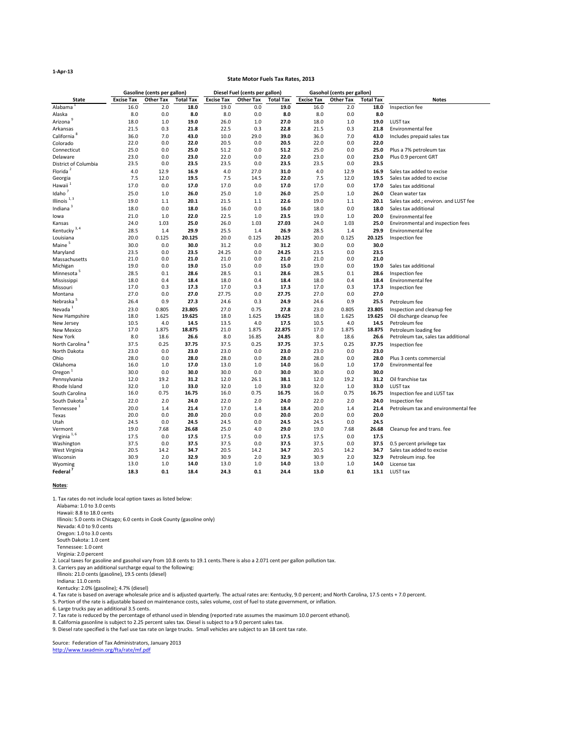1-Apr-13

## State Motor Fuels Tax Rates, 2013

| State | Gasoline (cents per gallon) | | | Diesel Fuel (cents per gallon) | | | Gasohol (cents per gallon) | | | Notes |
|---|---|---|---|---|---|---|---|---|---|---|
| | Excise Tax | Other Tax | Total Tax | Excise Tax | Other Tax | Total Tax | Excise Tax | Other Tax | Total Tax | |
| Alabama [1] | 16.0 | 2.0 | **18.0** | 19.0 | 0.0 | **19.0** | 16.0 | 2.0 | **18.0** | Inspection fee |
| Alaska | 8.0 | 0.0 | **8.0** | 8.0 | 0.0 | **8.0** | 8.0 | 0.0 | **8.0** | |
| Arizona [9] | 18.0 | 1.0 | **19.0** | 26.0 | 1.0 | **27.0** | 18.0 | 1.0 | **19.0** | LUST tax |
| Arkansas | 21.5 | 0.3 | **21.8** | 22.5 | 0.3 | **22.8** | 21.5 | 0.3 | **21.8** | Environmental fee |
| California [8] | 36.0 | 7.0 | **43.0** | 10.0 | 29.0 | **39.0** | 36.0 | 7.0 | **43.0** | Includes prepaid sales tax |
| Colorado | 22.0 | 0.0 | **22.0** | 20.5 | 0.0 | **20.5** | 22.0 | 0.0 | **22.0** | |
| Connecticut | 25.0 | 0.0 | **25.0** | 51.2 | 0.0 | **51.2** | 25.0 | 0.0 | **25.0** | Plus a 7% petroleum tax |
| Delaware | 23.0 | 0.0 | **23.0** | 22.0 | 0.0 | **22.0** | 23.0 | 0.0 | **23.0** | Plus 0.9 percent GRT |
| District of Columbia | 23.5 | 0.0 | **23.5** | 23.5 | 0.0 | **23.5** | 23.5 | 0.0 | **23.5** | |
| Florida [2] | 4.0 | 12.9 | **16.9** | 4.0 | 27.0 | **31.0** | 4.0 | 12.9 | **16.9** | Sales tax added to excise |
| Georgia | 7.5 | 12.0 | **19.5** | 7.5 | 14.5 | **22.0** | 7.5 | 12.0 | **19.5** | Sales tax added to excise |
| Hawaii [1] | 17.0 | 0.0 | **17.0** | 17.0 | 0.0 | **17.0** | 17.0 | 0.0 | **17.0** | Sales tax additional |
| Idaho [7] | 25.0 | 1.0 | **26.0** | 25.0 | 1.0 | **26.0** | 25.0 | 1.0 | **26.0** | Clean water tax |
| Illinois [1, 3] | 19.0 | 1.1 | **20.1** | 21.5 | 1.1 | **22.6** | 19.0 | 1.1 | **20.1** | Sales tax add.; environ. and LUST fee |
| Indiana [3] | 18.0 | 0.0 | **18.0** | 16.0 | 0.0 | **16.0** | 18.0 | 0.0 | **18.0** | Sales tax additional |
| Iowa | 21.0 | 1.0 | **22.0** | 22.5 | 1.0 | **23.5** | 19.0 | 1.0 | **20.0** | Environmental fee |
| Kansas | 24.0 | 1.03 | **25.0** | 26.0 | 1.03 | **27.03** | 24.0 | 1.03 | **25.0** | Environmental and inspection fees |
| Kentucky [3, 4] | 28.5 | 1.4 | **29.9** | 25.5 | 1.4 | **26.9** | 28.5 | 1.4 | **29.9** | Environmental fee |
| Louisiana | 20.0 | 0.125 | **20.125** | 20.0 | 0.125 | **20.125** | 20.0 | 0.125 | **20.125** | Inspection fee |
| Maine [5] | 30.0 | 0.0 | **30.0** | 31.2 | 0.0 | **31.2** | 30.0 | 0.0 | **30.0** | |
| Maryland | 23.5 | 0.0 | **23.5** | 24.25 | 0.0 | **24.25** | 23.5 | 0.0 | **23.5** | |
| Massachusetts | 21.0 | 0.0 | **21.0** | 21.0 | 0.0 | **21.0** | 21.0 | 0.0 | **21.0** | |
| Michigan | 19.0 | 0.0 | **19.0** | 15.0 | 0.0 | **15.0** | 19.0 | 0.0 | **19.0** | Sales tax additional |
| Minnesota [5] | 28.5 | 0.1 | **28.6** | 28.5 | 0.1 | **28.6** | 28.5 | 0.1 | **28.6** | Inspection fee |
| Mississippi | 18.0 | 0.4 | **18.4** | 18.0 | 0.4 | **18.4** | 18.0 | 0.4 | **18.4** | Environmental fee |
| Missouri | 17.0 | 0.3 | **17.3** | 17.0 | 0.3 | **17.3** | 17.0 | 0.3 | **17.3** | Inspection fee |
| Montana | 27.0 | 0.0 | **27.0** | 27.75 | 0.0 | **27.75** | 27.0 | 0.0 | **27.0** | |
| Nebraska [5] | 26.4 | 0.9 | **27.3** | 24.6 | 0.3 | **24.9** | 24.6 | 0.9 | **25.5** | Petroleum fee |
| Nevada [1] | 23.0 | 0.805 | **23.805** | 27.0 | 0.75 | **27.8** | 23.0 | 0.805 | **23.805** | Inspection and cleanup fee |
| New Hampshire | 18.0 | 1.625 | **19.625** | 18.0 | 1.625 | **19.625** | 18.0 | 1.625 | **19.625** | Oil discharge cleanup fee |
| New Jersey | 10.5 | 4.0 | **14.5** | 13.5 | 4.0 | **17.5** | 10.5 | 4.0 | **14.5** | Petroleum fee |
| New Mexico | 17.0 | 1.875 | **18.875** | 21.0 | 1.875 | **22.875** | 17.0 | 1.875 | **18.875** | Petroleum loading fee |
| New York | 8.0 | 18.6 | **26.6** | 8.0 | 16.85 | **24.85** | 8.0 | 18.6 | **26.6** | Petroleum tax, sales tax additional |
| North Carolina [4] | 37.5 | 0.25 | **37.75** | 37.5 | 0.25 | **37.75** | 37.5 | 0.25 | **37.75** | Inspection fee |
| North Dakota | 23.0 | 0.0 | **23.0** | 23.0 | 0.0 | **23.0** | 23.0 | 0.0 | **23.0** | |
| Ohio | 28.0 | 0.0 | **28.0** | 28.0 | 0.0 | **28.0** | 28.0 | 0.0 | **28.0** | Plus 3 cents commercial |
| Oklahoma | 16.0 | 1.0 | **17.0** | 13.0 | 1.0 | **14.0** | 16.0 | 1.0 | **17.0** | Environmental fee |
| Oregon [1] | 30.0 | 0.0 | **30.0** | 30.0 | 0.0 | **30.0** | 30.0 | 0.0 | **30.0** | |
| Pennsylvania | 12.0 | 19.2 | **31.2** | 12.0 | 26.1 | **38.1** | 12.0 | 19.2 | **31.2** | Oil franchise tax |
| Rhode Island | 32.0 | 1.0 | **33.0** | 32.0 | 1.0 | **33.0** | 32.0 | 1.0 | **33.0** | LUST tax |
| South Carolina | 16.0 | 0.75 | **16.75** | 16.0 | 0.75 | **16.75** | 16.0 | 0.75 | **16.75** | Inspection fee and LUST tax |
| South Dakota [1] | 22.0 | 2.0 | **24.0** | 22.0 | 2.0 | **24.0** | 22.0 | 2.0 | **24.0** | Inspection fee |
| Tennessee [1] | 20.0 | 1.4 | **21.4** | 17.0 | 1.4 | **18.4** | 20.0 | 1.4 | **21.4** | Petroleum tax and environmental fee |
| Texas | 20.0 | 0.0 | **20.0** | 20.0 | 0.0 | **20.0** | 20.0 | 0.0 | **20.0** | |
| Utah | 24.5 | 0.0 | **24.5** | 24.5 | 0.0 | **24.5** | 24.5 | 0.0 | **24.5** | |
| Vermont | 19.0 | 7.68 | **26.68** | 25.0 | 4.0 | **29.0** | 19.0 | 7.68 | **26.68** | Cleanup fee and trans. fee |
| Virginia [1, 6] | 17.5 | 0.0 | **17.5** | 17.5 | 0.0 | **17.5** | 17.5 | 0.0 | **17.5** | |
| Washington | 37.5 | 0.0 | **37.5** | 37.5 | 0.0 | **37.5** | 37.5 | 0.0 | **37.5** | 0.5 percent privilege tax |
| West Virginia | 20.5 | 14.2 | **34.7** | 20.5 | 14.2 | **34.7** | 20.5 | 14.2 | **34.7** | Sales tax added to excise |
| Wisconsin | 30.9 | 2.0 | **32.9** | 30.9 | 2.0 | **32.9** | 30.9 | 2.0 | **32.9** | Petroleum insp. fee |
| Wyoming | 13.0 | 1.0 | **14.0** | 13.0 | 1.0 | **14.0** | 13.0 | 1.0 | **14.0** | License tax |
| **Federal** [7] | **18.3** | **0.1** | **18.4** | **24.3** | **0.1** | **24.4** | **13.0** | **0.1** | **13.1** | LUST tax |

**Notes**:

1. Tax rates do not include local option taxes as listed below:
   - Alabama: 1.0 to 3.0 cents
   - Hawaii: 8.8 to 18.0 cents
   - Illinois: 5.0 cents in Chicago; 6.0 cents in Cook County (gasoline only)
   - Nevada: 4.0 to 9.0 cents
   - Oregon: 1.0 to 3.0 cents
   - South Dakota: 1.0 cent
   - Tennessee: 1.0 cent
   - Virginia: 2.0 percent
2. Local taxes for gasoline and gasohol vary from 10.8 cents to 19.1 cents.There is also a 2.071 cent per gallon pollution tax.
3. Carriers pay an additional surcharge equal to the following:
   - Illinois: 21.0 cents (gasoline), 19.5 cents (diesel)
   - Indiana: 11.0 cents
   - Kentucky: 2.0% (gasoline); 4.7% (diesel)
4. Tax rate is based on average wholesale price and is adjusted quarterly. The actual rates are: Kentucky, 9.0 percent; and North Carolina, 17.5 cents + 7.0 percent.
5. Portion of the rate is adjustable based on maintenance costs, sales volume, cost of fuel to state government, or inflation.
6. Large trucks pay an additional 3.5 cents.
7. Tax rate is reduced by the percentage of ethanol used in blending (reported rate assumes the maximum 10.0 percent ethanol).
8. California gasonline is subject to 2.25 percent sales tax. Diesel is subject to a 9.0 percent sales tax.
9. Diesel rate specified is the fuel use tax rate on large trucks. Small vehicles are subject to an 18 cent tax rate.

Source: Federation of Tax Administrators, January 2013
http://www.taxadmin.org/fta/rate/mf.pdf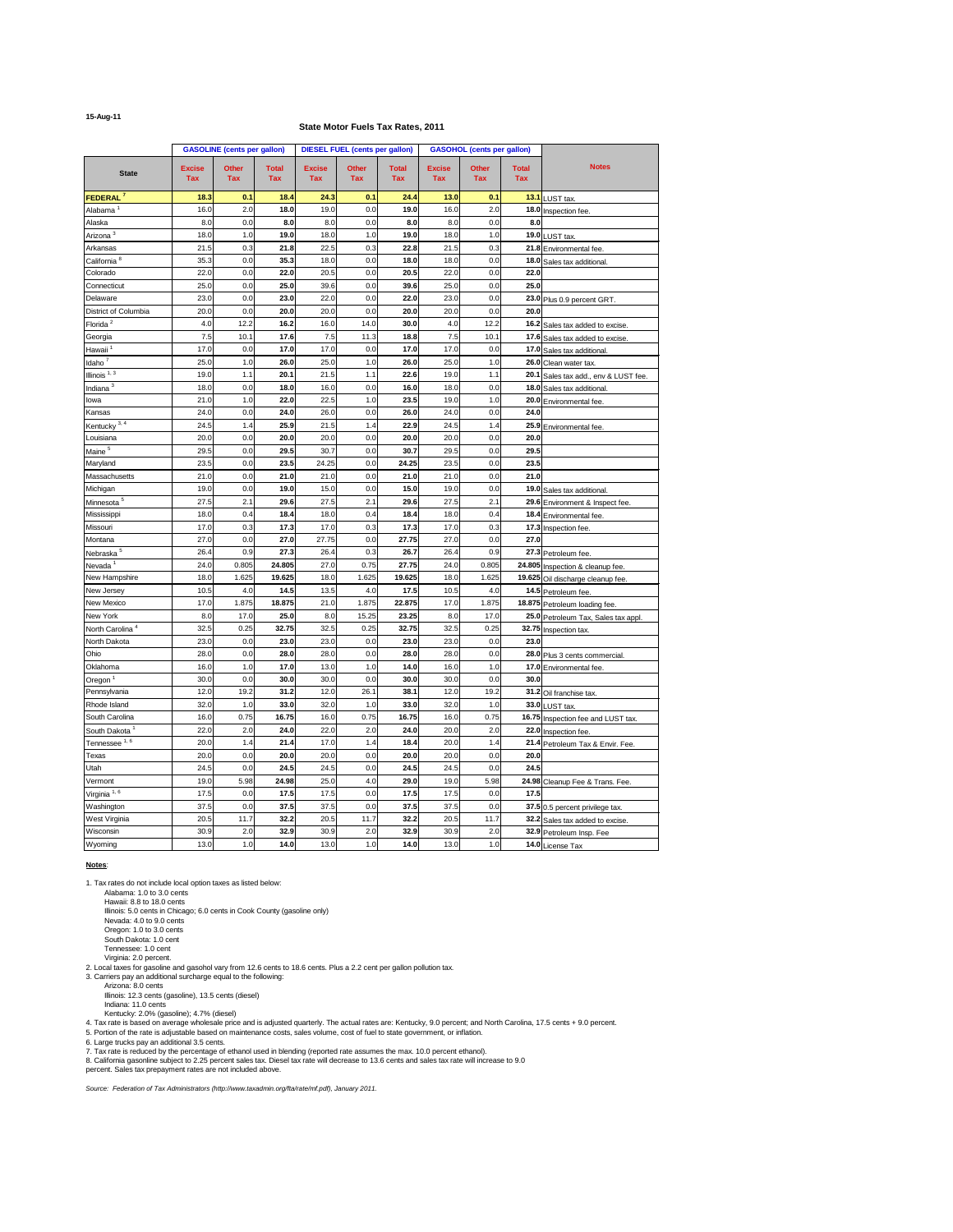15-Aug-11

## State Motor Fuels Tax Rates, 2011

| State | GASOLINE (cents per gallon) | | | DIESEL FUEL (cents per gallon) | | | GASOHOL (cents per gallon) | | | Notes |
|---|---|---|---|---|---|---|---|---|---|---|
| | Excise Tax | Other Tax | Total Tax | Excise Tax | Other Tax | Total Tax | Excise Tax | Other Tax | Total Tax | |
| **FEDERAL** [7] | **18.3** | **0.1** | **18.4** | **24.3** | **0.1** | **24.4** | **13.0** | **0.1** | **13.1** | LUST tax. |
| Alabama [1] | 16.0 | 2.0 | **18.0** | 19.0 | 0.0 | **19.0** | 16.0 | 2.0 | **18.0** | Inspection fee. |
| Alaska | 8.0 | 0.0 | **8.0** | 8.0 | 0.0 | **8.0** | 8.0 | 0.0 | **8.0** | |
| Arizona [3] | 18.0 | 1.0 | **19.0** | 18.0 | 1.0 | **19.0** | 18.0 | 1.0 | **19.0** | LUST tax. |
| Arkansas | 21.5 | 0.3 | **21.8** | 22.5 | 0.3 | **22.8** | 21.5 | 0.3 | **21.8** | Environmental fee. |
| California [8] | 35.3 | 0.0 | **35.3** | 18.0 | 0.0 | **18.0** | 18.0 | 0.0 | **18.0** | Sales tax additional. |
| Colorado | 22.0 | 0.0 | **22.0** | 20.5 | 0.0 | **20.5** | 22.0 | 0.0 | **22.0** | |
| Connecticut | 25.0 | 0.0 | **25.0** | 39.6 | 0.0 | **39.6** | 25.0 | 0.0 | **25.0** | |
| Delaware | 23.0 | 0.0 | **23.0** | 22.0 | 0.0 | **22.0** | 23.0 | 0.0 | **23.0** | Plus 0.9 percent GRT. |
| District of Columbia | 20.0 | 0.0 | **20.0** | 20.0 | 0.0 | **20.0** | 20.0 | 0.0 | **20.0** | |
| Florida [2] | 4.0 | 12.2 | **16.2** | 16.0 | 14.0 | **30.0** | 4.0 | 12.2 | **16.2** | Sales tax added to excise. |
| Georgia | 7.5 | 10.1 | **17.6** | 7.5 | 11.3 | **18.8** | 7.5 | 10.1 | **17.6** | Sales tax added to excise. |
| Hawaii [1] | 17.0 | 0.0 | **17.0** | 17.0 | 0.0 | **17.0** | 17.0 | 0.0 | **17.0** | Sales tax additional. |
| Idaho [7] | 25.0 | 1.0 | **26.0** | 25.0 | 1.0 | **26.0** | 25.0 | 1.0 | **26.0** | Clean water tax. |
| Illinois [1, 3] | 19.0 | 1.1 | **20.1** | 21.5 | 1.1 | **22.6** | 19.0 | 1.1 | **20.1** | Sales tax add., env & LUST fee. |
| Indiana [3] | 18.0 | 0.0 | **18.0** | 16.0 | 0.0 | **16.0** | 18.0 | 0.0 | **18.0** | Sales tax additional. |
| Iowa | 21.0 | 1.0 | **22.0** | 22.5 | 1.0 | **23.5** | 19.0 | 1.0 | **20.0** | Environmental fee. |
| Kansas | 24.0 | 0.0 | **24.0** | 26.0 | 0.0 | **26.0** | 24.0 | 0.0 | **24.0** | |
| Kentucky [3, 4] | 24.5 | 1.4 | **25.9** | 21.5 | 1.4 | **22.9** | 24.5 | 1.4 | **25.9** | Environmental fee. |
| Louisiana | 20.0 | 0.0 | **20.0** | 20.0 | 0.0 | **20.0** | 20.0 | 0.0 | **20.0** | |
| Maine [5] | 29.5 | 0.0 | **29.5** | 30.7 | 0.0 | **30.7** | 29.5 | 0.0 | **29.5** | |
| Maryland | 23.5 | 0.0 | **23.5** | 24.25 | 0.0 | **24.25** | 23.5 | 0.0 | **23.5** | |
| Massachusetts | 21.0 | 0.0 | **21.0** | 21.0 | 0.0 | **21.0** | 21.0 | 0.0 | **21.0** | |
| Michigan | 19.0 | 0.0 | **19.0** | 15.0 | 0.0 | **15.0** | 19.0 | 0.0 | **19.0** | Sales tax additional. |
| Minnesota [5] | 27.5 | 2.1 | **29.6** | 27.5 | 2.1 | **29.6** | 27.5 | 2.1 | **29.6** | Environment & Inspect fee. |
| Mississippi | 18.0 | 0.4 | **18.4** | 18.0 | 0.4 | **18.4** | 18.0 | 0.4 | **18.4** | Environmental fee. |
| Missouri | 17.0 | 0.3 | **17.3** | 17.0 | 0.3 | **17.3** | 17.0 | 0.3 | **17.3** | Inspection fee. |
| Montana | 27.0 | 0.0 | **27.0** | 27.75 | 0.0 | **27.75** | 27.0 | 0.0 | **27.0** | |
| Nebraska [5] | 26.4 | 0.9 | **27.3** | 26.4 | 0.3 | **26.7** | 26.4 | 0.9 | **27.3** | Petroleum fee. |
| Nevada [1] | 24.0 | 0.805 | **24.805** | 27.0 | 0.75 | **27.75** | 24.0 | 0.805 | **24.805** | Inspection & cleanup fee. |
| New Hampshire | 18.0 | 1.625 | **19.625** | 18.0 | 1.625 | **19.625** | 18.0 | 1.625 | **19.625** | Oil discharge cleanup fee. |
| New Jersey | 10.5 | 4.0 | **14.5** | 13.5 | 4.0 | **17.5** | 10.5 | 4.0 | **14.5** | Petroleum fee. |
| New Mexico | 17.0 | 1.875 | **18.875** | 21.0 | 1.875 | **22.875** | 17.0 | 1.875 | **18.875** | Petroleum loading fee. |
| New York | 8.0 | 17.0 | **25.0** | 8.0 | 15.25 | **23.25** | 8.0 | 17.0 | **25.0** | Petroleum Tax, Sales tax appl. |
| North Carolina [4] | 32.5 | 0.25 | **32.75** | 32.5 | 0.25 | **32.75** | 32.5 | 0.25 | **32.75** | Inspection tax. |
| North Dakota | 23.0 | 0.0 | **23.0** | 23.0 | 0.0 | **23.0** | 23.0 | 0.0 | **23.0** | |
| Ohio | 28.0 | 0.0 | **28.0** | 28.0 | 0.0 | **28.0** | 28.0 | 0.0 | **28.0** | Plus 3 cents commercial. |
| Oklahoma | 16.0 | 1.0 | **17.0** | 13.0 | 1.0 | **14.0** | 16.0 | 1.0 | **17.0** | Environmental fee. |
| Oregon [1] | 30.0 | 0.0 | **30.0** | 30.0 | 0.0 | **30.0** | 30.0 | 0.0 | **30.0** | |
| Pennsylvania | 12.0 | 19.2 | **31.2** | 12.0 | 26.1 | **38.1** | 12.0 | 19.2 | **31.2** | Oil franchise tax. |
| Rhode Island | 32.0 | 1.0 | **33.0** | 32.0 | 1.0 | **33.0** | 32.0 | 1.0 | **33.0** | LUST tax. |
| South Carolina | 16.0 | 0.75 | **16.75** | 16.0 | 0.75 | **16.75** | 16.0 | 0.75 | **16.75** | Inspection fee and LUST tax. |
| South Dakota [1] | 22.0 | 2.0 | **24.0** | 22.0 | 2.0 | **24.0** | 20.0 | 2.0 | **22.0** | Inspection fee. |
| Tennessee [1, 6] | 20.0 | 1.4 | **21.4** | 17.0 | 1.4 | **18.4** | 20.0 | 1.4 | **21.4** | Petroleum Tax & Envir. Fee. |
| Texas | 20.0 | 0.0 | **20.0** | 20.0 | 0.0 | **20.0** | 20.0 | 0.0 | **20.0** | |
| Utah | 24.5 | 0.0 | **24.5** | 24.5 | 0.0 | **24.5** | 24.5 | 0.0 | **24.5** | |
| Vermont | 19.0 | 5.98 | **24.98** | 25.0 | 4.0 | **29.0** | 19.0 | 5.98 | **24.98** | Cleanup Fee & Trans. Fee. |
| Virginia [1, 6] | 17.5 | 0.0 | **17.5** | 17.5 | 0.0 | **17.5** | 17.5 | 0.0 | **17.5** | |
| Washington | 37.5 | 0.0 | **37.5** | 37.5 | 0.0 | **37.5** | 37.5 | 0.0 | **37.5** | 0.5 percent privilege tax. |
| West Virginia | 20.5 | 11.7 | **32.2** | 20.5 | 11.7 | **32.2** | 20.5 | 11.7 | **32.2** | Sales tax added to excise. |
| Wisconsin | 30.9 | 2.0 | **32.9** | 30.9 | 2.0 | **32.9** | 30.9 | 2.0 | **32.9** | Petroleum Insp. Fee |
| Wyoming | 13.0 | 1.0 | **14.0** | 13.0 | 1.0 | **14.0** | 13.0 | 1.0 | **14.0** | License Tax |

**Notes**:

1. Tax rates do not include local option taxes as listed below:
   - Alabama: 1.0 to 3.0 cents
   - Hawaii: 8.8 to 18.0 cents
   - Illinois: 5.0 cents in Chicago; 6.0 cents in Cook County (gasoline only)
   - Nevada: 4.0 to 9.0 cents
   - Oregon: 1.0 to 3.0 cents
   - South Dakota: 1.0 cent
   - Tennessee: 1.0 cent
   - Virginia: 2.0 percent.
2. Local taxes for gasoline and gasohol vary from 12.6 cents to 18.6 cents. Plus a 2.2 cent per gallon pollution tax.
3. Carriers pay an additional surcharge equal to the following:
   - Arizona: 8.0 cents
   - Illinois: 12.3 cents (gasoline), 13.5 cents (diesel)
   - Indiana: 11.0 cents
   - Kentucky: 2.0% (gasoline); 4.7% (diesel)
4. Tax rate is based on average wholesale price and is adjusted quarterly. The actual rates are: Kentucky, 9.0 percent; and North Carolina, 17.5 cents + 9.0 percent.
5. Portion of the rate is adjustable based on maintenance costs, sales volume, cost of fuel to state government, or inflation.
6. Large trucks pay an additional 3.5 cents.
7. Tax rate is reduced by the percentage of ethanol used in blending (reported rate assumes the max. 10.0 percent ethanol).
8. California gasonline subject to 2.25 percent sales tax. Diesel tax rate will decrease to 13.6 cents and sales tax rate will increase to 9.0 percent. Sales tax prepayment rates are not included above.

*Source: Federation of Tax Administrators (http://www.taxadmin.org/fta/rate/mf.pdf), January 2011.*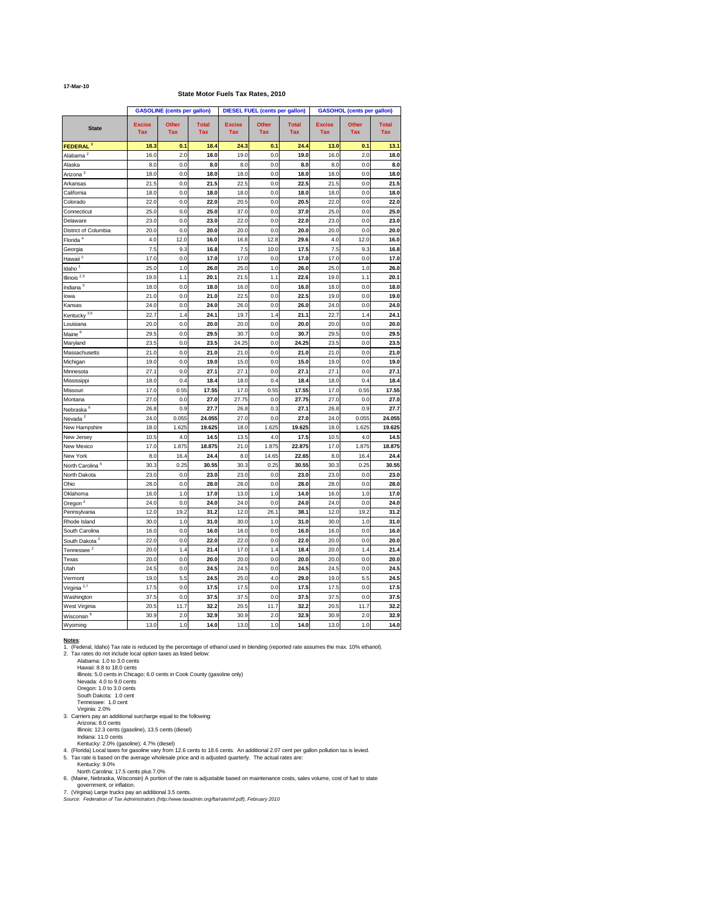17-Mar-10

# State Motor Fuels Tax Rates, 2010

| State | GASOLINE (cents per gallon) | | | DIESEL FUEL (cents per gallon) | | | GASOHOL (cents per gallon) | | |
|---|---|---|---|---|---|---|---|---|---|
| | Excise Tax | Other Tax | Total Tax | Excise Tax | Other Tax | Total Tax | Excise Tax | Other Tax | Total Tax |
| **FEDERAL** [1] | **18.3** | **0.1** | **18.4** | **24.3** | **0.1** | **24.4** | **13.0** | **0.1** | **13.1** |
| Alabama [2] | 16.0 | 2.0 | **18.0** | 19.0 | 0.0 | **19.0** | 16.0 | 2.0 | **18.0** |
| Alaska | 8.0 | 0.0 | **8.0** | 8.0 | 0.0 | **8.0** | 8.0 | 0.0 | **8.0** |
| Arizona [3] | 18.0 | 0.0 | **18.0** | 18.0 | 0.0 | **18.0** | 18.0 | 0.0 | **18.0** |
| Arkansas | 21.5 | 0.0 | **21.5** | 22.5 | 0.0 | **22.5** | 21.5 | 0.0 | **21.5** |
| California | 18.0 | 0.0 | **18.0** | 18.0 | 0.0 | **18.0** | 18.0 | 0.0 | **18.0** |
| Colorado | 22.0 | 0.0 | **22.0** | 20.5 | 0.0 | **20.5** | 22.0 | 0.0 | **22.0** |
| Connecticut | 25.0 | 0.0 | **25.0** | 37.0 | 0.0 | **37.0** | 25.0 | 0.0 | **25.0** |
| Delaware | 23.0 | 0.0 | **23.0** | 22.0 | 0.0 | **22.0** | 23.0 | 0.0 | **23.0** |
| District of Columbia | 20.0 | 0.0 | **20.0** | 20.0 | 0.0 | **20.0** | 20.0 | 0.0 | **20.0** |
| Florida [4] | 4.0 | 12.0 | **16.0** | 16.8 | 12.8 | **29.6** | 4.0 | 12.0 | **16.0** |
| Georgia | 7.5 | 9.3 | **16.8** | 7.5 | 10.0 | **17.5** | 7.5 | 9.3 | **16.8** |
| Hawaii [2] | 17.0 | 0.0 | **17.0** | 17.0 | 0.0 | **17.0** | 17.0 | 0.0 | **17.0** |
| Idaho [1] | 25.0 | 1.0 | **26.0** | 25.0 | 1.0 | **26.0** | 25.0 | 1.0 | **26.0** |
| Illinois [2,3] | 19.0 | 1.1 | **20.1** | 21.5 | 1.1 | **22.6** | 19.0 | 1.1 | **20.1** |
| Indiana [3] | 18.0 | 0.0 | **18.0** | 16.0 | 0.0 | **16.0** | 18.0 | 0.0 | **18.0** |
| Iowa | 21.0 | 0.0 | **21.0** | 22.5 | 0.0 | **22.5** | 19.0 | 0.0 | **19.0** |
| Kansas | 24.0 | 0.0 | **24.0** | 26.0 | 0.0 | **26.0** | 24.0 | 0.0 | **24.0** |
| Kentucky [3,5] | 22.7 | 1.4 | **24.1** | 19.7 | 1.4 | **21.1** | 22.7 | 1.4 | **24.1** |
| Louisiana | 20.0 | 0.0 | **20.0** | 20.0 | 0.0 | **20.0** | 20.0 | 0.0 | **20.0** |
| Maine [6] | 29.5 | 0.0 | **29.5** | 30.7 | 0.0 | **30.7** | 29.5 | 0.0 | **29.5** |
| Maryland | 23.5 | 0.0 | **23.5** | 24.25 | 0.0 | **24.25** | 23.5 | 0.0 | **23.5** |
| Massachusetts | 21.0 | 0.0 | **21.0** | 21.0 | 0.0 | **21.0** | 21.0 | 0.0 | **21.0** |
| Michigan | 19.0 | 0.0 | **19.0** | 15.0 | 0.0 | **15.0** | 19.0 | 0.0 | **19.0** |
| Minnesota | 27.1 | 0.0 | **27.1** | 27.1 | 0.0 | **27.1** | 27.1 | 0.0 | **27.1** |
| Mississippi | 18.0 | 0.4 | **18.4** | 18.0 | 0.4 | **18.4** | 18.0 | 0.4 | **18.4** |
| Missouri | 17.0 | 0.55 | **17.55** | 17.0 | 0.55 | **17.55** | 17.0 | 0.55 | **17.55** |
| Montana | 27.0 | 0.0 | **27.0** | 27.75 | 0.0 | **27.75** | 27.0 | 0.0 | **27.0** |
| Nebraska [6] | 26.8 | 0.9 | **27.7** | 26.8 | 0.3 | **27.1** | 26.8 | 0.9 | **27.7** |
| Nevada [2] | 24.0 | 0.055 | **24.055** | 27.0 | 0.0 | **27.0** | 24.0 | 0.055 | **24.055** |
| New Hampshire | 18.0 | 1.625 | **19.625** | 18.0 | 1.625 | **19.625** | 18.0 | 1.625 | **19.625** |
| New Jersey | 10.5 | 4.0 | **14.5** | 13.5 | 4.0 | **17.5** | 10.5 | 4.0 | **14.5** |
| New Mexico | 17.0 | 1.875 | **18.875** | 21.0 | 1.875 | **22.875** | 17.0 | 1.875 | **18.875** |
| New York | 8.0 | 16.4 | **24.4** | 8.0 | 14.65 | **22.65** | 8.0 | 16.4 | **24.4** |
| North Carolina [5] | 30.3 | 0.25 | **30.55** | 30.3 | 0.25 | **30.55** | 30.3 | 0.25 | **30.55** |
| North Dakota | 23.0 | 0.0 | **23.0** | 23.0 | 0.0 | **23.0** | 23.0 | 0.0 | **23.0** |
| Ohio | 28.0 | 0.0 | **28.0** | 28.0 | 0.0 | **28.0** | 28.0 | 0.0 | **28.0** |
| Oklahoma | 16.0 | 1.0 | **17.0** | 13.0 | 1.0 | **14.0** | 16.0 | 1.0 | **17.0** |
| Oregon [2] | 24.0 | 0.0 | **24.0** | 24.0 | 0.0 | **24.0** | 24.0 | 0.0 | **24.0** |
| Pennsylvania | 12.0 | 19.2 | **31.2** | 12.0 | 26.1 | **38.1** | 12.0 | 19.2 | **31.2** |
| Rhode Island | 30.0 | 1.0 | **31.0** | 30.0 | 1.0 | **31.0** | 30.0 | 1.0 | **31.0** |
| South Carolina | 16.0 | 0.0 | **16.0** | 16.0 | 0.0 | **16.0** | 16.0 | 0.0 | **16.0** |
| South Dakota [2] | 22.0 | 0.0 | **22.0** | 22.0 | 0.0 | **22.0** | 20.0 | 0.0 | **20.0** |
| Tennessee [2] | 20.0 | 1.4 | **21.4** | 17.0 | 1.4 | **18.4** | 20.0 | 1.4 | **21.4** |
| Texas | 20.0 | 0.0 | **20.0** | 20.0 | 0.0 | **20.0** | 20.0 | 0.0 | **20.0** |
| Utah | 24.5 | 0.0 | **24.5** | 24.5 | 0.0 | **24.5** | 24.5 | 0.0 | **24.5** |
| Vermont | 19.0 | 5.5 | **24.5** | 25.0 | 4.0 | **29.0** | 19.0 | 5.5 | **24.5** |
| Virginia [2,7] | 17.5 | 0.0 | **17.5** | 17.5 | 0.0 | **17.5** | 17.5 | 0.0 | **17.5** |
| Washington | 37.5 | 0.0 | **37.5** | 37.5 | 0.0 | **37.5** | 37.5 | 0.0 | **37.5** |
| West Virginia | 20.5 | 11.7 | **32.2** | 20.5 | 11.7 | **32.2** | 20.5 | 11.7 | **32.2** |
| Wisconsin [6] | 30.9 | 2.0 | **32.9** | 30.9 | 2.0 | **32.9** | 30.9 | 2.0 | **32.9** |
| Wyoming | 13.0 | 1.0 | **14.0** | 13.0 | 1.0 | **14.0** | 13.0 | 1.0 | **14.0** |

**Notes**:

1. (Federal, Idaho) Tax rate is reduced by the percentage of ethanol used in blending (reported rate assumes the max. 10% ethanol).
2. Tax rates do not include local option taxes as listed below:
   - Alabama: 1.0 to 3.0 cents
   - Hawaii: 8.8 to 18.0 cents
   - Illinois: 5.0 cents in Chicago; 6.0 cents in Cook County (gasoline only)
   - Nevada: 4.0 to 9.0 cents
   - Oregon: 1.0 to 3.0 cents
   - South Dakota: 1.0 cent
   - Tennessee: 1.0 cent
   - Virginia: 2.0%
3. Carriers pay an additional surcharge equal to the following:
   - Arizona: 8.0 cents
   - Illinois: 12.3 cents (gasoline), 13.5 cents (diesel)
   - Indiana: 11.0 cents
   - Kentucky: 2.0% (gasoline); 4.7% (diesel)
4. (Florida) Local taxes for gasoline vary from 12.6 cents to 18.6 cents. An additional 2.07 cent per gallon pollution tax is levied.
5. Tax rate is based on the average wholesale price and is adjusted quarterly. The actual rates are:
   - Kentucky: 9.0%
   - North Carolina: 17.5 cents plus 7.0%
6. (Maine, Nebraska, Wisconsin) A portion of the rate is adjustable based on maintenance costs, sales volume, cost of fuel to state government, or inflation.
7. (Virginia) Large trucks pay an additional 3.5 cents.

*Source: Federation of Tax Administrators (http://www.taxadmin.org/fta/rate/mf.pdf), February 2010*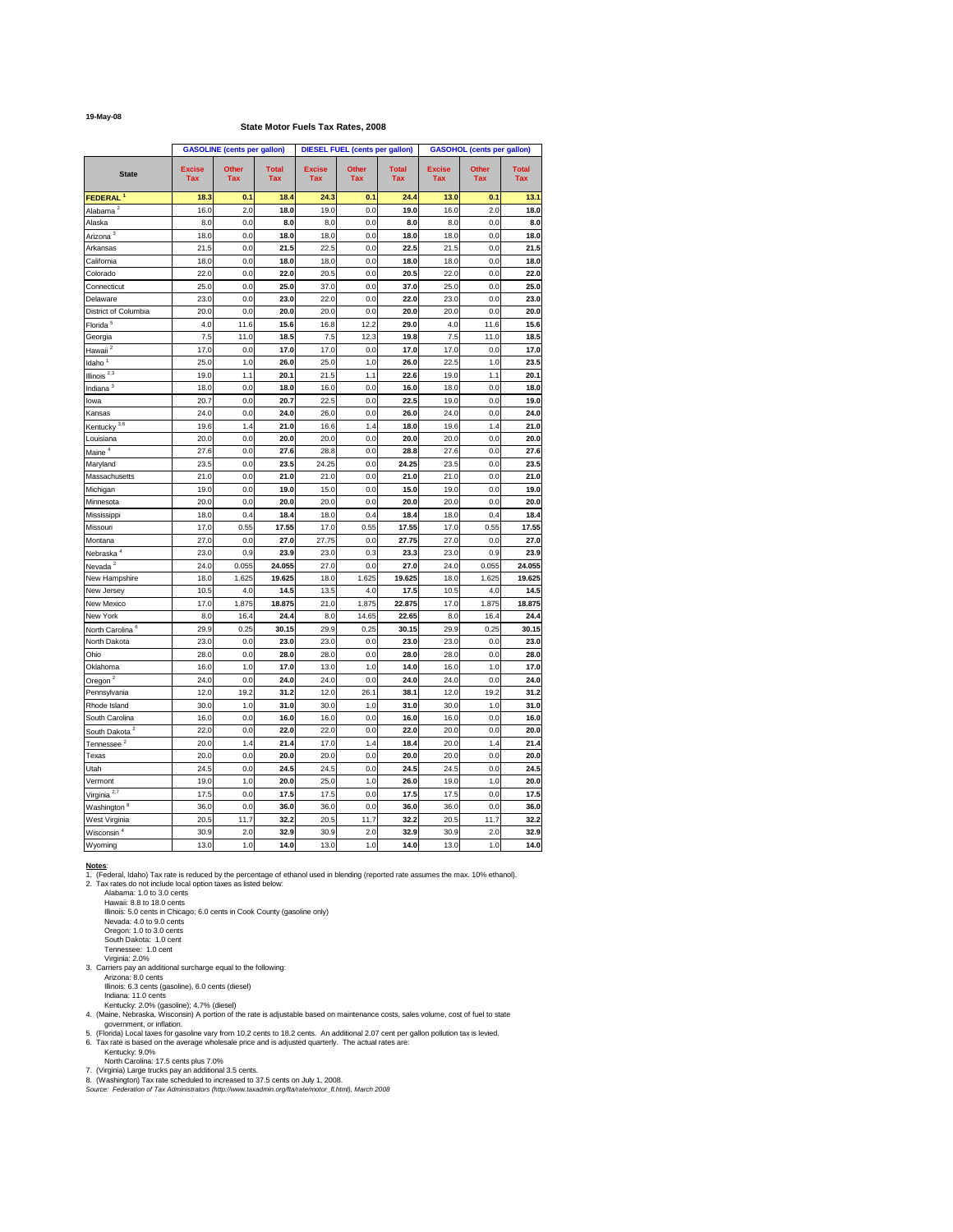19-May-08

## State Motor Fuels Tax Rates, 2008

| State | GASOLINE (cents per gallon) | | | DIESEL FUEL (cents per gallon) | | | GASOHOL (cents per gallon) | | |
|---|---|---|---|---|---|---|---|---|---|
| | Excise Tax | Other Tax | Total Tax | Excise Tax | Other Tax | Total Tax | Excise Tax | Other Tax | Total Tax |
| **FEDERAL [1]** | **18.3** | **0.1** | **18.4** | **24.3** | **0.1** | **24.4** | **13.0** | **0.1** | **13.1** |
| Alabama [2] | 16.0 | 2.0 | **18.0** | 19.0 | 0.0 | **19.0** | 16.0 | 2.0 | **18.0** |
| Alaska | 8.0 | 0.0 | **8.0** | 8.0 | 0.0 | **8.0** | 8.0 | 0.0 | **8.0** |
| Arizona [3] | 18.0 | 0.0 | **18.0** | 18.0 | 0.0 | **18.0** | 18.0 | 0.0 | **18.0** |
| Arkansas | 21.5 | 0.0 | **21.5** | 22.5 | 0.0 | **22.5** | 21.5 | 0.0 | **21.5** |
| California | 18.0 | 0.0 | **18.0** | 18.0 | 0.0 | **18.0** | 18.0 | 0.0 | **18.0** |
| Colorado | 22.0 | 0.0 | **22.0** | 20.5 | 0.0 | **20.5** | 22.0 | 0.0 | **22.0** |
| Connecticut | 25.0 | 0.0 | **25.0** | 37.0 | 0.0 | **37.0** | 25.0 | 0.0 | **25.0** |
| Delaware | 23.0 | 0.0 | **23.0** | 22.0 | 0.0 | **22.0** | 23.0 | 0.0 | **23.0** |
| District of Columbia | 20.0 | 0.0 | **20.0** | 20.0 | 0.0 | **20.0** | 20.0 | 0.0 | **20.0** |
| Florida [5] | 4.0 | 11.6 | **15.6** | 16.8 | 12.2 | **29.0** | 4.0 | 11.6 | **15.6** |
| Georgia | 7.5 | 11.0 | **18.5** | 7.5 | 12.3 | **19.8** | 7.5 | 11.0 | **18.5** |
| Hawaii [2] | 17.0 | 0.0 | **17.0** | 17.0 | 0.0 | **17.0** | 17.0 | 0.0 | **17.0** |
| Idaho [1] | 25.0 | 1.0 | **26.0** | 25.0 | 1.0 | **26.0** | 22.5 | 1.0 | **23.5** |
| Illinois [2,3] | 19.0 | 1.1 | **20.1** | 21.5 | 1.1 | **22.6** | 19.0 | 1.1 | **20.1** |
| Indiana [3] | 18.0 | 0.0 | **18.0** | 16.0 | 0.0 | **16.0** | 18.0 | 0.0 | **18.0** |
| Iowa | 20.7 | 0.0 | **20.7** | 22.5 | 0.0 | **22.5** | 19.0 | 0.0 | **19.0** |
| Kansas | 24.0 | 0.0 | **24.0** | 26.0 | 0.0 | **26.0** | 24.0 | 0.0 | **24.0** |
| Kentucky [3,6] | 19.6 | 1.4 | **21.0** | 16.6 | 1.4 | **18.0** | 19.6 | 1.4 | **21.0** |
| Louisiana | 20.0 | 0.0 | **20.0** | 20.0 | 0.0 | **20.0** | 20.0 | 0.0 | **20.0** |
| Maine [4] | 27.6 | 0.0 | **27.6** | 28.8 | 0.0 | **28.8** | 27.6 | 0.0 | **27.6** |
| Maryland | 23.5 | 0.0 | **23.5** | 24.25 | 0.0 | **24.25** | 23.5 | 0.0 | **23.5** |
| Massachusetts | 21.0 | 0.0 | **21.0** | 21.0 | 0.0 | **21.0** | 21.0 | 0.0 | **21.0** |
| Michigan | 19.0 | 0.0 | **19.0** | 15.0 | 0.0 | **15.0** | 19.0 | 0.0 | **19.0** |
| Minnesota | 20.0 | 0.0 | **20.0** | 20.0 | 0.0 | **20.0** | 20.0 | 0.0 | **20.0** |
| Mississippi | 18.0 | 0.4 | **18.4** | 18.0 | 0.4 | **18.4** | 18.0 | 0.4 | **18.4** |
| Missouri | 17.0 | 0.55 | **17.55** | 17.0 | 0.55 | **17.55** | 17.0 | 0.55 | **17.55** |
| Montana | 27.0 | 0.0 | **27.0** | 27.75 | 0.0 | **27.75** | 27.0 | 0.0 | **27.0** |
| Nebraska [4] | 23.0 | 0.9 | **23.9** | 23.0 | 0.3 | **23.3** | 23.0 | 0.9 | **23.9** |
| Nevada [2] | 24.0 | 0.055 | **24.055** | 27.0 | 0.0 | **27.0** | 24.0 | 0.055 | **24.055** |
| New Hampshire | 18.0 | 1.625 | **19.625** | 18.0 | 1.625 | **19.625** | 18.0 | 1.625 | **19.625** |
| New Jersey | 10.5 | 4.0 | **14.5** | 13.5 | 4.0 | **17.5** | 10.5 | 4.0 | **14.5** |
| New Mexico | 17.0 | 1.875 | **18.875** | 21.0 | 1.875 | **22.875** | 17.0 | 1.875 | **18.875** |
| New York | 8.0 | 16.4 | **24.4** | 8.0 | 14.65 | **22.65** | 8.0 | 16.4 | **24.4** |
| North Carolina [6] | 29.9 | 0.25 | **30.15** | 29.9 | 0.25 | **30.15** | 29.9 | 0.25 | **30.15** |
| North Dakota | 23.0 | 0.0 | **23.0** | 23.0 | 0.0 | **23.0** | 23.0 | 0.0 | **23.0** |
| Ohio | 28.0 | 0.0 | **28.0** | 28.0 | 0.0 | **28.0** | 28.0 | 0.0 | **28.0** |
| Oklahoma | 16.0 | 1.0 | **17.0** | 13.0 | 1.0 | **14.0** | 16.0 | 1.0 | **17.0** |
| Oregon [2] | 24.0 | 0.0 | **24.0** | 24.0 | 0.0 | **24.0** | 24.0 | 0.0 | **24.0** |
| Pennsylvania | 12.0 | 19.2 | **31.2** | 12.0 | 26.1 | **38.1** | 12.0 | 19.2 | **31.2** |
| Rhode Island | 30.0 | 1.0 | **31.0** | 30.0 | 1.0 | **31.0** | 30.0 | 1.0 | **31.0** |
| South Carolina | 16.0 | 0.0 | **16.0** | 16.0 | 0.0 | **16.0** | 16.0 | 0.0 | **16.0** |
| South Dakota [2] | 22.0 | 0.0 | **22.0** | 22.0 | 0.0 | **22.0** | 20.0 | 0.0 | **20.0** |
| Tennessee [2] | 20.0 | 1.4 | **21.4** | 17.0 | 1.4 | **18.4** | 20.0 | 1.4 | **21.4** |
| Texas | 20.0 | 0.0 | **20.0** | 20.0 | 0.0 | **20.0** | 20.0 | 0.0 | **20.0** |
| Utah | 24.5 | 0.0 | **24.5** | 24.5 | 0.0 | **24.5** | 24.5 | 0.0 | **24.5** |
| Vermont | 19.0 | 1.0 | **20.0** | 25.0 | 1.0 | **26.0** | 19.0 | 1.0 | **20.0** |
| Virginia [2,7] | 17.5 | 0.0 | **17.5** | 17.5 | 0.0 | **17.5** | 17.5 | 0.0 | **17.5** |
| Washington [8] | 36.0 | 0.0 | **36.0** | 36.0 | 0.0 | **36.0** | 36.0 | 0.0 | **36.0** |
| West Virginia | 20.5 | 11.7 | **32.2** | 20.5 | 11.7 | **32.2** | 20.5 | 11.7 | **32.2** |
| Wisconsin [4] | 30.9 | 2.0 | **32.9** | 30.9 | 2.0 | **32.9** | 30.9 | 2.0 | **32.9** |
| Wyoming | 13.0 | 1.0 | **14.0** | 13.0 | 1.0 | **14.0** | 13.0 | 1.0 | **14.0** |

**Notes**:

1. (Federal, Idaho) Tax rate is reduced by the percentage of ethanol used in blending (reported rate assumes the max. 10% ethanol).
2. Tax rates do not include local option taxes as listed below:
   - Alabama: 1.0 to 3.0 cents
   - Hawaii: 8.8 to 18.0 cents
   - Illinois: 5.0 cents in Chicago; 6.0 cents in Cook County (gasoline only)
   - Nevada: 4.0 to 9.0 cents
   - Oregon: 1.0 to 3.0 cents
   - South Dakota: 1.0 cent
   - Tennessee: 1.0 cent
   - Virginia: 2.0%
3. Carriers pay an additional surcharge equal to the following:
   - Arizona: 8.0 cents
   - Illinois: 6.3 cents (gasoline), 6.0 cents (diesel)
   - Indiana: 11.0 cents
   - Kentucky: 2.0% (gasoline); 4.7% (diesel)
4. (Maine, Nebraska, Wisconsin) A portion of the rate is adjustable based on maintenance costs, sales volume, cost of fuel to state government, or inflation.
5. (Florida) Local taxes for gasoline vary from 10.2 cents to 18.2 cents. An additional 2.07 cent per gallon pollution tax is levied.
6. Tax rate is based on the average wholesale price and is adjusted quarterly. The actual rates are:
   - Kentucky: 9.0%
   - North Carolina: 17.5 cents plus 7.0%
7. (Virginia) Large trucks pay an additional 3.5 cents.
8. (Washington) Tax rate scheduled to increased to 37.5 cents on July 1, 2008.

*Source: Federation of Tax Administrators (http://www.taxadmin.org/fta/rate/motor_fl.html), March 2008*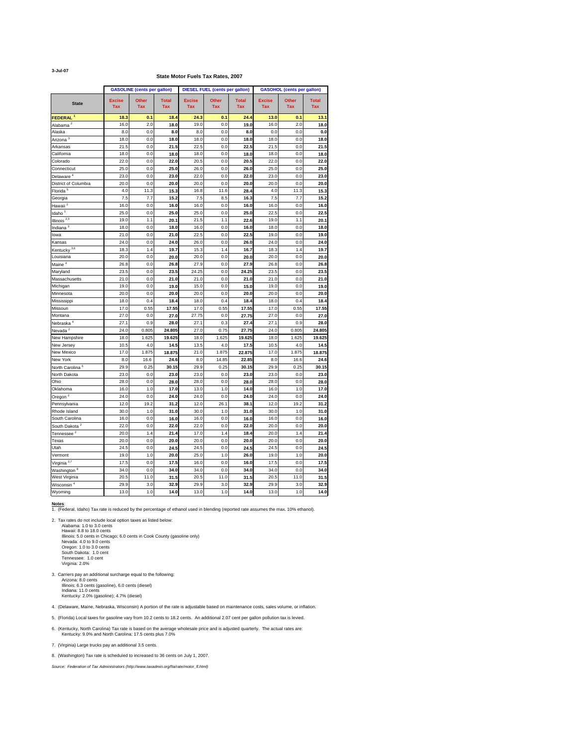3-Jul-07

# State Motor Fuels Tax Rates, 2007

| State | GASOLINE (cents per gallon) | | | DIESEL FUEL (cents per gallon) | | | GASOHOL (cents per gallon) | | |
|---|---|---|---|---|---|---|---|---|---|
| | Excise Tax | Other Tax | Total Tax | Excise Tax | Other Tax | Total Tax | Excise Tax | Other Tax | Total Tax |
| FEDERAL [1] | 18.3 | 0.1 | 18.4 | 24.3 | 0.1 | 24.4 | 13.0 | 0.1 | 13.1 |
| Alabama [2] | 16.0 | 2.0 | 18.0 | 19.0 | 0.0 | 19.0 | 16.0 | 2.0 | 18.0 |
| Alaska | 8.0 | 0.0 | 8.0 | 8.0 | 0.0 | 8.0 | 0.0 | 0.0 | 0.0 |
| Arizona [3] | 18.0 | 0.0 | 18.0 | 18.0 | 0.0 | 18.0 | 18.0 | 0.0 | 18.0 |
| Arkansas | 21.5 | 0.0 | 21.5 | 22.5 | 0.0 | 22.5 | 21.5 | 0.0 | 21.5 |
| California | 18.0 | 0.0 | 18.0 | 18.0 | 0.0 | 18.0 | 18.0 | 0.0 | 18.0 |
| Colorado | 22.0 | 0.0 | 22.0 | 20.5 | 0.0 | 20.5 | 22.0 | 0.0 | 22.0 |
| Connecticut | 25.0 | 0.0 | 25.0 | 26.0 | 0.0 | 26.0 | 25.0 | 0.0 | 25.0 |
| Delaware [4] | 23.0 | 0.0 | 23.0 | 22.0 | 0.0 | 22.0 | 23.0 | 0.0 | 23.0 |
| District of Columbia | 20.0 | 0.0 | 20.0 | 20.0 | 0.0 | 20.0 | 20.0 | 0.0 | 20.0 |
| Florida [5] | 4.0 | 11.3 | 15.3 | 16.8 | 11.6 | 28.4 | 4.0 | 11.3 | 15.3 |
| Georgia | 7.5 | 7.7 | 15.2 | 7.5 | 8.5 | 16.3 | 7.5 | 7.7 | 15.2 |
| Hawaii [2] | 16.0 | 0.0 | 16.0 | 16.0 | 0.0 | 16.0 | 16.0 | 0.0 | 16.0 |
| Idaho [1] | 25.0 | 0.0 | 25.0 | 25.0 | 0.0 | 25.0 | 22.5 | 0.0 | 22.5 |
| Illinois [2,3] | 19.0 | 1.1 | 20.1 | 21.5 | 1.1 | 22.6 | 19.0 | 1.1 | 20.1 |
| Indiana [3] | 18.0 | 0.0 | 18.0 | 16.0 | 0.0 | 16.0 | 18.0 | 0.0 | 18.0 |
| Iowa | 21.0 | 0.0 | 21.0 | 22.5 | 0.0 | 22.5 | 19.0 | 0.0 | 19.0 |
| Kansas | 24.0 | 0.0 | 24.0 | 26.0 | 0.0 | 26.0 | 24.0 | 0.0 | 24.0 |
| Kentucky [3,6] | 18.3 | 1.4 | 19.7 | 15.3 | 1.4 | 16.7 | 18.3 | 1.4 | 19.7 |
| Louisiana | 20.0 | 0.0 | 20.0 | 20.0 | 0.0 | 20.0 | 20.0 | 0.0 | 20.0 |
| Maine [4] | 26.8 | 0.0 | 26.8 | 27.9 | 0.0 | 27.9 | 26.8 | 0.0 | 26.8 |
| Maryland | 23.5 | 0.0 | 23.5 | 24.25 | 0.0 | 24.25 | 23.5 | 0.0 | 23.5 |
| Massachusetts | 21.0 | 0.0 | 21.0 | 21.0 | 0.0 | 21.0 | 21.0 | 0.0 | 21.0 |
| Michigan | 19.0 | 0.0 | 19.0 | 15.0 | 0.0 | 15.0 | 19.0 | 0.0 | 19.0 |
| Minnesota | 20.0 | 0.0 | 20.0 | 20.0 | 0.0 | 20.0 | 20.0 | 0.0 | 20.0 |
| Mississippi | 18.0 | 0.4 | 18.4 | 18.0 | 0.4 | 18.4 | 18.0 | 0.4 | 18.4 |
| Missouri | 17.0 | 0.55 | 17.55 | 17.0 | 0.55 | 17.55 | 17.0 | 0.55 | 17.55 |
| Montana | 27.0 | 0.0 | 27.0 | 27.75 | 0.0 | 27.75 | 27.0 | 0.0 | 27.0 |
| Nebraska [4] | 27.1 | 0.9 | 28.0 | 27.1 | 0.3 | 27.4 | 27.1 | 0.9 | 28.0 |
| Nevada [2] | 24.0 | 0.805 | 24.805 | 27.0 | 0.75 | 27.75 | 24.0 | 0.805 | 24.805 |
| New Hampshire | 18.0 | 1.625 | 19.625 | 18.0 | 1.625 | 19.625 | 18.0 | 1.625 | 19.625 |
| New Jersey | 10.5 | 4.0 | 14.5 | 13.5 | 4.0 | 17.5 | 10.5 | 4.0 | 14.5 |
| New Mexico | 17.0 | 1.875 | 18.875 | 21.0 | 1.875 | 22.875 | 17.0 | 1.875 | 18.875 |
| New York | 8.0 | 16.6 | 24.6 | 8.0 | 14.85 | 22.85 | 8.0 | 16.6 | 24.6 |
| North Carolina [6] | 29.9 | 0.25 | 30.15 | 29.9 | 0.25 | 30.15 | 29.9 | 0.25 | 30.15 |
| North Dakota | 23.0 | 0.0 | 23.0 | 23.0 | 0.0 | 23.0 | 23.0 | 0.0 | 23.0 |
| Ohio | 28.0 | 0.0 | 28.0 | 28.0 | 0.0 | 28.0 | 28.0 | 0.0 | 28.0 |
| Oklahoma | 16.0 | 1.0 | 17.0 | 13.0 | 1.0 | 14.0 | 16.0 | 1.0 | 17.0 |
| Oregon [2] | 24.0 | 0.0 | 24.0 | 24.0 | 0.0 | 24.0 | 24.0 | 0.0 | 24.0 |
| Pennsylvania | 12.0 | 19.2 | 31.2 | 12.0 | 26.1 | 38.1 | 12.0 | 19.2 | 31.2 |
| Rhode Island | 30.0 | 1.0 | 31.0 | 30.0 | 1.0 | 31.0 | 30.0 | 1.0 | 31.0 |
| South Carolina | 16.0 | 0.0 | 16.0 | 16.0 | 0.0 | 16.0 | 16.0 | 0.0 | 16.0 |
| South Dakota [2] | 22.0 | 0.0 | 22.0 | 22.0 | 0.0 | 22.0 | 20.0 | 0.0 | 20.0 |
| Tennessee [2] | 20.0 | 1.4 | 21.4 | 17.0 | 1.4 | 18.4 | 20.0 | 1.4 | 21.4 |
| Texas | 20.0 | 0.0 | 20.0 | 20.0 | 0.0 | 20.0 | 20.0 | 0.0 | 20.0 |
| Utah | 24.5 | 0.0 | 24.5 | 24.5 | 0.0 | 24.5 | 24.5 | 0.0 | 24.5 |
| Vermont | 19.0 | 1.0 | 20.0 | 25.0 | 1.0 | 26.0 | 19.0 | 1.0 | 20.0 |
| Virginia [2,7] | 17.5 | 0.0 | 17.5 | 16.0 | 0.0 | 16.0 | 17.5 | 0.0 | 17.5 |
| Washington [8] | 34.0 | 0.0 | 34.0 | 34.0 | 0.0 | 34.0 | 34.0 | 0.0 | 34.0 |
| West Virginia | 20.5 | 11.0 | 31.5 | 20.5 | 11.0 | 31.5 | 20.5 | 11.0 | 31.5 |
| Wisconsin [4] | 29.9 | 3.0 | 32.9 | 29.9 | 3.0 | 32.9 | 29.9 | 3.0 | 32.9 |
| Wyoming | 13.0 | 1.0 | 14.0 | 13.0 | 1.0 | 14.0 | 13.0 | 1.0 | 14.0 |

**Notes**:

1. (Federal, Idaho) Tax rate is reduced by the percentage of ethanol used in blending (reported rate assumes the max. 10% ethanol).

2. Tax rates do not include local option taxes as listed below:
   - Alabama: 1.0 to 3.0 cents
   - Hawaii: 8.8 to 18.0 cents
   - Illinois: 5.0 cents in Chicago; 6.0 cents in Cook County (gasoline only)
   - Nevada: 4.0 to 9.0 cents
   - Oregon: 1.0 to 3.0 cents
   - South Dakota: 1.0 cent
   - Tennessee: 1.0 cent
   - Virginia: 2.0%

3. Carriers pay an additional surcharge equal to the following:
   - Arizona: 8.0 cents
   - Illinois: 6.3 cents (gasoline), 6.0 cents (diesel)
   - Indiana: 11.0 cents
   - Kentucky: 2.0% (gasoline); 4.7% (diesel)

4. (Delaware, Maine, Nebraska, Wisconsin) A portion of the rate is adjustable based on maintenance costs, sales volume, or inflation.

5. (Florida) Local taxes for gasoline vary from 10.2 cents to 18.2 cents. An additional 2.07 cent per gallon pollution tax is levied.

6. (Kentucky, North Carolina) Tax rate is based on the average wholesale price and is adjusted quarterly. The actual rates are:
   Kentucky: 9.0% and North Carolina: 17.5 cents plus 7.0%

7. (Virginia) Large trucks pay an additional 3.5 cents.

8. (Washington) Tax rate is scheduled to increased to 36 cents on July 1, 2007.

*Source: Federation of Tax Administrators (http://www.taxadmin.org/fta/rate/motor_fl.html)*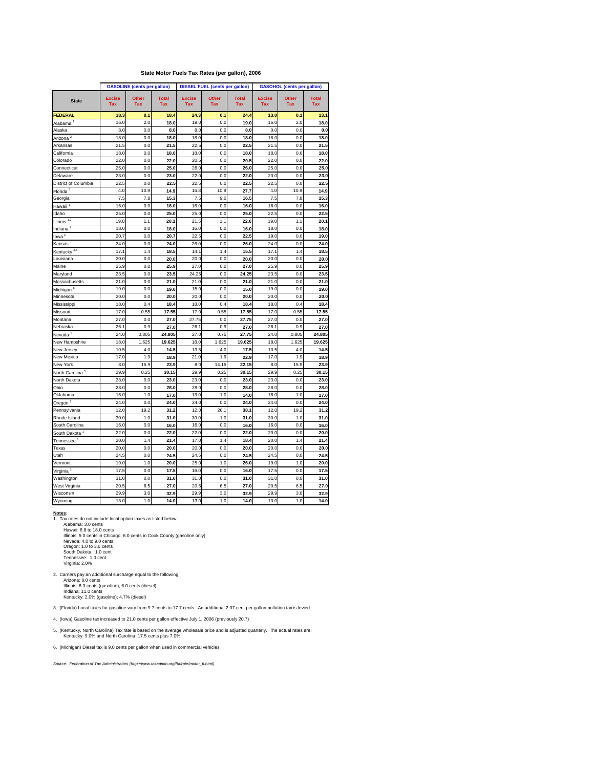## State Motor Fuels Tax Rates (per gallon), 2006

| State | GASOLINE (cents per gallon) | | | DIESEL FUEL (cents per gallon) | | | GASOHOL (cents per gallon) | | |
|---|---|---|---|---|---|---|---|---|---|
| | Excise Tax | Other Tax | Total Tax | Excise Tax | Other Tax | Total Tax | Excise Tax | Other Tax | Total Tax |
| **FEDERAL** | **18.3** | **0.1** | **18.4** | **24.3** | **0.1** | **24.4** | **13.0** | **0.1** | **13.1** |
| Alabama [1] | 16.0 | 2.0 | **18.0** | 19.0 | 0.0 | **19.0** | 16.0 | 2.0 | **18.0** |
| Alaska | 8.0 | 0.0 | **8.0** | 8.0 | 0.0 | **8.0** | 0.0 | 0.0 | **0.0** |
| Arizona [2] | 18.0 | 0.0 | **18.0** | 18.0 | 0.0 | **18.0** | 18.0 | 0.0 | **18.0** |
| Arkansas | 21.5 | 0.0 | **21.5** | 22.5 | 0.0 | **22.5** | 21.5 | 0.0 | **21.5** |
| California | 18.0 | 0.0 | **18.0** | 18.0 | 0.0 | **18.0** | 18.0 | 0.0 | **18.0** |
| Colorado | 22.0 | 0.0 | **22.0** | 20.5 | 0.0 | **20.5** | 22.0 | 0.0 | **22.0** |
| Connecticut | 25.0 | 0.0 | **25.0** | 26.0 | 0.0 | **26.0** | 25.0 | 0.0 | **25.0** |
| Delaware | 23.0 | 0.0 | **23.0** | 22.0 | 0.0 | **22.0** | 23.0 | 0.0 | **23.0** |
| District of Columbia | 22.5 | 0.0 | **22.5** | 22.5 | 0.0 | **22.5** | 22.5 | 0.0 | **22.5** |
| Florida [3] | 4.0 | 10.9 | **14.9** | 16.8 | 10.9 | **27.7** | 4.0 | 10.9 | **14.9** |
| Georgia | 7.5 | 7.8 | **15.3** | 7.5 | 9.0 | **16.5** | 7.5 | 7.8 | **15.3** |
| Hawaii [1] | 16.0 | 0.0 | **16.0** | 16.0 | 0.0 | **16.0** | 16.0 | 0.0 | **16.0** |
| Idaho | 25.0 | 0.0 | **25.0** | 25.0 | 0.0 | **25.0** | 22.5 | 0.0 | **22.5** |
| Illinois [1,2] | 19.0 | 1.1 | **20.1** | 21.5 | 1.1 | **22.6** | 19.0 | 1.1 | **20.1** |
| Indiana [2] | 18.0 | 0.0 | **18.0** | 16.0 | 0.0 | **16.0** | 18.0 | 0.0 | **18.0** |
| Iowa [4] | 20.7 | 0.0 | **20.7** | 22.5 | 0.0 | **22.5** | 19.0 | 0.0 | **19.0** |
| Kansas | 24.0 | 0.0 | **24.0** | 26.0 | 0.0 | **26.0** | 24.0 | 0.0 | **24.0** |
| Kentucky [2,5] | 17.1 | 1.4 | **18.5** | 14.1 | 1.4 | **15.5** | 17.1 | 1.4 | **18.5** |
| Louisiana | 20.0 | 0.0 | **20.0** | 20.0 | 0.0 | **20.0** | 20.0 | 0.0 | **20.0** |
| Maine | 25.9 | 0.0 | **25.9** | 27.0 | 0.0 | **27.0** | 25.9 | 0.0 | **25.9** |
| Maryland | 23.5 | 0.0 | **23.5** | 24.25 | 0.0 | **24.25** | 23.5 | 0.0 | **23.5** |
| Massachusetts | 21.0 | 0.0 | **21.0** | 21.0 | 0.0 | **21.0** | 21.0 | 0.0 | **21.0** |
| Michigan [6] | 19.0 | 0.0 | **19.0** | 15.0 | 0.0 | **15.0** | 19.0 | 0.0 | **19.0** |
| Minnesota | 20.0 | 0.0 | **20.0** | 20.0 | 0.0 | **20.0** | 20.0 | 0.0 | **20.0** |
| Mississippi | 18.0 | 0.4 | **18.4** | 18.0 | 0.4 | **18.4** | 18.0 | 0.4 | **18.4** |
| Missouri | 17.0 | 0.55 | **17.55** | 17.0 | 0.55 | **17.55** | 17.0 | 0.55 | **17.55** |
| Montana | 27.0 | 0.0 | **27.0** | 27.75 | 0.0 | **27.75** | 27.0 | 0.0 | **27.0** |
| Nebraska | 26.1 | 0.9 | **27.0** | 26.1 | 0.9 | **27.0** | 26.1 | 0.9 | **27.0** |
| Nevada [1] | 24.0 | 0.805 | **24.805** | 27.0 | 0.75 | **27.75** | 24.0 | 0.805 | **24.805** |
| New Hampshire | 18.0 | 1.625 | **19.625** | 18.0 | 1.625 | **19.625** | 18.0 | 1.625 | **19.625** |
| New Jersey | 10.5 | 4.0 | **14.5** | 13.5 | 4.0 | **17.5** | 10.5 | 4.0 | **14.5** |
| New Mexico | 17.0 | 1.9 | **18.9** | 21.0 | 1.9 | **22.9** | 17.0 | 1.9 | **18.9** |
| New York | 8.0 | 15.9 | **23.9** | 8.0 | 14.15 | **22.15** | 8.0 | 15.9 | **23.9** |
| North Carolina [5] | 29.9 | 0.25 | **30.15** | 29.9 | 0.25 | **30.15** | 29.9 | 0.25 | **30.15** |
| North Dakota | 23.0 | 0.0 | **23.0** | 23.0 | 0.0 | **23.0** | 23.0 | 0.0 | **23.0** |
| Ohio | 28.0 | 0.0 | **28.0** | 28.0 | 0.0 | **28.0** | 28.0 | 0.0 | **28.0** |
| Oklahoma | 16.0 | 1.0 | **17.0** | 13.0 | 1.0 | **14.0** | 16.0 | 1.0 | **17.0** |
| Oregon [1] | 24.0 | 0.0 | **24.0** | 24.0 | 0.0 | **24.0** | 24.0 | 0.0 | **24.0** |
| Pennsylvania | 12.0 | 19.2 | **31.2** | 12.0 | 26.1 | **38.1** | 12.0 | 19.2 | **31.2** |
| Rhode Island | 30.0 | 1.0 | **31.0** | 30.0 | 1.0 | **31.0** | 30.0 | 1.0 | **31.0** |
| South Carolina | 16.0 | 0.0 | **16.0** | 16.0 | 0.0 | **16.0** | 16.0 | 0.0 | **16.0** |
| South Dakota [1] | 22.0 | 0.0 | **22.0** | 22.0 | 0.0 | **22.0** | 20.0 | 0.0 | **20.0** |
| Tennessee [1] | 20.0 | 1.4 | **21.4** | 17.0 | 1.4 | **18.4** | 20.0 | 1.4 | **21.4** |
| Texas | 20.0 | 0.0 | **20.0** | 20.0 | 0.0 | **20.0** | 20.0 | 0.0 | **20.0** |
| Utah | 24.5 | 0.0 | **24.5** | 24.5 | 0.0 | **24.5** | 24.5 | 0.0 | **24.5** |
| Vermont | 19.0 | 1.0 | **20.0** | 25.0 | 1.0 | **26.0** | 19.0 | 1.0 | **20.0** |
| Virginia [1] | 17.5 | 0.0 | **17.5** | 16.0 | 0.0 | **16.0** | 17.5 | 0.0 | **17.5** |
| Washington | 31.0 | 0.0 | **31.0** | 31.0 | 0.0 | **31.0** | 31.0 | 0.0 | **31.0** |
| West Virginia | 20.5 | 6.5 | **27.0** | 20.5 | 6.5 | **27.0** | 20.5 | 6.5 | **27.0** |
| Wisconsin | 29.9 | 3.0 | **32.9** | 29.9 | 3.0 | **32.9** | 29.9 | 3.0 | **32.9** |
| Wyoming | 13.0 | 1.0 | **14.0** | 13.0 | 1.0 | **14.0** | 13.0 | 1.0 | **14.0** |

**Notes**:

1. Tax rates do not include local option taxes as listed below:
   - Alabama: 3.0 cents
   - Hawaii: 8.8 to 18.0 cents
   - Illinois: 5.0 cents in Chicago; 6.0 cents in Cook County (gasoline only)
   - Nevada: 4.0 to 9.0 cents
   - Oregon: 1.0 to 3.0 cents
   - South Dakota: 1.0 cent
   - Tennessee: 1.0 cent
   - Virginia: 2.0%

2. Carriers pay an additional surcharge equal to the following:
   - Arizona: 8.0 cents
   - Illinois: 6.3 cents (gasoline), 6.0 cents (diesel)
   - Indiana: 11.0 cents
   - Kentucky: 2.0% (gasoline); 4.7% (diesel)

3. (Florida) Local taxes for gasoline vary from 9.7 cents to 17.7 cents. An additional 2.07 cent per gallon pollution tax is levied.

4. (Iowa) Gasoline tax increased to 21.0 cents per gallon effective July 1, 2006 (previously 20.7)

5. (Kentucky, North Carolina) Tax rate is based on the average wholesale price and is adjusted quarterly. The actual rates are: Kentucky: 9.0% and North Carolina: 17.5 cents plus 7.0%

6. (Michigan) Diesel tax is 9.0 cents per gallon when used in commercial vehicles

*Source: Federation of Tax Administrators (http://www.taxadmin.org/fta/rate/motor_fl.html)*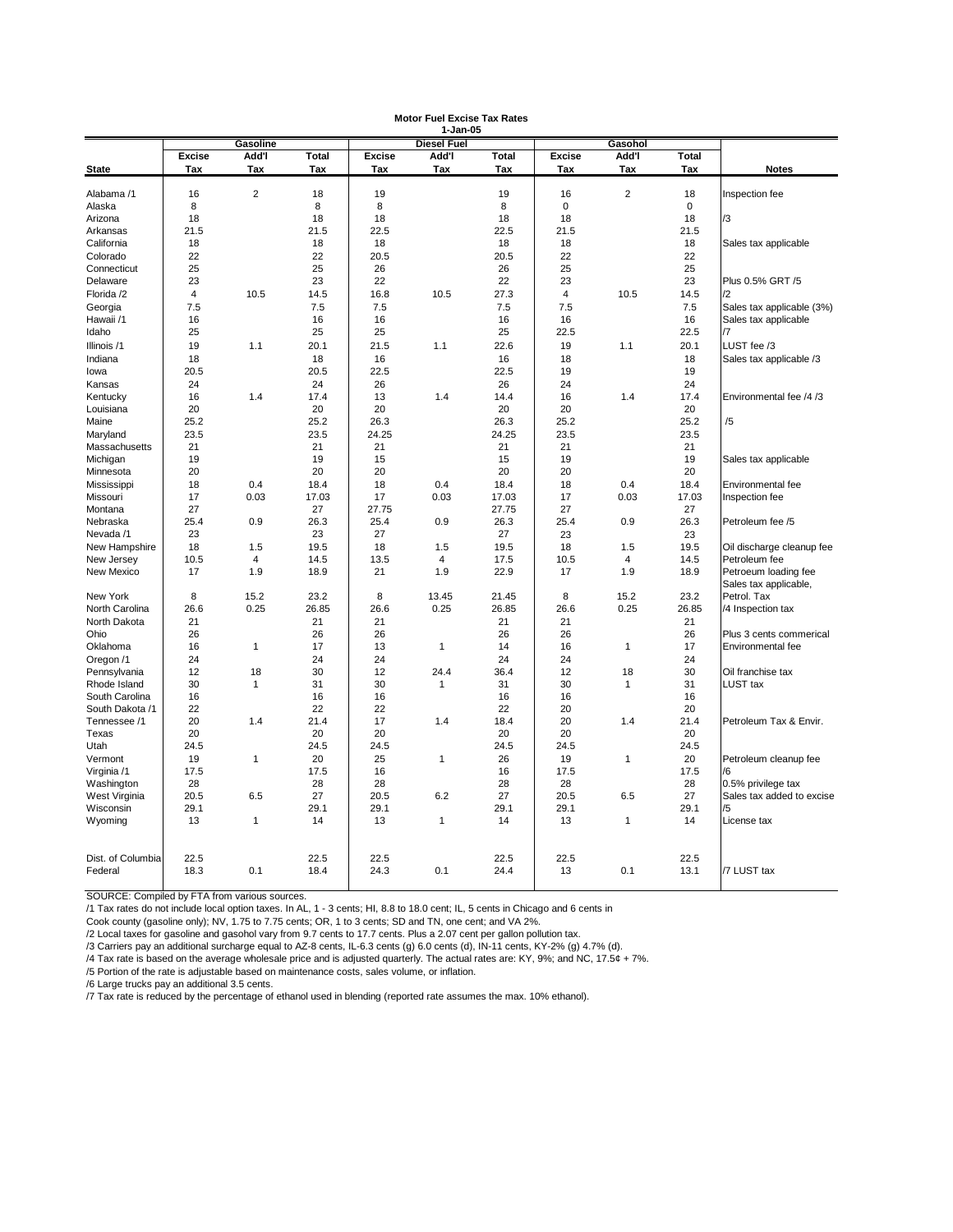# Motor Fuel Excise Tax Rates

**1-Jan-05**

| State | Gasoline | | | Diesel Fuel | | | Gasohol | | | Notes |
|---|---|---|---|---|---|---|---|---|---|---|
| | Excise Tax | Add'l Tax | Total Tax | Excise Tax | Add'l Tax | Total Tax | Excise Tax | Add'l Tax | Total Tax | |
| Alabama /1 | 16 | 2 | 18 | 19 | | 19 | 16 | 2 | 18 | Inspection fee |
| Alaska | 8 | | 8 | 8 | | 8 | 0 | | 0 | |
| Arizona | 18 | | 18 | 18 | | 18 | 18 | | 18 | /3 |
| Arkansas | 21.5 | | 21.5 | 22.5 | | 22.5 | 21.5 | | 21.5 | |
| California | 18 | | 18 | 18 | | 18 | 18 | | 18 | Sales tax applicable |
| Colorado | 22 | | 22 | 20.5 | | 20.5 | 22 | | 22 | |
| Connecticut | 25 | | 25 | 26 | | 26 | 25 | | 25 | |
| Delaware | 23 | | 23 | 22 | | 22 | 23 | | 23 | Plus 0.5% GRT /5 |
| Florida /2 | 4 | 10.5 | 14.5 | 16.8 | 10.5 | 27.3 | 4 | 10.5 | 14.5 | /2 |
| Georgia | 7.5 | | 7.5 | 7.5 | | 7.5 | 7.5 | | 7.5 | Sales tax applicable (3%) |
| Hawaii /1 | 16 | | 16 | 16 | | 16 | 16 | | 16 | Sales tax applicable |
| Idaho | 25 | | 25 | 25 | | 25 | 22.5 | | 22.5 | /7 |
| Illinois /1 | 19 | 1.1 | 20.1 | 21.5 | 1.1 | 22.6 | 19 | 1.1 | 20.1 | LUST fee /3 |
| Indiana | 18 | | 18 | 16 | | 16 | 18 | | 18 | Sales tax applicable /3 |
| Iowa | 20.5 | | 20.5 | 22.5 | | 22.5 | 19 | | 19 | |
| Kansas | 24 | | 24 | 26 | | 26 | 24 | | 24 | |
| Kentucky | 16 | 1.4 | 17.4 | 13 | 1.4 | 14.4 | 16 | 1.4 | 17.4 | Environmental fee /4 /3 |
| Louisiana | 20 | | 20 | 20 | | 20 | 20 | | 20 | |
| Maine | 25.2 | | 25.2 | 26.3 | | 26.3 | 25.2 | | 25.2 | /5 |
| Maryland | 23.5 | | 23.5 | 24.25 | | 24.25 | 23.5 | | 23.5 | |
| Massachusetts | 21 | | 21 | 21 | | 21 | 21 | | 21 | |
| Michigan | 19 | | 19 | 15 | | 15 | 19 | | 19 | Sales tax applicable |
| Minnesota | 20 | | 20 | 20 | | 20 | 20 | | 20 | |
| Mississippi | 18 | 0.4 | 18.4 | 18 | 0.4 | 18.4 | 18 | 0.4 | 18.4 | Environmental fee |
| Missouri | 17 | 0.03 | 17.03 | 17 | 0.03 | 17.03 | 17 | 0.03 | 17.03 | Inspection fee |
| Montana | 27 | | 27 | 27.75 | | 27.75 | 27 | | 27 | |
| Nebraska | 25.4 | 0.9 | 26.3 | 25.4 | 0.9 | 26.3 | 25.4 | 0.9 | 26.3 | Petroleum fee /5 |
| Nevada /1 | 23 | | 23 | 27 | | 27 | 23 | | 23 | |
| New Hampshire | 18 | 1.5 | 19.5 | 18 | 1.5 | 19.5 | 18 | 1.5 | 19.5 | Oil discharge cleanup fee |
| New Jersey | 10.5 | 4 | 14.5 | 13.5 | 4 | 17.5 | 10.5 | 4 | 14.5 | Petroleum fee |
| New Mexico | 17 | 1.9 | 18.9 | 21 | 1.9 | 22.9 | 17 | 1.9 | 18.9 | Petroeum loading fee |
| | | | | | | | | | | Sales tax applicable, |
| New York | 8 | 15.2 | 23.2 | 8 | 13.45 | 21.45 | 8 | 15.2 | 23.2 | Petrol. Tax |
| North Carolina | 26.6 | 0.25 | 26.85 | 26.6 | 0.25 | 26.85 | 26.6 | 0.25 | 26.85 | /4 Inspection tax |
| North Dakota | 21 | | 21 | 21 | | 21 | 21 | | 21 | |
| Ohio | 26 | | 26 | 26 | | 26 | 26 | | 26 | Plus 3 cents commerical |
| Oklahoma | 16 | 1 | 17 | 13 | 1 | 14 | 16 | 1 | 17 | Environmental fee |
| Oregon /1 | 24 | | 24 | 24 | | 24 | 24 | | 24 | |
| Pennsylvania | 12 | 18 | 30 | 12 | 24.4 | 36.4 | 12 | 18 | 30 | Oil franchise tax |
| Rhode Island | 30 | 1 | 31 | 30 | 1 | 31 | 30 | 1 | 31 | LUST tax |
| South Carolina | 16 | | 16 | 16 | | 16 | 16 | | 16 | |
| South Dakota /1 | 22 | | 22 | 22 | | 22 | 20 | | 20 | |
| Tennessee /1 | 20 | 1.4 | 21.4 | 17 | 1.4 | 18.4 | 20 | 1.4 | 21.4 | Petroleum Tax & Envir. |
| Texas | 20 | | 20 | 20 | | 20 | 20 | | 20 | |
| Utah | 24.5 | | 24.5 | 24.5 | | 24.5 | 24.5 | | 24.5 | |
| Vermont | 19 | 1 | 20 | 25 | 1 | 26 | 19 | 1 | 20 | Petroleum cleanup fee |
| Virginia /1 | 17.5 | | 17.5 | 16 | | 16 | 17.5 | | 17.5 | /6 |
| Washington | 28 | | 28 | 28 | | 28 | 28 | | 28 | 0.5% privilege tax |
| West Virginia | 20.5 | 6.5 | 27 | 20.5 | 6.2 | 27 | 20.5 | 6.5 | 27 | Sales tax added to excise |
| Wisconsin | 29.1 | | 29.1 | 29.1 | | 29.1 | 29.1 | | 29.1 | /5 |
| Wyoming | 13 | 1 | 14 | 13 | 1 | 14 | 13 | 1 | 14 | License tax |
| Dist. of Columbia | 22.5 | | 22.5 | 22.5 | | 22.5 | 22.5 | | 22.5 | |
| Federal | 18.3 | 0.1 | 18.4 | 24.3 | 0.1 | 24.4 | 13 | 0.1 | 13.1 | /7 LUST tax |

SOURCE: Compiled by FTA from various sources.

/1 Tax rates do not include local option taxes. In AL, 1 - 3 cents; HI, 8.8 to 18.0 cent; IL, 5 cents in Chicago and 6 cents in Cook county (gasoline only); NV, 1.75 to 7.75 cents; OR, 1 to 3 cents; SD and TN, one cent; and VA 2%.

/2 Local taxes for gasoline and gasohol vary from 9.7 cents to 17.7 cents. Plus a 2.07 cent per gallon pollution tax.

/3 Carriers pay an additional surcharge equal to AZ-8 cents, IL-6.3 cents (g) 6.0 cents (d), IN-11 cents, KY-2% (g) 4.7% (d).

/4 Tax rate is based on the average wholesale price and is adjusted quarterly. The actual rates are: KY, 9%; and NC, 17.5¢ + 7%.

/5 Portion of the rate is adjustable based on maintenance costs, sales volume, or inflation.

/6 Large trucks pay an additional 3.5 cents.

/7 Tax rate is reduced by the percentage of ethanol used in blending (reported rate assumes the max. 10% ethanol).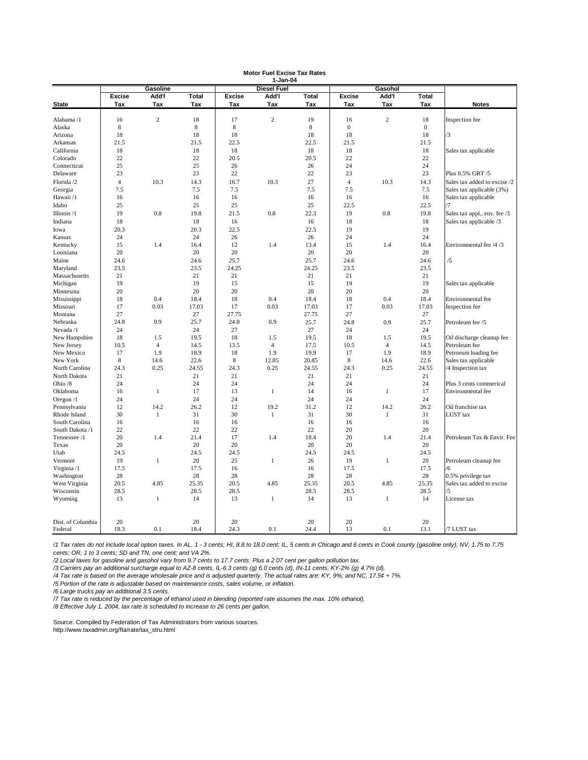**Motor Fuel Excise Tax Rates**
**1-Jan-04**

| | Gasoline | | | Diesel Fuel | | | Gasohol | | | |
|---|---|---|---|---|---|---|---|---|---|---|
| **State** | **Excise Tax** | **Add'l Tax** | **Total Tax** | **Excise Tax** | **Add'l Tax** | **Total Tax** | **Excise Tax** | **Add'l Tax** | **Total Tax** | **Notes** |
| Alabama /1 | 16 | 2 | 18 | 17 | 2 | 19 | 16 | 2 | 18 | Inspection fee |
| Alaska | 8 | | 8 | 8 | | 8 | 0 | | 0 | |
| Arizona | 18 | | 18 | 18 | | 18 | 18 | | 18 | /3 |
| Arkansas | 21.5 | | 21.5 | 22.5 | | 22.5 | 21.5 | | 21.5 | |
| California | 18 | | 18 | 18 | | 18 | 18 | | 18 | Sales tax applicable |
| Colorado | 22 | | 22 | 20.5 | | 20.5 | 22 | | 22 | |
| Connecticut | 25 | | 25 | 26 | | 26 | 24 | | 24 | |
| Delaware | 23 | | 23 | 22 | | 22 | 23 | | 23 | Plus 0.5% GRT /5 |
| Florida /2 | 4 | 10.3 | 14.3 | 16.7 | 10.3 | 27 | 4 | 10.3 | 14.3 | Sales tax added to excise /2 |
| Georgia | 7.5 | | 7.5 | 7.5 | | 7.5 | 7.5 | | 7.5 | Sales tax applicable (3%) |
| Hawaii /1 | 16 | | 16 | 16 | | 16 | 16 | | 16 | Sales tax applicable |
| Idaho | 25 | | 25 | 25 | | 25 | 22.5 | | 22.5 | /7 |
| Illinois /1 | 19 | 0.8 | 19.8 | 21.5 | 0.8 | 22.3 | 19 | 0.8 | 19.8 | Sales tax appl., env. fee /3 |
| Indiana | 18 | | 18 | 16 | | 16 | 18 | | 18 | Sales tax applicable /3 |
| Iowa | 20.3 | | 20.3 | 22.5 | | 22.5 | 19 | | 19 | |
| Kansas | 24 | | 24 | 26 | | 26 | 24 | | 24 | |
| Kentucky | 15 | 1.4 | 16.4 | 12 | 1.4 | 13.4 | 15 | 1.4 | 16.4 | Environmental fee /4 /3 |
| Louisiana | 20 | | 20 | 20 | | 20 | 20 | | 20 | |
| Maine | 24.6 | | 24.6 | 25.7 | | 25.7 | 24.6 | | 24.6 | /5 |
| Maryland | 23.5 | | 23.5 | 24.25 | | 24.25 | 23.5 | | 23.5 | |
| Massachusetts | 21 | | 21 | 21 | | 21 | 21 | | 21 | |
| Michigan | 19 | | 19 | 15 | | 15 | 19 | | 19 | Sales tax applicable |
| Minnesota | 20 | | 20 | 20 | | 20 | 20 | | 20 | |
| Mississippi | 18 | 0.4 | 18.4 | 18 | 0.4 | 18.4 | 18 | 0.4 | 18.4 | Environmental fee |
| Missouri | 17 | 0.03 | 17.03 | 17 | 0.03 | 17.03 | 17 | 0.03 | 17.03 | Inspection fee |
| Montana | 27 | | 27 | 27.75 | | 27.75 | 27 | | 27 | |
| Nebraska | 24.8 | 0.9 | 25.7 | 24.8 | 0.9 | 25.7 | 24.8 | 0.9 | 25.7 | Petroleum fee /5 |
| Nevada /1 | 24 | | 24 | 27 | | 27 | 24 | | 24 | |
| New Hampshire | 18 | 1.5 | 19.5 | 18 | 1.5 | 19.5 | 18 | 1.5 | 19.5 | Oil discharge cleanup fee |
| New Jersey | 10.5 | 4 | 14.5 | 13.5 | 4 | 17.5 | 10.5 | 4 | 14.5 | Petroleum fee |
| New Mexico | 17 | 1.9 | 18.9 | 18 | 1.9 | 19.9 | 17 | 1.9 | 18.9 | Petroeum loading fee |
| New York | 8 | 14.6 | 22.6 | 8 | 12.85 | 20.85 | 8 | 14.6 | 22.6 | Sales tax applicable |
| North Carolina | 24.3 | 0.25 | 24.55 | 24.3 | 0.25 | 24.55 | 24.3 | 0.25 | 24.55 | /4 Inspection tax |
| North Dakota | 21 | | 21 | 21 | | 21 | 21 | | 21 | |
| Ohio /8 | 24 | | 24 | 24 | | 24 | 24 | | 24 | Plus 3 cents commerical |
| Oklahoma | 16 | 1 | 17 | 13 | 1 | 14 | 16 | 1 | 17 | Environmental fee |
| Oregon /1 | 24 | | 24 | 24 | | 24 | 24 | | 24 | |
| Pennsylvania | 12 | 14.2 | 26.2 | 12 | 19.2 | 31.2 | 12 | 14.2 | 26.2 | Oil franchise tax |
| Rhode Island | 30 | 1 | 31 | 30 | 1 | 31 | 30 | 1 | 31 | LUST tax |
| South Carolina | 16 | | 16 | 16 | | 16 | 16 | | 16 | |
| South Dakota /1 | 22 | | 22 | 22 | | 22 | 20 | | 20 | |
| Tennessee /1 | 20 | 1.4 | 21.4 | 17 | 1.4 | 18.4 | 20 | 1.4 | 21.4 | Petroleum Tax & Envir. Fee |
| Texas | 20 | | 20 | 20 | | 20 | 20 | | 20 | |
| Utah | 24.5 | | 24.5 | 24.5 | | 24.5 | 24.5 | | 24.5 | |
| Vermont | 19 | 1 | 20 | 25 | 1 | 26 | 19 | 1 | 20 | Petroleum cleanup fee |
| Virginia /1 | 17.5 | | 17.5 | 16 | | 16 | 17.5 | | 17.5 | /6 |
| Washington | 28 | | 28 | 28 | | 28 | 28 | | 28 | 0.5% privilege tax |
| West Virginia | 20.5 | 4.85 | 25.35 | 20.5 | 4.85 | 25.35 | 20.5 | 4.85 | 25.35 | Sales tax added to excise |
| Wisconsin | 28.5 | | 28.5 | 28.5 | | 28.5 | 28.5 | | 28.5 | /5 |
| Wyoming | 13 | 1 | 14 | 13 | 1 | 14 | 13 | 1 | 14 | License tax |
| Dist. of Columbia | 20 | | 20 | 20 | | 20 | 20 | | 20 | |
| Federal | 18.3 | 0.1 | 18.4 | 24.3 | 0.1 | 24.4 | 13 | 0.1 | 13.1 | /7 LUST tax |

*/1 Tax rates do not include local option taxes. In AL, 1 - 3 cents; HI, 8.8 to 18.0 cent; IL, 5 cents in Chicago and 6 cents in Cook county (gasoline only); NV, 1.75 to 7.75 cents; OR, 1 to 3 cents; SD and TN, one cent; and VA 2%.*

*/2 Local taxes for gasoline and gasohol vary from 9.7 cents to 17.7 cents. Plus a 2.07 cent per gallon pollution tax.*

*/3 Carriers pay an additional surcharge equal to AZ-8 cents, IL-6.3 cents (g) 6.0 cents (d), IN-11 cents, KY-2% (g) 4.7% (d).*

*/4 Tax rate is based on the average wholesale price and is adjusted quarterly. The actual rates are: KY, 9%; and NC, 17.5¢ + 7%.*

*/5 Portion of the rate is adjustable based on maintenance costs, sales volume, or inflation.*

*/6 Large trucks pay an additional 3.5 cents.*

*/7 Tax rate is reduced by the percentage of ethanol used in blending (reported rate assumes the max. 10% ethanol).*

*/8 Effective July 1, 2004, tax rate is scheduled to increase to 26 cents per gallon.*

Source: Compiled by Federation of Tax Administrators from various sources.
http://www.taxadmin.org/fta/rate/tax_stru.html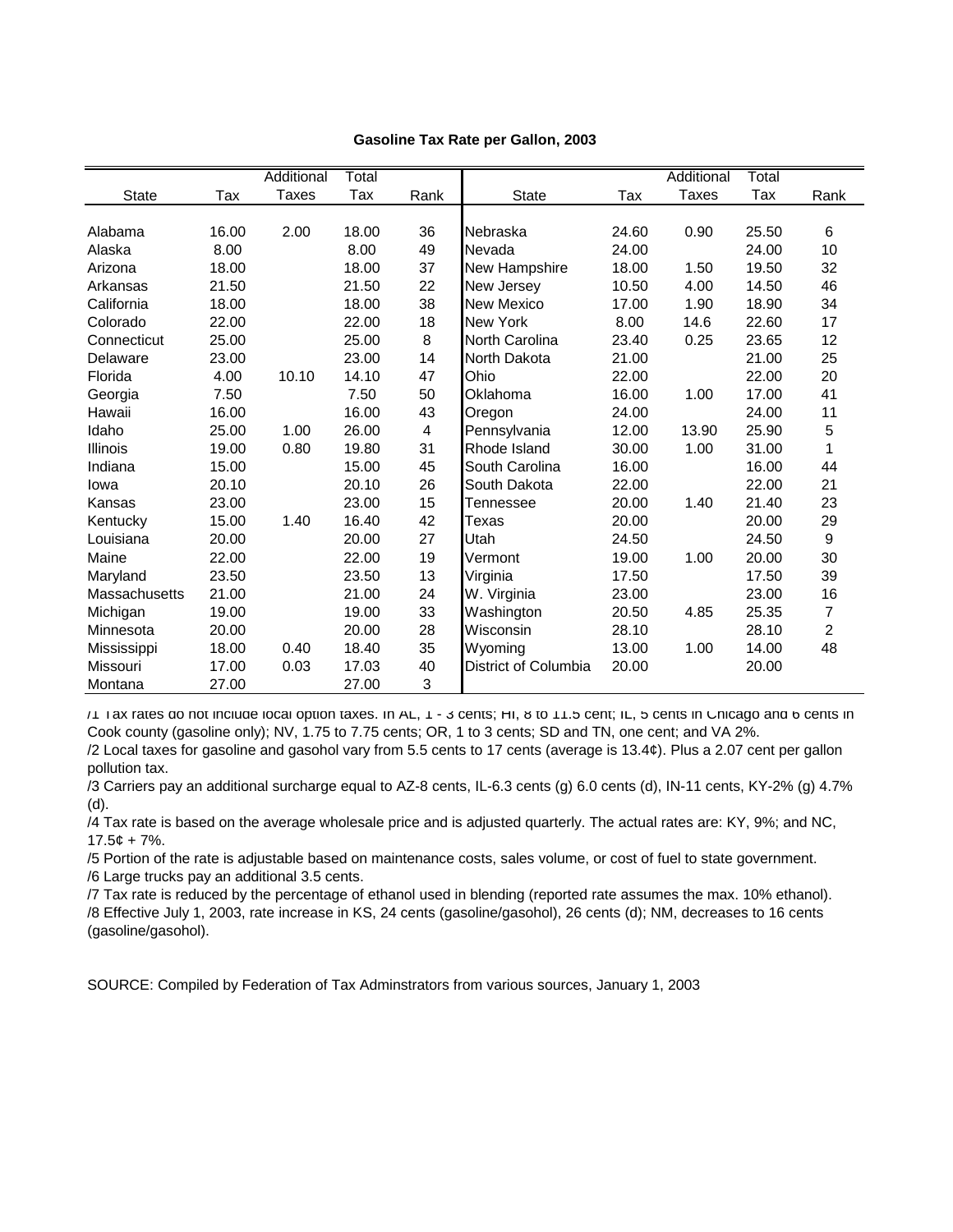**Gasoline Tax Rate per Gallon, 2003**

| State | Tax | Additional Taxes | Total Tax | Rank | State | Tax | Additional Taxes | Total Tax | Rank |
|---|---|---|---|---|---|---|---|---|---|
| Alabama | 16.00 | 2.00 | 18.00 | 36 | Nebraska | 24.60 | 0.90 | 25.50 | 6 |
| Alaska | 8.00 | | 8.00 | 49 | Nevada | 24.00 | | 24.00 | 10 |
| Arizona | 18.00 | | 18.00 | 37 | New Hampshire | 18.00 | 1.50 | 19.50 | 32 |
| Arkansas | 21.50 | | 21.50 | 22 | New Jersey | 10.50 | 4.00 | 14.50 | 46 |
| California | 18.00 | | 18.00 | 38 | New Mexico | 17.00 | 1.90 | 18.90 | 34 |
| Colorado | 22.00 | | 22.00 | 18 | New York | 8.00 | 14.6 | 22.60 | 17 |
| Connecticut | 25.00 | | 25.00 | 8 | North Carolina | 23.40 | 0.25 | 23.65 | 12 |
| Delaware | 23.00 | | 23.00 | 14 | North Dakota | 21.00 | | 21.00 | 25 |
| Florida | 4.00 | 10.10 | 14.10 | 47 | Ohio | 22.00 | | 22.00 | 20 |
| Georgia | 7.50 | | 7.50 | 50 | Oklahoma | 16.00 | 1.00 | 17.00 | 41 |
| Hawaii | 16.00 | | 16.00 | 43 | Oregon | 24.00 | | 24.00 | 11 |
| Idaho | 25.00 | 1.00 | 26.00 | 4 | Pennsylvania | 12.00 | 13.90 | 25.90 | 5 |
| Illinois | 19.00 | 0.80 | 19.80 | 31 | Rhode Island | 30.00 | 1.00 | 31.00 | 1 |
| Indiana | 15.00 | | 15.00 | 45 | South Carolina | 16.00 | | 16.00 | 44 |
| Iowa | 20.10 | | 20.10 | 26 | South Dakota | 22.00 | | 22.00 | 21 |
| Kansas | 23.00 | | 23.00 | 15 | Tennessee | 20.00 | 1.40 | 21.40 | 23 |
| Kentucky | 15.00 | 1.40 | 16.40 | 42 | Texas | 20.00 | | 20.00 | 29 |
| Louisiana | 20.00 | | 20.00 | 27 | Utah | 24.50 | | 24.50 | 9 |
| Maine | 22.00 | | 22.00 | 19 | Vermont | 19.00 | 1.00 | 20.00 | 30 |
| Maryland | 23.50 | | 23.50 | 13 | Virginia | 17.50 | | 17.50 | 39 |
| Massachusetts | 21.00 | | 21.00 | 24 | W. Virginia | 23.00 | | 23.00 | 16 |
| Michigan | 19.00 | | 19.00 | 33 | Washington | 20.50 | 4.85 | 25.35 | 7 |
| Minnesota | 20.00 | | 20.00 | 28 | Wisconsin | 28.10 | | 28.10 | 2 |
| Mississippi | 18.00 | 0.40 | 18.40 | 35 | Wyoming | 13.00 | 1.00 | 14.00 | 48 |
| Missouri | 17.00 | 0.03 | 17.03 | 40 | District of Columbia | 20.00 | | 20.00 | |
| Montana | 27.00 | | 27.00 | 3 | | | | | |

/1 Tax rates do not include local option taxes. In AL, 1 - 3 cents; HI, 8 to 11.5 cent; IL, 5 cents in Chicago and 6 cents in Cook county (gasoline only); NV, 1.75 to 7.75 cents; OR, 1 to 3 cents; SD and TN, one cent; and VA 2%.

/2 Local taxes for gasoline and gasohol vary from 5.5 cents to 17 cents (average is 13.4¢). Plus a 2.07 cent per gallon pollution tax.

/3 Carriers pay an additional surcharge equal to AZ-8 cents, IL-6.3 cents (g) 6.0 cents (d), IN-11 cents, KY-2% (g) 4.7% (d).

/4 Tax rate is based on the average wholesale price and is adjusted quarterly. The actual rates are: KY, 9%; and NC, 17.5¢ + 7%.

/5 Portion of the rate is adjustable based on maintenance costs, sales volume, or cost of fuel to state government.

/6 Large trucks pay an additional 3.5 cents.

/7 Tax rate is reduced by the percentage of ethanol used in blending (reported rate assumes the max. 10% ethanol).

/8 Effective July 1, 2003, rate increase in KS, 24 cents (gasoline/gasohol), 26 cents (d); NM, decreases to 16 cents (gasoline/gasohol).

SOURCE: Compiled by Federation of Tax Adminstrators from various sources, January 1, 2003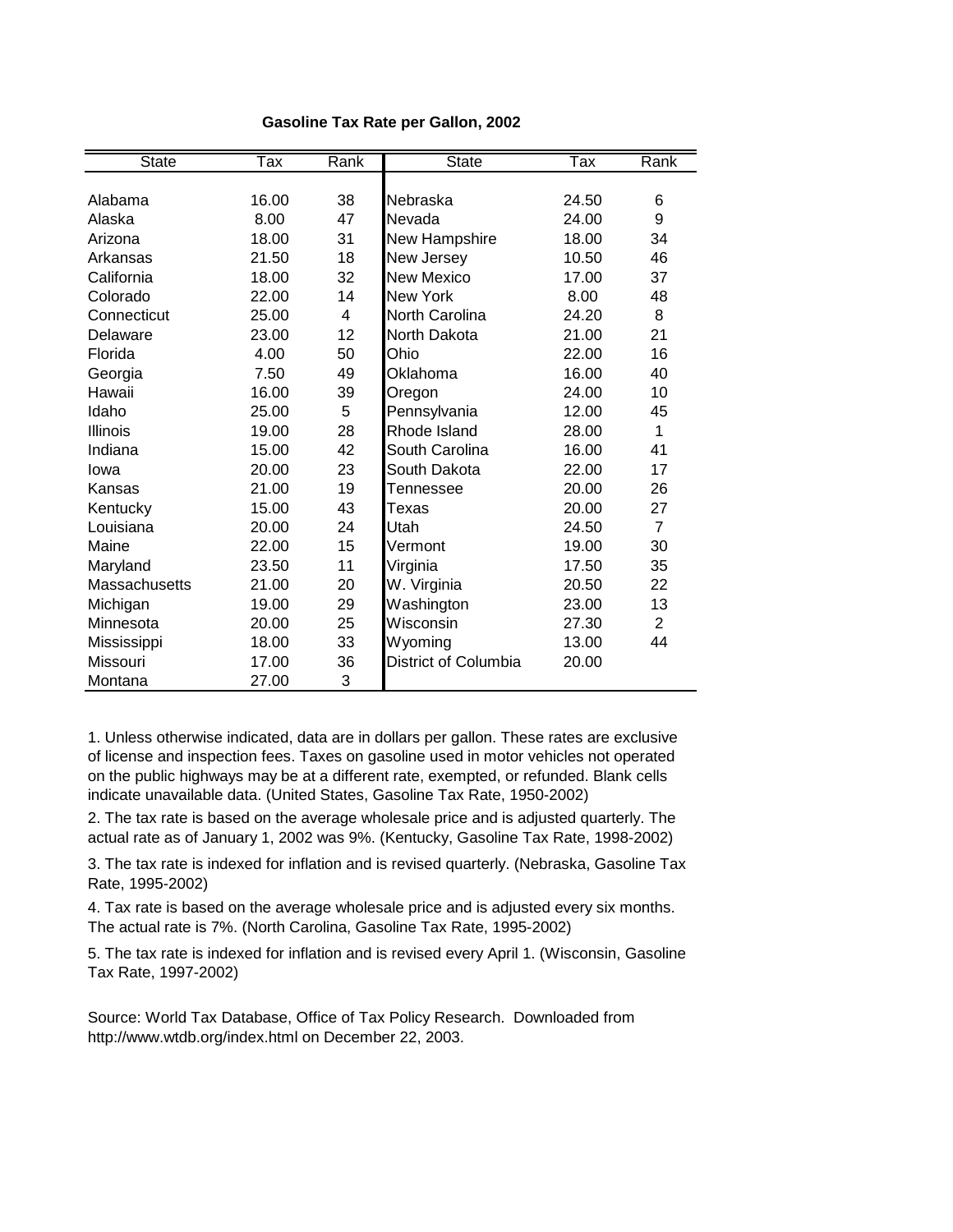**Gasoline Tax Rate per Gallon, 2002**

| State | Tax | Rank | State | Tax | Rank |
|---|---|---|---|---|---|
| Alabama | 16.00 | 38 | Nebraska | 24.50 | 6 |
| Alaska | 8.00 | 47 | Nevada | 24.00 | 9 |
| Arizona | 18.00 | 31 | New Hampshire | 18.00 | 34 |
| Arkansas | 21.50 | 18 | New Jersey | 10.50 | 46 |
| California | 18.00 | 32 | New Mexico | 17.00 | 37 |
| Colorado | 22.00 | 14 | New York | 8.00 | 48 |
| Connecticut | 25.00 | 4 | North Carolina | 24.20 | 8 |
| Delaware | 23.00 | 12 | North Dakota | 21.00 | 21 |
| Florida | 4.00 | 50 | Ohio | 22.00 | 16 |
| Georgia | 7.50 | 49 | Oklahoma | 16.00 | 40 |
| Hawaii | 16.00 | 39 | Oregon | 24.00 | 10 |
| Idaho | 25.00 | 5 | Pennsylvania | 12.00 | 45 |
| Illinois | 19.00 | 28 | Rhode Island | 28.00 | 1 |
| Indiana | 15.00 | 42 | South Carolina | 16.00 | 41 |
| Iowa | 20.00 | 23 | South Dakota | 22.00 | 17 |
| Kansas | 21.00 | 19 | Tennessee | 20.00 | 26 |
| Kentucky | 15.00 | 43 | Texas | 20.00 | 27 |
| Louisiana | 20.00 | 24 | Utah | 24.50 | 7 |
| Maine | 22.00 | 15 | Vermont | 19.00 | 30 |
| Maryland | 23.50 | 11 | Virginia | 17.50 | 35 |
| Massachusetts | 21.00 | 20 | W. Virginia | 20.50 | 22 |
| Michigan | 19.00 | 29 | Washington | 23.00 | 13 |
| Minnesota | 20.00 | 25 | Wisconsin | 27.30 | 2 |
| Mississippi | 18.00 | 33 | Wyoming | 13.00 | 44 |
| Missouri | 17.00 | 36 | District of Columbia | 20.00 | |
| Montana | 27.00 | 3 | | | |

1. Unless otherwise indicated, data are in dollars per gallon. These rates are exclusive of license and inspection fees. Taxes on gasoline used in motor vehicles not operated on the public highways may be at a different rate, exempted, or refunded. Blank cells indicate unavailable data. (United States, Gasoline Tax Rate, 1950-2002)

2. The tax rate is based on the average wholesale price and is adjusted quarterly. The actual rate as of January 1, 2002 was 9%. (Kentucky, Gasoline Tax Rate, 1998-2002)

3. The tax rate is indexed for inflation and is revised quarterly. (Nebraska, Gasoline Tax Rate, 1995-2002)

4. Tax rate is based on the average wholesale price and is adjusted every six months. The actual rate is 7%. (North Carolina, Gasoline Tax Rate, 1995-2002)

5. The tax rate is indexed for inflation and is revised every April 1. (Wisconsin, Gasoline Tax Rate, 1997-2002)

Source: World Tax Database, Office of Tax Policy Research. Downloaded from http://www.wtdb.org/index.html on December 22, 2003.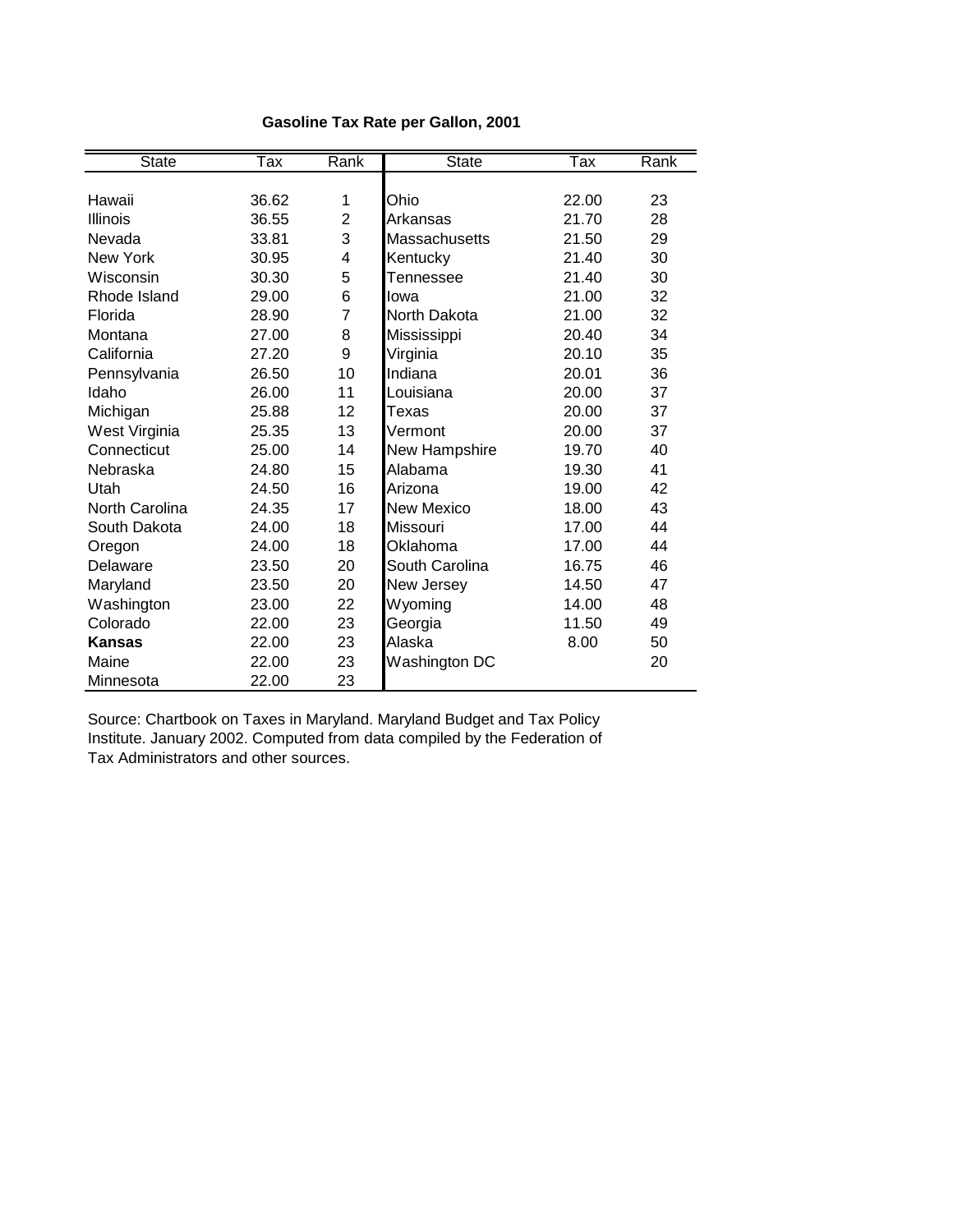**Gasoline Tax Rate per Gallon, 2001**

| State | Tax | Rank | State | Tax | Rank |
|---|---|---|---|---|---|
| Hawaii | 36.62 | 1 | Ohio | 22.00 | 23 |
| Illinois | 36.55 | 2 | Arkansas | 21.70 | 28 |
| Nevada | 33.81 | 3 | Massachusetts | 21.50 | 29 |
| New York | 30.95 | 4 | Kentucky | 21.40 | 30 |
| Wisconsin | 30.30 | 5 | Tennessee | 21.40 | 30 |
| Rhode Island | 29.00 | 6 | Iowa | 21.00 | 32 |
| Florida | 28.90 | 7 | North Dakota | 21.00 | 32 |
| Montana | 27.00 | 8 | Mississippi | 20.40 | 34 |
| California | 27.20 | 9 | Virginia | 20.10 | 35 |
| Pennsylvania | 26.50 | 10 | Indiana | 20.01 | 36 |
| Idaho | 26.00 | 11 | Louisiana | 20.00 | 37 |
| Michigan | 25.88 | 12 | Texas | 20.00 | 37 |
| West Virginia | 25.35 | 13 | Vermont | 20.00 | 37 |
| Connecticut | 25.00 | 14 | New Hampshire | 19.70 | 40 |
| Nebraska | 24.80 | 15 | Alabama | 19.30 | 41 |
| Utah | 24.50 | 16 | Arizona | 19.00 | 42 |
| North Carolina | 24.35 | 17 | New Mexico | 18.00 | 43 |
| South Dakota | 24.00 | 18 | Missouri | 17.00 | 44 |
| Oregon | 24.00 | 18 | Oklahoma | 17.00 | 44 |
| Delaware | 23.50 | 20 | South Carolina | 16.75 | 46 |
| Maryland | 23.50 | 20 | New Jersey | 14.50 | 47 |
| Washington | 23.00 | 22 | Wyoming | 14.00 | 48 |
| Colorado | 22.00 | 23 | Georgia | 11.50 | 49 |
| **Kansas** | 22.00 | 23 | Alaska | 8.00 | 50 |
| Maine | 22.00 | 23 | Washington DC | | 20 |
| Minnesota | 22.00 | 23 | | | |

Source: Chartbook on Taxes in Maryland. Maryland Budget and Tax Policy Institute. January 2002. Computed from data compiled by the Federation of Tax Administrators and other sources.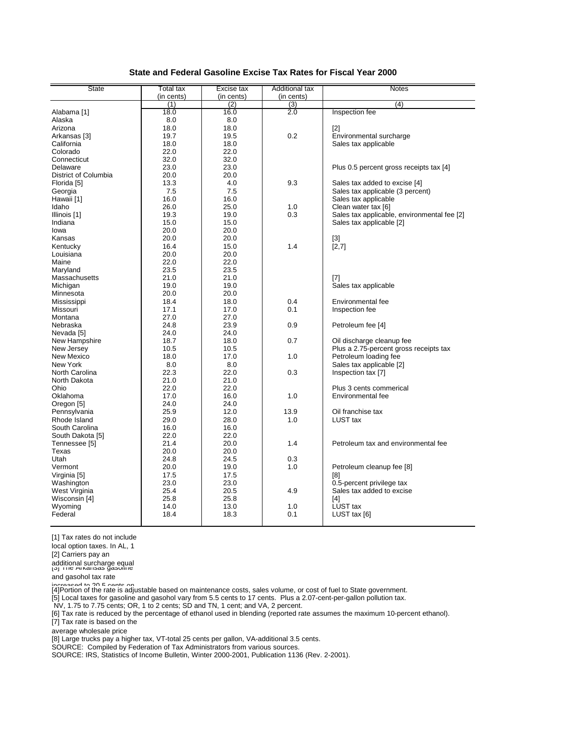## State and Federal Gasoline Excise Tax Rates for Fiscal Year 2000

| State | Total tax (in cents) | Excise tax (in cents) | Additional tax (in cents) | Notes |
|---|---|---|---|---|
| | (1) | (2) | (3) | (4) |
| Alabama [1] | 18.0 | 16.0 | 2.0 | Inspection fee |
| Alaska | 8.0 | 8.0 | | |
| Arizona | 18.0 | 18.0 | | [2] |
| Arkansas [3] | 19.7 | 19.5 | 0.2 | Environmental surcharge |
| California | 18.0 | 18.0 | | Sales tax applicable |
| Colorado | 22.0 | 22.0 | | |
| Connecticut | 32.0 | 32.0 | | |
| Delaware | 23.0 | 23.0 | | Plus 0.5 percent gross receipts tax [4] |
| District of Columbia | 20.0 | 20.0 | | |
| Florida [5] | 13.3 | 4.0 | 9.3 | Sales tax added to excise [4] |
| Georgia | 7.5 | 7.5 | | Sales tax applicable (3 percent) |
| Hawaii [1] | 16.0 | 16.0 | | Sales tax applicable |
| Idaho | 26.0 | 25.0 | 1.0 | Clean water tax [6] |
| Illinois [1] | 19.3 | 19.0 | 0.3 | Sales tax applicable, environmental fee [2] |
| Indiana | 15.0 | 15.0 | | Sales tax applicable [2] |
| Iowa | 20.0 | 20.0 | | |
| Kansas | 20.0 | 20.0 | | [3] |
| Kentucky | 16.4 | 15.0 | 1.4 | [2,7] |
| Louisiana | 20.0 | 20.0 | | |
| Maine | 22.0 | 22.0 | | |
| Maryland | 23.5 | 23.5 | | |
| Massachusetts | 21.0 | 21.0 | | [7] |
| Michigan | 19.0 | 19.0 | | Sales tax applicable |
| Minnesota | 20.0 | 20.0 | | |
| Mississippi | 18.4 | 18.0 | 0.4 | Environmental fee |
| Missouri | 17.1 | 17.0 | 0.1 | Inspection fee |
| Montana | 27.0 | 27.0 | | |
| Nebraska | 24.8 | 23.9 | 0.9 | Petroleum fee [4] |
| Nevada [5] | 24.0 | 24.0 | | |
| New Hampshire | 18.7 | 18.0 | 0.7 | Oil discharge cleanup fee |
| New Jersey | 10.5 | 10.5 | | Plus a 2.75-percent gross receipts tax |
| New Mexico | 18.0 | 17.0 | 1.0 | Petroleum loading fee |
| New York | 8.0 | 8.0 | | Sales tax applicable [2] |
| North Carolina | 22.3 | 22.0 | 0.3 | Inspection tax [7] |
| North Dakota | 21.0 | 21.0 | | |
| Ohio | 22.0 | 22.0 | | Plus 3 cents commerical |
| Oklahoma | 17.0 | 16.0 | 1.0 | Environmental fee |
| Oregon [5] | 24.0 | 24.0 | | |
| Pennsylvania | 25.9 | 12.0 | 13.9 | Oil franchise tax |
| Rhode Island | 29.0 | 28.0 | 1.0 | LUST tax |
| South Carolina | 16.0 | 16.0 | | |
| South Dakota [5] | 22.0 | 22.0 | | |
| Tennessee [5] | 21.4 | 20.0 | 1.4 | Petroleum tax and environmental fee |
| Texas | 20.0 | 20.0 | | |
| Utah | 24.8 | 24.5 | 0.3 | |
| Vermont | 20.0 | 19.0 | 1.0 | Petroleum cleanup fee [8] |
| Virginia [5] | 17.5 | 17.5 | | [8] |
| Washington | 23.0 | 23.0 | | 0.5-percent privilege tax |
| West Virginia | 25.4 | 20.5 | 4.9 | Sales tax added to excise |
| Wisconsin [4] | 25.8 | 25.8 | | [4] |
| Wyoming | 14.0 | 13.0 | 1.0 | LUST tax |
| Federal | 18.4 | 18.3 | 0.1 | LUST tax [6] |

[1] Tax rates do not include local option taxes. In AL, 1

[2] Carriers pay an additional surcharge equal

[3] The Arkansas gasoline and gasohol tax rate increased to 20.5 cents on

[4]Portion of the rate is adjustable based on maintenance costs, sales volume, or cost of fuel to State government.

[5] Local taxes for gasoline and gasohol vary from 5.5 cents to 17 cents. Plus a 2.07-cent-per-gallon pollution tax.
NV, 1.75 to 7.75 cents; OR, 1 to 2 cents; SD and TN, 1 cent; and VA, 2 percent.

[6] Tax rate is reduced by the percentage of ethanol used in blending (reported rate assumes the maximum 10-percent ethanol).

[7] Tax rate is based on the average wholesale price

[8] Large trucks pay a higher tax, VT-total 25 cents per gallon, VA-additional 3.5 cents.

SOURCE: Compiled by Federation of Tax Administrators from various sources.

SOURCE: IRS, Statistics of Income Bulletin, Winter 2000-2001, Publication 1136 (Rev. 2-2001).